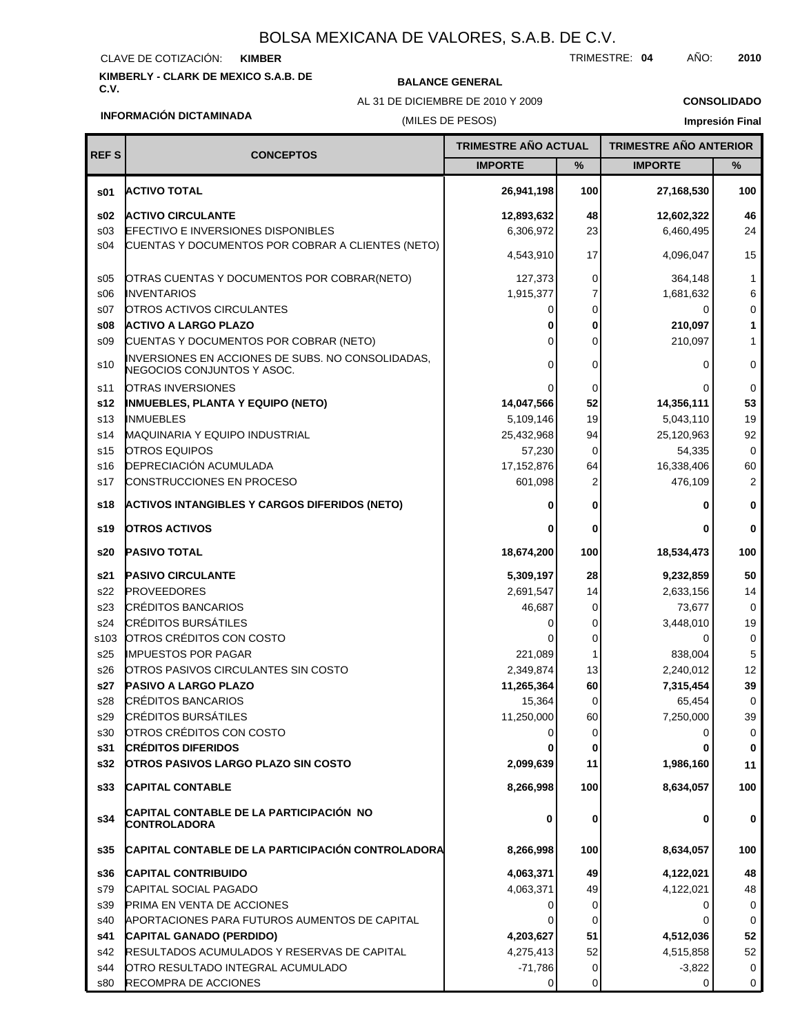# BOLSA MEXICANA DE VALORES, S.A.B. DE C.V.

CLAVE DE COTIZACIÓN: **KIMBER** TRIMESTRE: **04** AÑO: **2010**

**KIMBERLY - CLARK DE MEXICO S.A.B. DE C.V.**

**BALANCE GENERAL**

AL 31 DE DICIEMBRE DE 2010 Y 2009

(MILES DE PESOS)

**CONSOLIDADO**

**INFORMACIÓN DICTAMINADA**

**Impresión Final**

| REF S | CONCEPTOS | TRIMESTRE AÑO ACTUAL | | TRIMESTRE AÑO ANTERIOR | |
|---|---|---|---|---|---|
| | | IMPORTE | % | IMPORTE | % |
| **s01** | **ACTIVO TOTAL** | **26,941,198** | **100** | **27,168,530** | **100** |
| **s02** | **ACTIVO CIRCULANTE** | **12,893,632** | **48** | **12,602,322** | **46** |
| s03 | EFECTIVO E INVERSIONES DISPONIBLES | 6,306,972 | 23 | 6,460,495 | 24 |
| s04 | CUENTAS Y DOCUMENTOS POR COBRAR A CLIENTES (NETO) | 4,543,910 | 17 | 4,096,047 | 15 |
| s05 | OTRAS CUENTAS Y DOCUMENTOS POR COBRAR(NETO) | 127,373 | 0 | 364,148 | 1 |
| s06 | INVENTARIOS | 1,915,377 | 7 | 1,681,632 | 6 |
| s07 | OTROS ACTIVOS CIRCULANTES | 0 | 0 | 0 | 0 |
| **s08** | **ACTIVO A LARGO PLAZO** | **0** | **0** | **210,097** | **1** |
| s09 | CUENTAS Y DOCUMENTOS POR COBRAR (NETO) | 0 | 0 | 210,097 | 1 |
| s10 | INVERSIONES EN ACCIONES DE SUBS. NO CONSOLIDADAS, NEGOCIOS CONJUNTOS Y ASOC. | 0 | 0 | 0 | 0 |
| s11 | OTRAS INVERSIONES | 0 | 0 | 0 | 0 |
| **s12** | **INMUEBLES, PLANTA Y EQUIPO (NETO)** | **14,047,566** | **52** | **14,356,111** | **53** |
| s13 | INMUEBLES | 5,109,146 | 19 | 5,043,110 | 19 |
| s14 | MAQUINARIA Y EQUIPO INDUSTRIAL | 25,432,968 | 94 | 25,120,963 | 92 |
| s15 | OTROS EQUIPOS | 57,230 | 0 | 54,335 | 0 |
| s16 | DEPRECIACIÓN ACUMULADA | 17,152,876 | 64 | 16,338,406 | 60 |
| s17 | CONSTRUCCIONES EN PROCESO | 601,098 | 2 | 476,109 | 2 |
| **s18** | **ACTIVOS INTANGIBLES Y CARGOS DIFERIDOS (NETO)** | **0** | **0** | **0** | **0** |
| **s19** | **OTROS ACTIVOS** | **0** | **0** | **0** | **0** |
| **s20** | **PASIVO TOTAL** | **18,674,200** | **100** | **18,534,473** | **100** |
| **s21** | **PASIVO CIRCULANTE** | **5,309,197** | **28** | **9,232,859** | **50** |
| s22 | PROVEEDORES | 2,691,547 | 14 | 2,633,156 | 14 |
| s23 | CRÉDITOS BANCARIOS | 46,687 | 0 | 73,677 | 0 |
| s24 | CRÉDITOS BURSÁTILES | 0 | 0 | 3,448,010 | 19 |
| s103 | OTROS CRÉDITOS CON COSTO | 0 | 0 | 0 | 0 |
| s25 | IMPUESTOS POR PAGAR | 221,089 | 1 | 838,004 | 5 |
| s26 | OTROS PASIVOS CIRCULANTES SIN COSTO | 2,349,874 | 13 | 2,240,012 | 12 |
| **s27** | **PASIVO A LARGO PLAZO** | **11,265,364** | **60** | **7,315,454** | **39** |
| s28 | CRÉDITOS BANCARIOS | 15,364 | 0 | 65,454 | 0 |
| s29 | CRÉDITOS BURSÁTILES | 11,250,000 | 60 | 7,250,000 | 39 |
| s30 | OTROS CRÉDITOS CON COSTO | 0 | 0 | 0 | 0 |
| **s31** | **CRÉDITOS DIFERIDOS** | **0** | **0** | **0** | **0** |
| **s32** | **OTROS PASIVOS LARGO PLAZO SIN COSTO** | **2,099,639** | **11** | **1,986,160** | **11** |
| **s33** | **CAPITAL CONTABLE** | **8,266,998** | **100** | **8,634,057** | **100** |
| **s34** | **CAPITAL CONTABLE DE LA PARTICIPACIÓN NO CONTROLADORA** | **0** | **0** | **0** | **0** |
| **s35** | **CAPITAL CONTABLE DE LA PARTICIPACIÓN CONTROLADORA** | **8,266,998** | **100** | **8,634,057** | **100** |
| **s36** | **CAPITAL CONTRIBUIDO** | **4,063,371** | **49** | **4,122,021** | **48** |
| s79 | CAPITAL SOCIAL PAGADO | 4,063,371 | 49 | 4,122,021 | 48 |
| s39 | PRIMA EN VENTA DE ACCIONES | 0 | 0 | 0 | 0 |
| s40 | APORTACIONES PARA FUTUROS AUMENTOS DE CAPITAL | 0 | 0 | 0 | 0 |
| **s41** | **CAPITAL GANADO (PERDIDO)** | **4,203,627** | **51** | **4,512,036** | **52** |
| s42 | RESULTADOS ACUMULADOS Y RESERVAS DE CAPITAL | 4,275,413 | 52 | 4,515,858 | 52 |
| s44 | OTRO RESULTADO INTEGRAL ACUMULADO | -71,786 | 0 | -3,822 | 0 |
| s80 | RECOMPRA DE ACCIONES | 0 | 0 | 0 | 0 |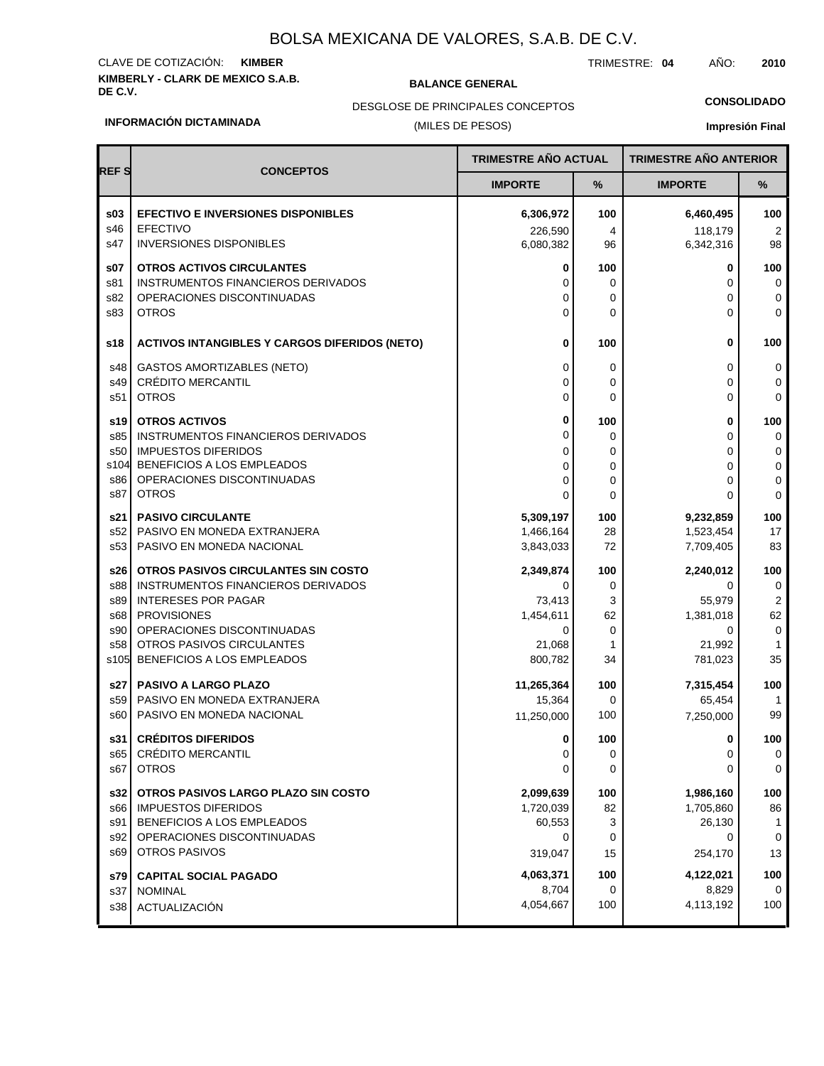# BOLSA MEXICANA DE VALORES, S.A.B. DE C.V.

CLAVE DE COTIZACIÓN: **KIMBER**

TRIMESTRE: **04** AÑO: **2010**

**KIMBERLY - CLARK DE MEXICO S.A.B. DE C.V.**

**BALANCE GENERAL**

DESGLOSE DE PRINCIPALES CONCEPTOS

(MILES DE PESOS)

**CONSOLIDADO**

**INFORMACIÓN DICTAMINADA**

**Impresión Final**

| REF S | CONCEPTOS | TRIMESTRE AÑO ACTUAL | | TRIMESTRE AÑO ANTERIOR | |
|---|---|---|---|---|---|
| | | IMPORTE | % | IMPORTE | % |
| **s03** | **EFECTIVO E INVERSIONES DISPONIBLES** | **6,306,972** | **100** | **6,460,495** | **100** |
| s46 | EFECTIVO | 226,590 | 4 | 118,179 | 2 |
| s47 | INVERSIONES DISPONIBLES | 6,080,382 | 96 | 6,342,316 | 98 |
| **s07** | **OTROS ACTIVOS CIRCULANTES** | **0** | **100** | **0** | **100** |
| s81 | INSTRUMENTOS FINANCIEROS DERIVADOS | 0 | 0 | 0 | 0 |
| s82 | OPERACIONES DISCONTINUADAS | 0 | 0 | 0 | 0 |
| s83 | OTROS | 0 | 0 | 0 | 0 |
| **s18** | **ACTIVOS INTANGIBLES Y CARGOS DIFERIDOS (NETO)** | **0** | **100** | **0** | **100** |
| s48 | GASTOS AMORTIZABLES (NETO) | 0 | 0 | 0 | 0 |
| s49 | CRÉDITO MERCANTIL | 0 | 0 | 0 | 0 |
| s51 | OTROS | 0 | 0 | 0 | 0 |
| **s19** | **OTROS ACTIVOS** | **0** | **100** | **0** | **100** |
| s85 | INSTRUMENTOS FINANCIEROS DERIVADOS | 0 | 0 | 0 | 0 |
| s50 | IMPUESTOS DIFERIDOS | 0 | 0 | 0 | 0 |
| s104 | BENEFICIOS A LOS EMPLEADOS | 0 | 0 | 0 | 0 |
| s86 | OPERACIONES DISCONTINUADAS | 0 | 0 | 0 | 0 |
| s87 | OTROS | 0 | 0 | 0 | 0 |
| **s21** | **PASIVO CIRCULANTE** | **5,309,197** | **100** | **9,232,859** | **100** |
| s52 | PASIVO EN MONEDA EXTRANJERA | 1,466,164 | 28 | 1,523,454 | 17 |
| s53 | PASIVO EN MONEDA NACIONAL | 3,843,033 | 72 | 7,709,405 | 83 |
| **s26** | **OTROS PASIVOS CIRCULANTES SIN COSTO** | **2,349,874** | **100** | **2,240,012** | **100** |
| s88 | INSTRUMENTOS FINANCIEROS DERIVADOS | 0 | 0 | 0 | 0 |
| s89 | INTERESES POR PAGAR | 73,413 | 3 | 55,979 | 2 |
| s68 | PROVISIONES | 1,454,611 | 62 | 1,381,018 | 62 |
| s90 | OPERACIONES DISCONTINUADAS | 0 | 0 | 0 | 0 |
| s58 | OTROS PASIVOS CIRCULANTES | 21,068 | 1 | 21,992 | 1 |
| s105 | BENEFICIOS A LOS EMPLEADOS | 800,782 | 34 | 781,023 | 35 |
| **s27** | **PASIVO A LARGO PLAZO** | **11,265,364** | **100** | **7,315,454** | **100** |
| s59 | PASIVO EN MONEDA EXTRANJERA | 15,364 | 0 | 65,454 | 1 |
| s60 | PASIVO EN MONEDA NACIONAL | 11,250,000 | 100 | 7,250,000 | 99 |
| **s31** | **CRÉDITOS DIFERIDOS** | **0** | **100** | **0** | **100** |
| s65 | CRÉDITO MERCANTIL | 0 | 0 | 0 | 0 |
| s67 | OTROS | 0 | 0 | 0 | 0 |
| **s32** | **OTROS PASIVOS LARGO PLAZO SIN COSTO** | **2,099,639** | **100** | **1,986,160** | **100** |
| s66 | IMPUESTOS DIFERIDOS | 1,720,039 | 82 | 1,705,860 | 86 |
| s91 | BENEFICIOS A LOS EMPLEADOS | 60,553 | 3 | 26,130 | 1 |
| s92 | OPERACIONES DISCONTINUADAS | 0 | 0 | 0 | 0 |
| s69 | OTROS PASIVOS | 319,047 | 15 | 254,170 | 13 |
| **s79** | **CAPITAL SOCIAL PAGADO** | **4,063,371** | **100** | **4,122,021** | **100** |
| s37 | NOMINAL | 8,704 | 0 | 8,829 | 0 |
| s38 | ACTUALIZACIÓN | 4,054,667 | 100 | 4,113,192 | 100 |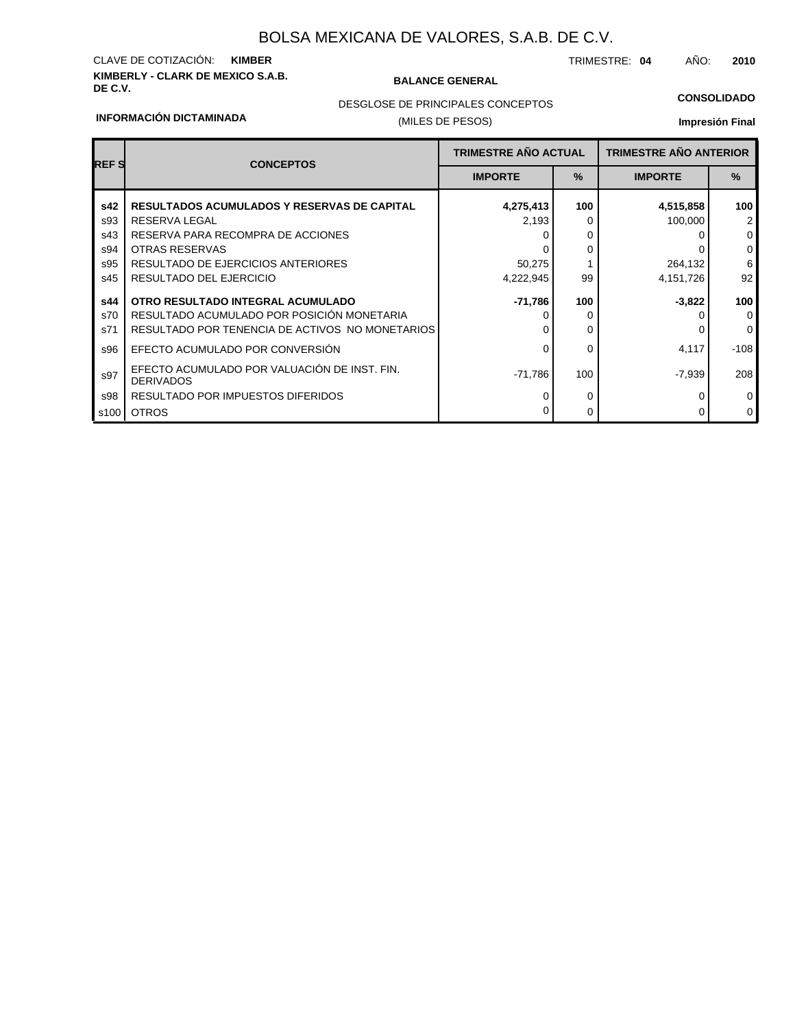# BOLSA MEXICANA DE VALORES, S.A.B. DE C.V.

CLAVE DE COTIZACIÓN: **KIMBER**

TRIMESTRE: **04** AÑO: **2010**

**KIMBERLY - CLARK DE MEXICO S.A.B. DE C.V.**

**BALANCE GENERAL**

DESGLOSE DE PRINCIPALES CONCEPTOS

(MILES DE PESOS)

**CONSOLIDADO**

**INFORMACIÓN DICTAMINADA**

**Impresión Final**

| REF S | CONCEPTOS | TRIMESTRE AÑO ACTUAL | | TRIMESTRE AÑO ANTERIOR | |
|---|---|---|---|---|---|
| | | IMPORTE | % | IMPORTE | % |
| **s42** | **RESULTADOS ACUMULADOS Y RESERVAS DE CAPITAL** | **4,275,413** | **100** | **4,515,858** | **100** |
| s93 | RESERVA LEGAL | 2,193 | 0 | 100,000 | 2 |
| s43 | RESERVA PARA RECOMPRA DE ACCIONES | 0 | 0 | 0 | 0 |
| s94 | OTRAS RESERVAS | 0 | 0 | 0 | 0 |
| s95 | RESULTADO DE EJERCICIOS ANTERIORES | 50,275 | 1 | 264,132 | 6 |
| s45 | RESULTADO DEL EJERCICIO | 4,222,945 | 99 | 4,151,726 | 92 |
| **s44** | **OTRO RESULTADO INTEGRAL ACUMULADO** | **-71,786** | **100** | **-3,822** | **100** |
| s70 | RESULTADO ACUMULADO POR POSICIÓN MONETARIA | 0 | 0 | 0 | 0 |
| s71 | RESULTADO POR TENENCIA DE ACTIVOS NO MONETARIOS | 0 | 0 | 0 | 0 |
| s96 | EFECTO ACUMULADO POR CONVERSIÓN | 0 | 0 | 4,117 | -108 |
| s97 | EFECTO ACUMULADO POR VALUACIÓN DE INST. FIN. DERIVADOS | -71,786 | 100 | -7,939 | 208 |
| s98 | RESULTADO POR IMPUESTOS DIFERIDOS | 0 | 0 | 0 | 0 |
| s100 | OTROS | 0 | 0 | 0 | 0 |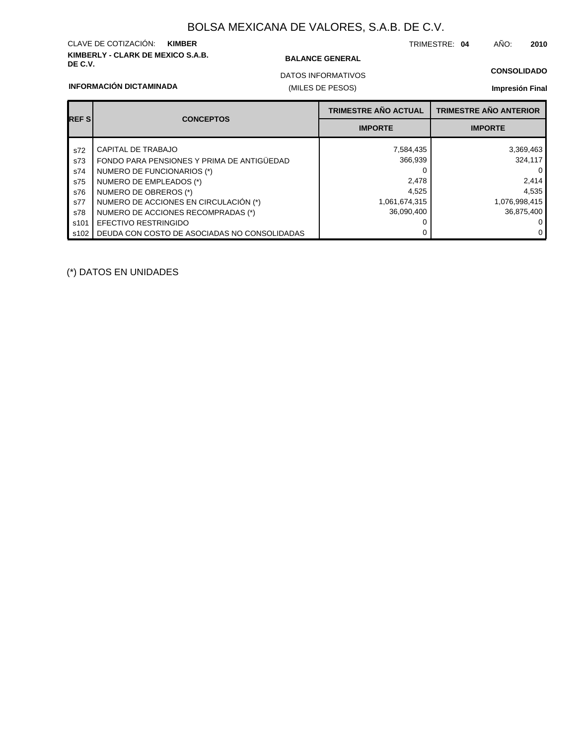# BOLSA MEXICANA DE VALORES, S.A.B. DE C.V.

CLAVE DE COTIZACIÓN: **KIMBER**

TRIMESTRE: **04** AÑO: **2010**

**KIMBERLY - CLARK DE MEXICO S.A.B. DE C.V.**

**BALANCE GENERAL**

DATOS INFORMATIVOS

(MILES DE PESOS)

**CONSOLIDADO**

**INFORMACIÓN DICTAMINADA**

**Impresión Final**

| REF S | CONCEPTOS | TRIMESTRE AÑO ACTUAL | TRIMESTRE AÑO ANTERIOR |
|---|---|---|---|
| | | IMPORTE | IMPORTE |
| s72 | CAPITAL DE TRABAJO | 7,584,435 | 3,369,463 |
| s73 | FONDO PARA PENSIONES Y PRIMA DE ANTIGÜEDAD | 366,939 | 324,117 |
| s74 | NUMERO DE FUNCIONARIOS (*) | 0 | 0 |
| s75 | NUMERO DE EMPLEADOS (*) | 2,478 | 2,414 |
| s76 | NUMERO DE OBREROS (*) | 4,525 | 4,535 |
| s77 | NUMERO DE ACCIONES EN CIRCULACIÓN (*) | 1,061,674,315 | 1,076,998,415 |
| s78 | NUMERO DE ACCIONES RECOMPRADAS (*) | 36,090,400 | 36,875,400 |
| s101 | EFECTIVO RESTRINGIDO | 0 | 0 |
| s102 | DEUDA CON COSTO DE ASOCIADAS NO CONSOLIDADAS | 0 | 0 |

(*) DATOS EN UNIDADES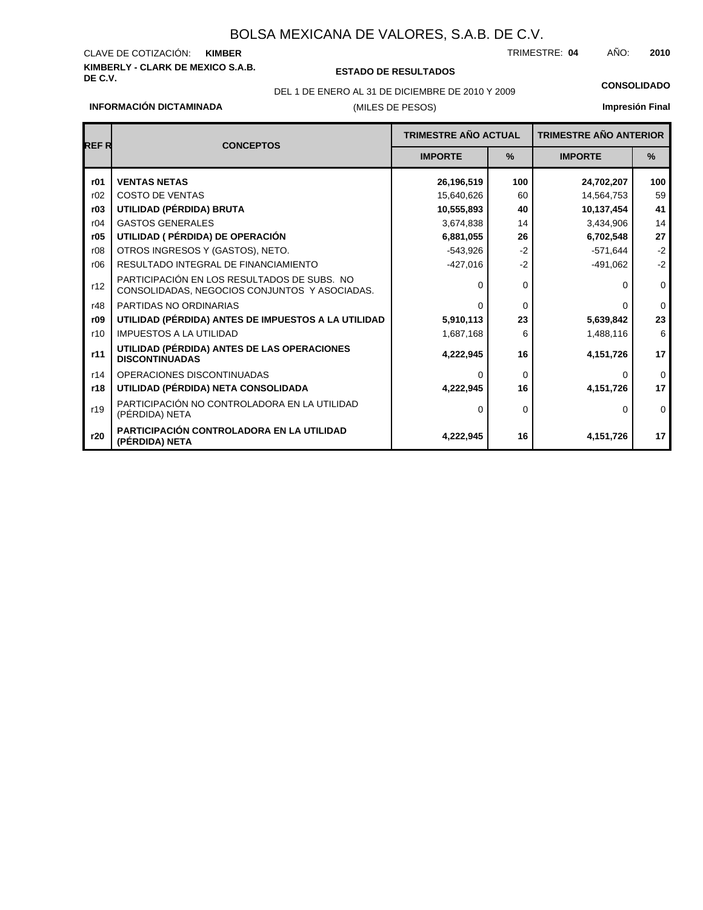# BOLSA MEXICANA DE VALORES, S.A.B. DE C.V.

CLAVE DE COTIZACIÓN: **KIMBER**

TRIMESTRE: **04** AÑO: **2010**

**KIMBERLY - CLARK DE MEXICO S.A.B. DE C.V.**

**ESTADO DE RESULTADOS**

DEL 1 DE ENERO AL 31 DE DICIEMBRE DE 2010 Y 2009

(MILES DE PESOS)

**CONSOLIDADO**

**INFORMACIÓN DICTAMINADA**

**Impresión Final**

| REF R | CONCEPTOS | TRIMESTRE AÑO ACTUAL | | TRIMESTRE AÑO ANTERIOR | |
|---|---|---|---|---|---|
| | | IMPORTE | % | IMPORTE | % |
| **r01** | **VENTAS NETAS** | **26,196,519** | **100** | **24,702,207** | **100** |
| r02 | COSTO DE VENTAS | 15,640,626 | 60 | 14,564,753 | 59 |
| **r03** | **UTILIDAD (PÉRDIDA) BRUTA** | **10,555,893** | **40** | **10,137,454** | **41** |
| r04 | GASTOS GENERALES | 3,674,838 | 14 | 3,434,906 | 14 |
| **r05** | **UTILIDAD ( PÉRDIDA) DE OPERACIÓN** | **6,881,055** | **26** | **6,702,548** | **27** |
| r08 | OTROS INGRESOS Y (GASTOS), NETO. | -543,926 | -2 | -571,644 | -2 |
| r06 | RESULTADO INTEGRAL DE FINANCIAMIENTO | -427,016 | -2 | -491,062 | -2 |
| r12 | PARTICIPACIÓN EN LOS RESULTADOS DE SUBS. NO CONSOLIDADAS, NEGOCIOS CONJUNTOS Y ASOCIADAS. | 0 | 0 | 0 | 0 |
| r48 | PARTIDAS NO ORDINARIAS | 0 | 0 | 0 | 0 |
| **r09** | **UTILIDAD (PÉRDIDA) ANTES DE IMPUESTOS A LA UTILIDAD** | **5,910,113** | **23** | **5,639,842** | **23** |
| r10 | IMPUESTOS A LA UTILIDAD | 1,687,168 | 6 | 1,488,116 | 6 |
| **r11** | **UTILIDAD (PÉRDIDA) ANTES DE LAS OPERACIONES DISCONTINUADAS** | **4,222,945** | **16** | **4,151,726** | **17** |
| r14 | OPERACIONES DISCONTINUADAS | 0 | 0 | 0 | 0 |
| **r18** | **UTILIDAD (PÉRDIDA) NETA CONSOLIDADA** | **4,222,945** | **16** | **4,151,726** | **17** |
| r19 | PARTICIPACIÓN NO CONTROLADORA EN LA UTILIDAD (PÉRDIDA) NETA | 0 | 0 | 0 | 0 |
| **r20** | **PARTICIPACIÓN CONTROLADORA EN LA UTILIDAD (PÉRDIDA) NETA** | **4,222,945** | **16** | **4,151,726** | **17** |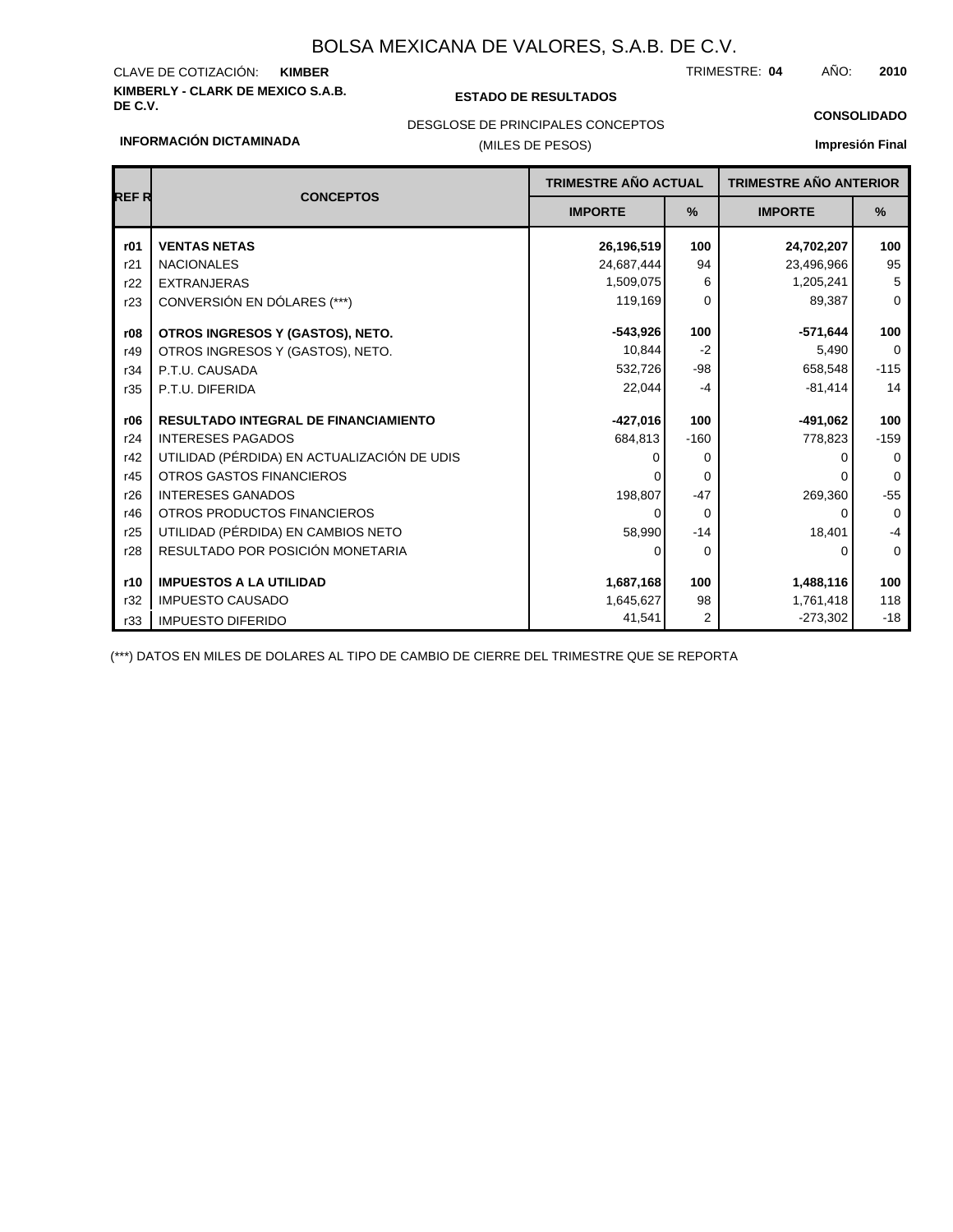# BOLSA MEXICANA DE VALORES, S.A.B. DE C.V.

CLAVE DE COTIZACIÓN: **KIMBER**

TRIMESTRE: **04** AÑO: **2010**

**KIMBERLY - CLARK DE MEXICO S.A.B. DE C.V.**

**ESTADO DE RESULTADOS**

DESGLOSE DE PRINCIPALES CONCEPTOS

(MILES DE PESOS)

**CONSOLIDADO**

**INFORMACIÓN DICTAMINADA**

**Impresión Final**

| REF R | CONCEPTOS | TRIMESTRE AÑO ACTUAL | | TRIMESTRE AÑO ANTERIOR | |
|---|---|---|---|---|---|
| | | IMPORTE | % | IMPORTE | % |
| **r01** | **VENTAS NETAS** | **26,196,519** | **100** | **24,702,207** | **100** |
| r21 | NACIONALES | 24,687,444 | 94 | 23,496,966 | 95 |
| r22 | EXTRANJERAS | 1,509,075 | 6 | 1,205,241 | 5 |
| r23 | CONVERSIÓN EN DÓLARES (***) | 119,169 | 0 | 89,387 | 0 |
| **r08** | **OTROS INGRESOS Y (GASTOS), NETO.** | **-543,926** | **100** | **-571,644** | **100** |
| r49 | OTROS INGRESOS Y (GASTOS), NETO. | 10,844 | -2 | 5,490 | 0 |
| r34 | P.T.U. CAUSADA | 532,726 | -98 | 658,548 | -115 |
| r35 | P.T.U. DIFERIDA | 22,044 | -4 | -81,414 | 14 |
| **r06** | **RESULTADO INTEGRAL DE FINANCIAMIENTO** | **-427,016** | **100** | **-491,062** | **100** |
| r24 | INTERESES PAGADOS | 684,813 | -160 | 778,823 | -159 |
| r42 | UTILIDAD (PÉRDIDA) EN ACTUALIZACIÓN DE UDIS | 0 | 0 | 0 | 0 |
| r45 | OTROS GASTOS FINANCIEROS | 0 | 0 | 0 | 0 |
| r26 | INTERESES GANADOS | 198,807 | -47 | 269,360 | -55 |
| r46 | OTROS PRODUCTOS FINANCIEROS | 0 | 0 | 0 | 0 |
| r25 | UTILIDAD (PÉRDIDA) EN CAMBIOS NETO | 58,990 | -14 | 18,401 | -4 |
| r28 | RESULTADO POR POSICIÓN MONETARIA | 0 | 0 | 0 | 0 |
| **r10** | **IMPUESTOS A LA UTILIDAD** | **1,687,168** | **100** | **1,488,116** | **100** |
| r32 | IMPUESTO CAUSADO | 1,645,627 | 98 | 1,761,418 | 118 |
| r33 | IMPUESTO DIFERIDO | 41,541 | 2 | -273,302 | -18 |

(***) DATOS EN MILES DE DOLARES AL TIPO DE CAMBIO DE CIERRE DEL TRIMESTRE QUE SE REPORTA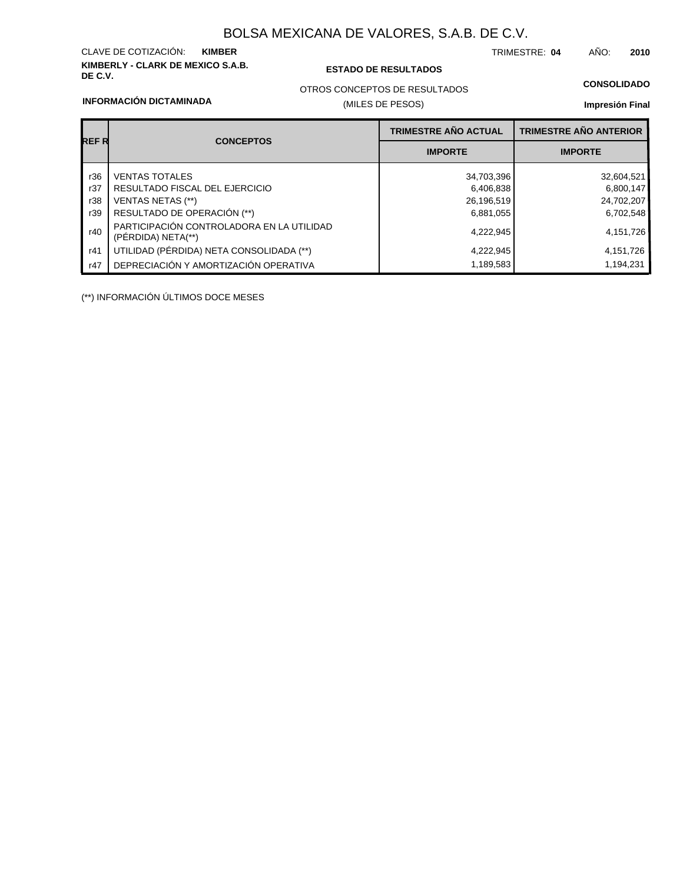# BOLSA MEXICANA DE VALORES, S.A.B. DE C.V.

CLAVE DE COTIZACIÓN: **KIMBER**

TRIMESTRE: **04** AÑO: **2010**

**KIMBERLY - CLARK DE MEXICO S.A.B. DE C.V.**

**ESTADO DE RESULTADOS**

OTROS CONCEPTOS DE RESULTADOS

(MILES DE PESOS)

**CONSOLIDADO**

**INFORMACIÓN DICTAMINADA**

**Impresión Final**

| REF R | CONCEPTOS | TRIMESTRE AÑO ACTUAL | TRIMESTRE AÑO ANTERIOR |
|---|---|---|---|
| | | IMPORTE | IMPORTE |
| r36 | VENTAS TOTALES | 34,703,396 | 32,604,521 |
| r37 | RESULTADO FISCAL DEL EJERCICIO | 6,406,838 | 6,800,147 |
| r38 | VENTAS NETAS (**) | 26,196,519 | 24,702,207 |
| r39 | RESULTADO DE OPERACIÓN (**) | 6,881,055 | 6,702,548 |
| r40 | PARTICIPACIÓN CONTROLADORA EN LA UTILIDAD (PÉRDIDA) NETA(**) | 4,222,945 | 4,151,726 |
| r41 | UTILIDAD (PÉRDIDA) NETA CONSOLIDADA (**) | 4,222,945 | 4,151,726 |
| r47 | DEPRECIACIÓN Y AMORTIZACIÓN OPERATIVA | 1,189,583 | 1,194,231 |

(**) INFORMACIÓN ÚLTIMOS DOCE MESES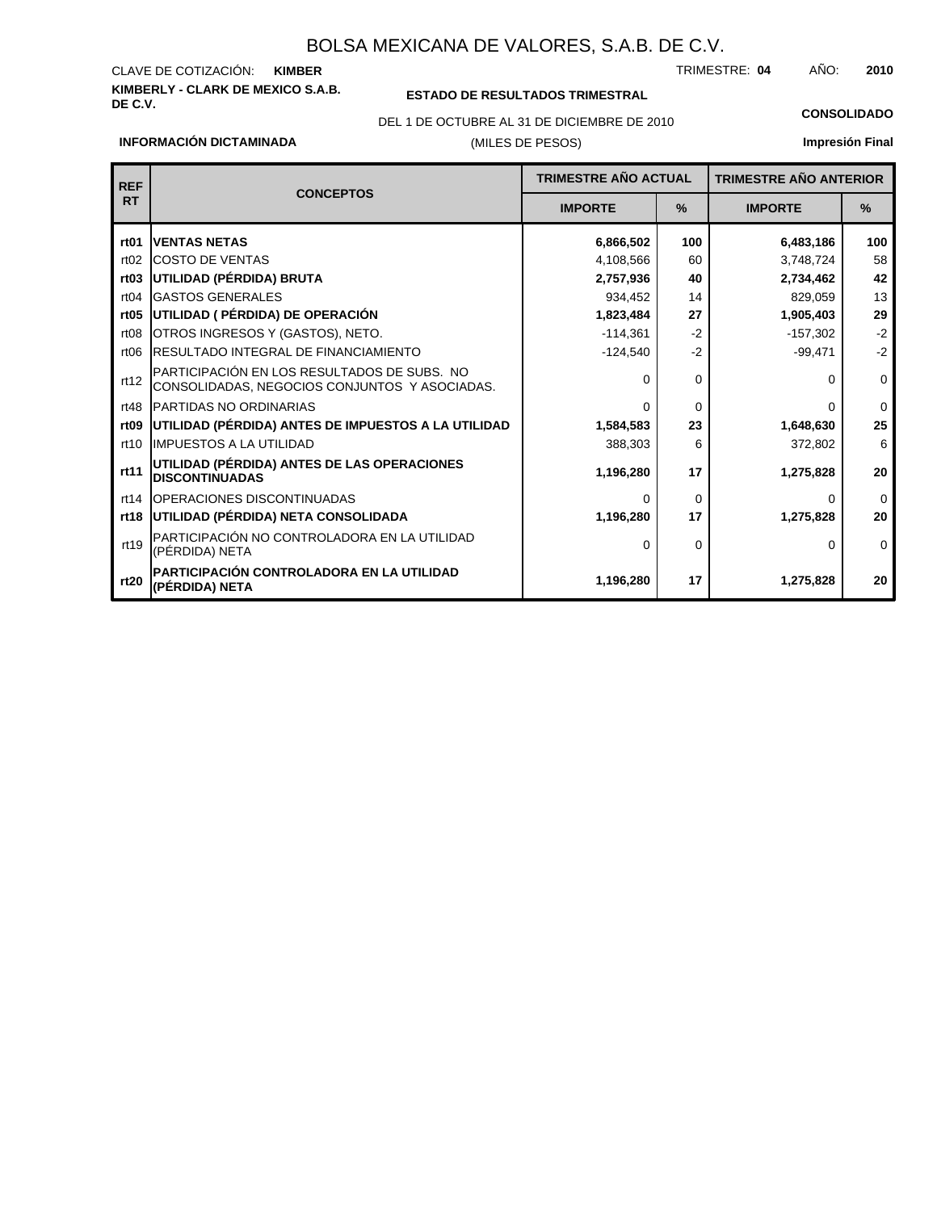# BOLSA MEXICANA DE VALORES, S.A.B. DE C.V.

CLAVE DE COTIZACIÓN: **KIMBER**

TRIMESTRE: **04** AÑO: **2010**

**KIMBERLY - CLARK DE MEXICO S.A.B. DE C.V.**

**ESTADO DE RESULTADOS TRIMESTRAL**

DEL 1 DE OCTUBRE AL 31 DE DICIEMBRE DE 2010

(MILES DE PESOS)

**CONSOLIDADO**

**INFORMACIÓN DICTAMINADA**

**Impresión Final**

| REF RT | CONCEPTOS | TRIMESTRE AÑO ACTUAL | | TRIMESTRE AÑO ANTERIOR | |
|---|---|---|---|---|---|
| | | IMPORTE | % | IMPORTE | % |
| **rt01** | **VENTAS NETAS** | **6,866,502** | **100** | **6,483,186** | **100** |
| rt02 | COSTO DE VENTAS | 4,108,566 | 60 | 3,748,724 | 58 |
| **rt03** | **UTILIDAD (PÉRDIDA) BRUTA** | **2,757,936** | **40** | **2,734,462** | **42** |
| rt04 | GASTOS GENERALES | 934,452 | 14 | 829,059 | 13 |
| **rt05** | **UTILIDAD ( PÉRDIDA) DE OPERACIÓN** | **1,823,484** | **27** | **1,905,403** | **29** |
| rt08 | OTROS INGRESOS Y (GASTOS), NETO. | -114,361 | -2 | -157,302 | -2 |
| rt06 | RESULTADO INTEGRAL DE FINANCIAMIENTO | -124,540 | -2 | -99,471 | -2 |
| rt12 | PARTICIPACIÓN EN LOS RESULTADOS DE SUBS. NO CONSOLIDADAS, NEGOCIOS CONJUNTOS Y ASOCIADAS. | 0 | 0 | 0 | 0 |
| rt48 | PARTIDAS NO ORDINARIAS | 0 | 0 | 0 | 0 |
| **rt09** | **UTILIDAD (PÉRDIDA) ANTES DE IMPUESTOS A LA UTILIDAD** | **1,584,583** | **23** | **1,648,630** | **25** |
| rt10 | IMPUESTOS A LA UTILIDAD | 388,303 | 6 | 372,802 | 6 |
| **rt11** | **UTILIDAD (PÉRDIDA) ANTES DE LAS OPERACIONES DISCONTINUADAS** | **1,196,280** | **17** | **1,275,828** | **20** |
| rt14 | OPERACIONES DISCONTINUADAS | 0 | 0 | 0 | 0 |
| **rt18** | **UTILIDAD (PÉRDIDA) NETA CONSOLIDADA** | **1,196,280** | **17** | **1,275,828** | **20** |
| rt19 | PARTICIPACIÓN NO CONTROLADORA EN LA UTILIDAD (PÉRDIDA) NETA | 0 | 0 | 0 | 0 |
| **rt20** | **PARTICIPACIÓN CONTROLADORA EN LA UTILIDAD (PÉRDIDA) NETA** | **1,196,280** | **17** | **1,275,828** | **20** |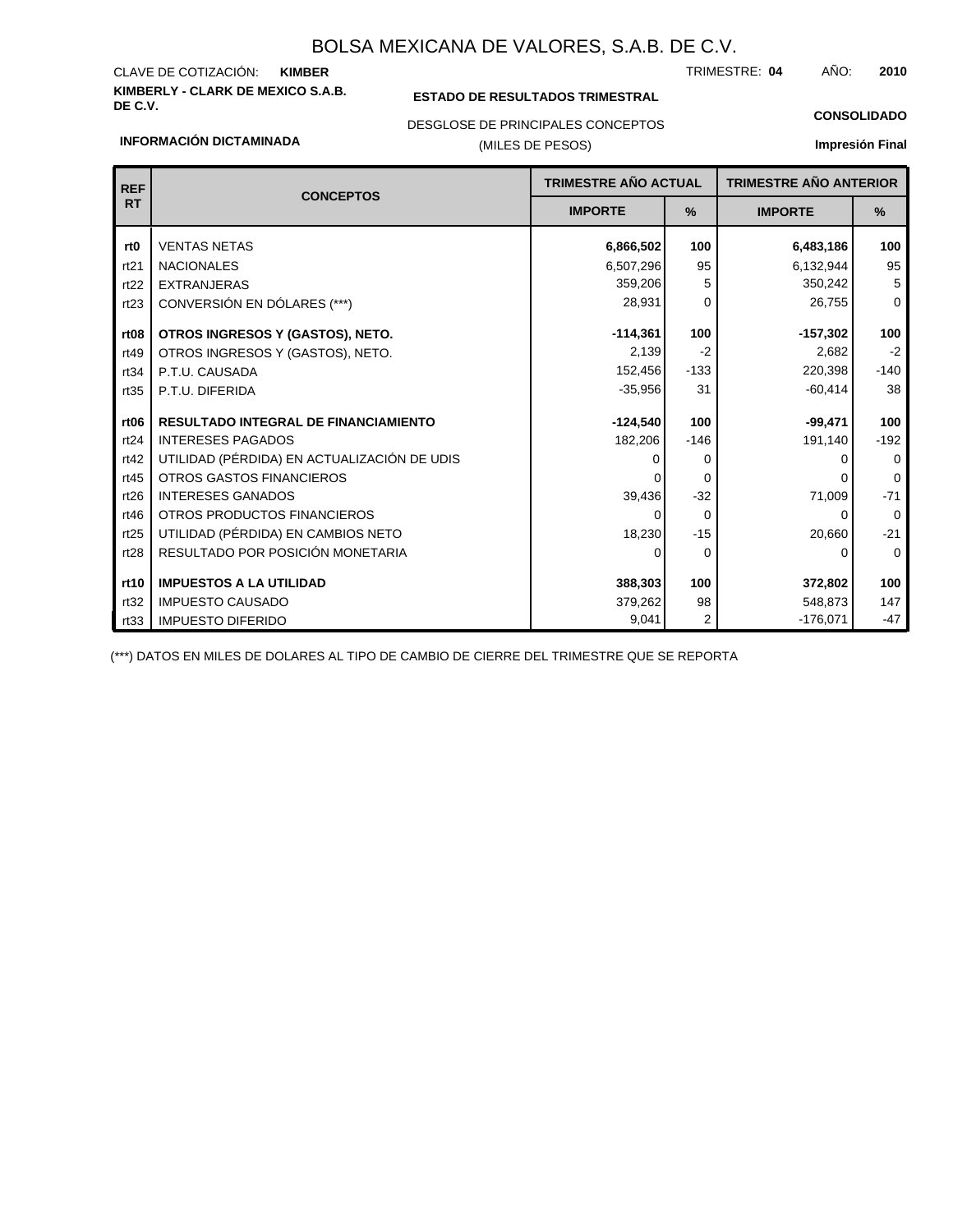# BOLSA MEXICANA DE VALORES, S.A.B. DE C.V.

CLAVE DE COTIZACIÓN: **KIMBER**

TRIMESTRE: **04** AÑO: **2010**

**KIMBERLY - CLARK DE MEXICO S.A.B. DE C.V.**

**ESTADO DE RESULTADOS TRIMESTRAL**

DESGLOSE DE PRINCIPALES CONCEPTOS

(MILES DE PESOS)

**CONSOLIDADO**

**INFORMACIÓN DICTAMINADA**

**Impresión Final**

| REF RT | CONCEPTOS | TRIMESTRE AÑO ACTUAL | | TRIMESTRE AÑO ANTERIOR | |
|---|---|---|---|---|---|
| | | IMPORTE | % | IMPORTE | % |
| **rt0** | VENTAS NETAS | **6,866,502** | **100** | **6,483,186** | **100** |
| rt21 | NACIONALES | 6,507,296 | 95 | 6,132,944 | 95 |
| rt22 | EXTRANJERAS | 359,206 | 5 | 350,242 | 5 |
| rt23 | CONVERSIÓN EN DÓLARES (***) | 28,931 | 0 | 26,755 | 0 |
| **rt08** | **OTROS INGRESOS Y (GASTOS), NETO.** | **-114,361** | **100** | **-157,302** | **100** |
| rt49 | OTROS INGRESOS Y (GASTOS), NETO. | 2,139 | -2 | 2,682 | -2 |
| rt34 | P.T.U. CAUSADA | 152,456 | -133 | 220,398 | -140 |
| rt35 | P.T.U. DIFERIDA | -35,956 | 31 | -60,414 | 38 |
| **rt06** | **RESULTADO INTEGRAL DE FINANCIAMIENTO** | **-124,540** | **100** | **-99,471** | **100** |
| rt24 | INTERESES PAGADOS | 182,206 | -146 | 191,140 | -192 |
| rt42 | UTILIDAD (PÉRDIDA) EN ACTUALIZACIÓN DE UDIS | 0 | 0 | 0 | 0 |
| rt45 | OTROS GASTOS FINANCIEROS | 0 | 0 | 0 | 0 |
| rt26 | INTERESES GANADOS | 39,436 | -32 | 71,009 | -71 |
| rt46 | OTROS PRODUCTOS FINANCIEROS | 0 | 0 | 0 | 0 |
| rt25 | UTILIDAD (PÉRDIDA) EN CAMBIOS NETO | 18,230 | -15 | 20,660 | -21 |
| rt28 | RESULTADO POR POSICIÓN MONETARIA | 0 | 0 | 0 | 0 |
| **rt10** | **IMPUESTOS A LA UTILIDAD** | **388,303** | **100** | **372,802** | **100** |
| rt32 | IMPUESTO CAUSADO | 379,262 | 98 | 548,873 | 147 |
| rt33 | IMPUESTO DIFERIDO | 9,041 | 2 | -176,071 | -47 |

(***) DATOS EN MILES DE DOLARES AL TIPO DE CAMBIO DE CIERRE DEL TRIMESTRE QUE SE REPORTA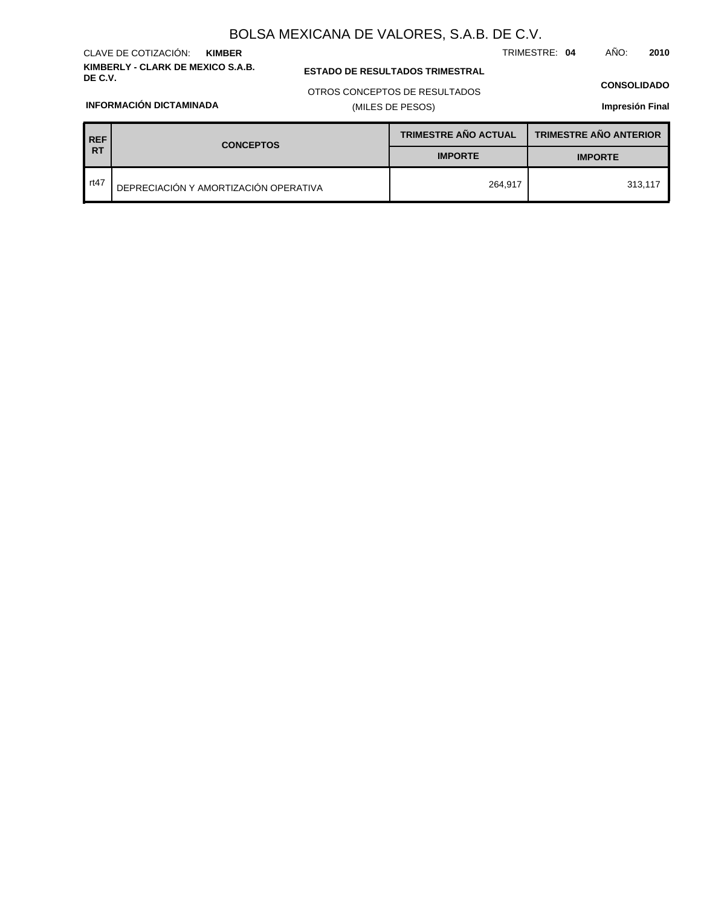# BOLSA MEXICANA DE VALORES, S.A.B. DE C.V.

CLAVE DE COTIZACIÓN: **KIMBER**

TRIMESTRE: **04** AÑO: **2010**

**KIMBERLY - CLARK DE MEXICO S.A.B. DE C.V.**

**ESTADO DE RESULTADOS TRIMESTRAL**

OTROS CONCEPTOS DE RESULTADOS

(MILES DE PESOS)

**CONSOLIDADO**

**INFORMACIÓN DICTAMINADA**

**Impresión Final**

| REF RT | CONCEPTOS | TRIMESTRE AÑO ACTUAL | TRIMESTRE AÑO ANTERIOR |
|---|---|---|---|
| | | IMPORTE | IMPORTE |
| rt47 | DEPRECIACIÓN Y AMORTIZACIÓN OPERATIVA | 264,917 | 313,117 |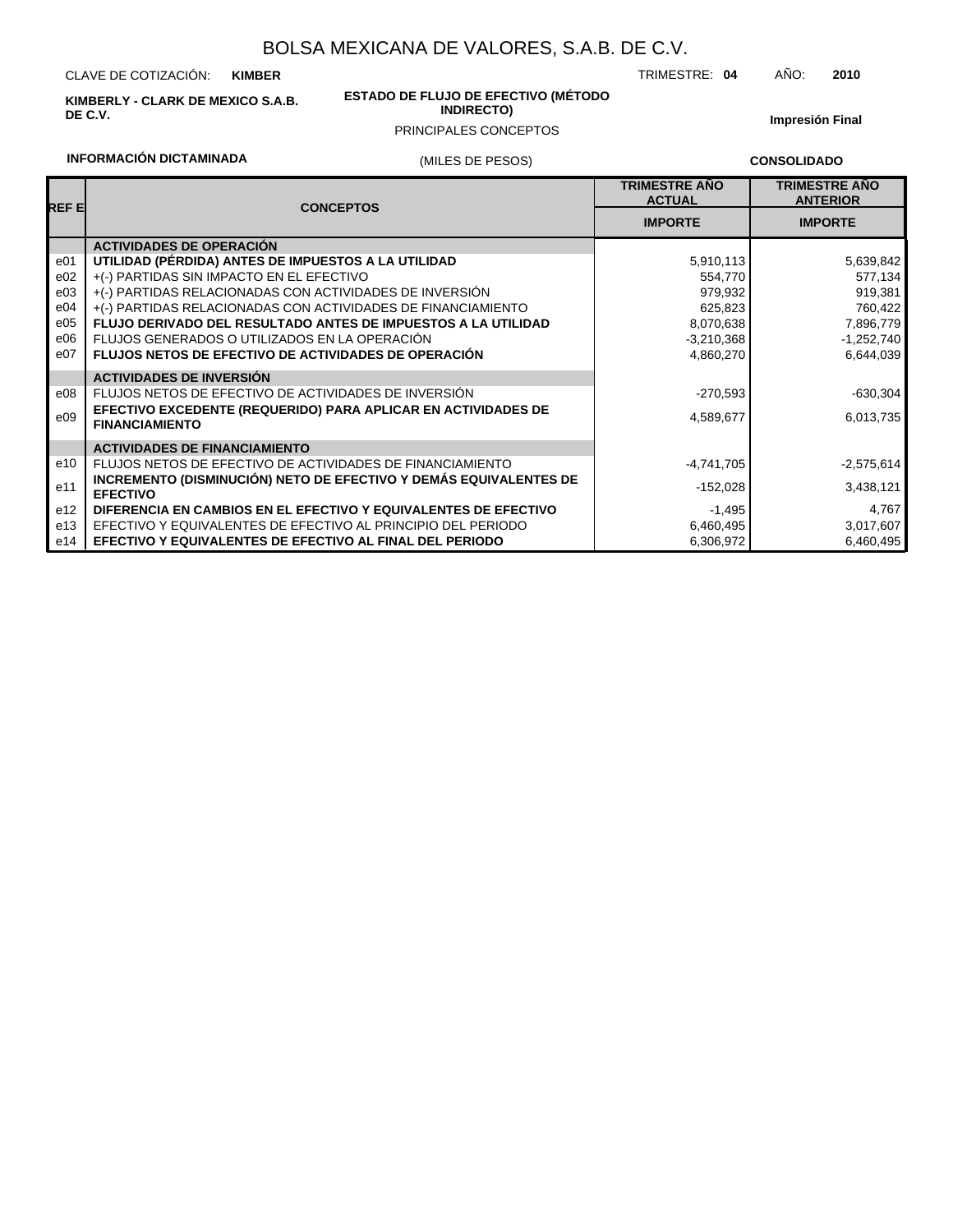# BOLSA MEXICANA DE VALORES, S.A.B. DE C.V.

CLAVE DE COTIZACIÓN: **KIMBER**

TRIMESTRE: **04** AÑO: **2010**

**KIMBERLY - CLARK DE MEXICO S.A.B. DE C.V.**

**ESTADO DE FLUJO DE EFECTIVO (MÉTODO INDIRECTO)**

PRINCIPALES CONCEPTOS

**Impresión Final**

**INFORMACIÓN DICTAMINADA**

(MILES DE PESOS)

**CONSOLIDADO**

| REF E | CONCEPTOS | TRIMESTRE AÑO ACTUAL IMPORTE | TRIMESTRE AÑO ANTERIOR IMPORTE |
|---|---|---|---|
| | **ACTIVIDADES DE OPERACIÓN** | | |
| e01 | **UTILIDAD (PÉRDIDA) ANTES DE IMPUESTOS A LA UTILIDAD** | 5,910,113 | 5,639,842 |
| e02 | +(-) PARTIDAS SIN IMPACTO EN EL EFECTIVO | 554,770 | 577,134 |
| e03 | +(-) PARTIDAS RELACIONADAS CON ACTIVIDADES DE INVERSIÓN | 979,932 | 919,381 |
| e04 | +(-) PARTIDAS RELACIONADAS CON ACTIVIDADES DE FINANCIAMIENTO | 625,823 | 760,422 |
| e05 | **FLUJO DERIVADO DEL RESULTADO ANTES DE IMPUESTOS A LA UTILIDAD** | 8,070,638 | 7,896,779 |
| e06 | FLUJOS GENERADOS O UTILIZADOS EN LA OPERACIÓN | -3,210,368 | -1,252,740 |
| e07 | **FLUJOS NETOS DE EFECTIVO DE ACTIVIDADES DE OPERACIÓN** | 4,860,270 | 6,644,039 |
| | **ACTIVIDADES DE INVERSIÓN** | | |
| e08 | FLUJOS NETOS DE EFECTIVO DE ACTIVIDADES DE INVERSIÓN | -270,593 | -630,304 |
| e09 | **EFECTIVO EXCEDENTE (REQUERIDO) PARA APLICAR EN ACTIVIDADES DE FINANCIAMIENTO** | 4,589,677 | 6,013,735 |
| | **ACTIVIDADES DE FINANCIAMIENTO** | | |
| e10 | FLUJOS NETOS DE EFECTIVO DE ACTIVIDADES DE FINANCIAMIENTO | -4,741,705 | -2,575,614 |
| e11 | **INCREMENTO (DISMINUCIÓN) NETO DE EFECTIVO Y DEMÁS EQUIVALENTES DE EFECTIVO** | -152,028 | 3,438,121 |
| e12 | **DIFERENCIA EN CAMBIOS EN EL EFECTIVO Y EQUIVALENTES DE EFECTIVO** | -1,495 | 4,767 |
| e13 | EFECTIVO Y EQUIVALENTES DE EFECTIVO AL PRINCIPIO DEL PERIODO | 6,460,495 | 3,017,607 |
| e14 | **EFECTIVO Y EQUIVALENTES DE EFECTIVO AL FINAL DEL PERIODO** | 6,306,972 | 6,460,495 |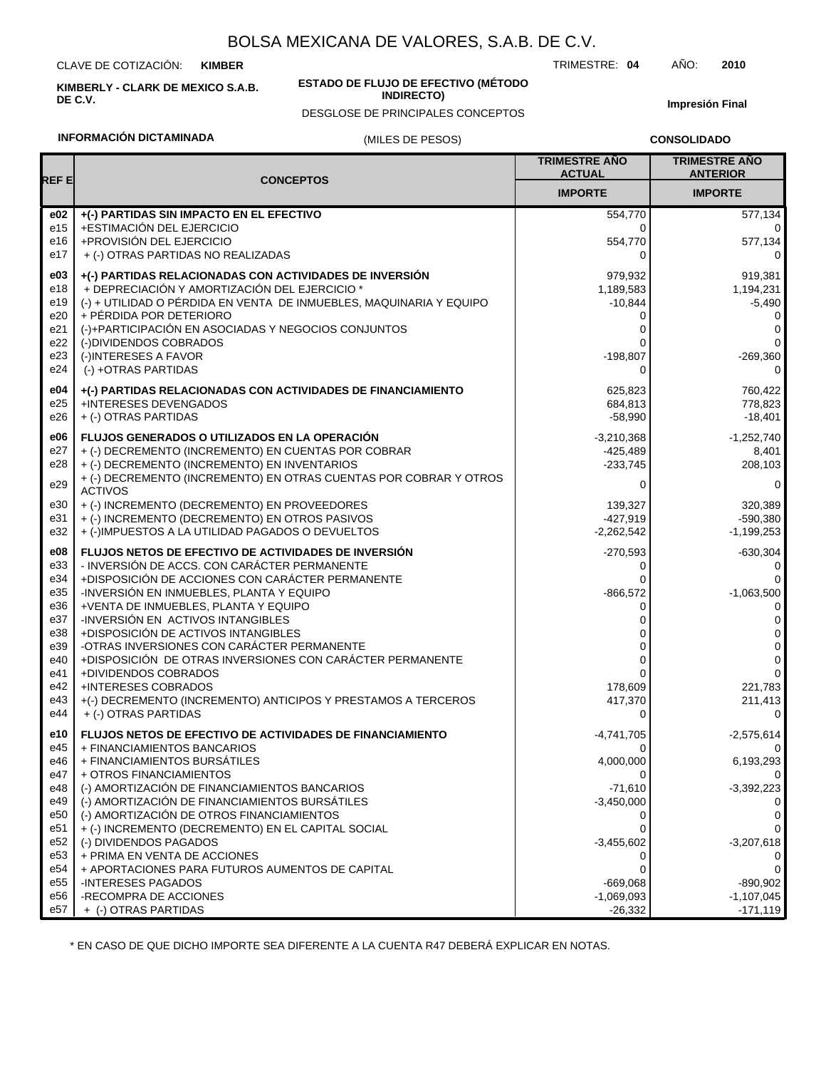# BOLSA MEXICANA DE VALORES, S.A.B. DE C.V.

CLAVE DE COTIZACIÓN: **KIMBER** TRIMESTRE: **04** AÑO: **2010**

**KIMBERLY - CLARK DE MEXICO S.A.B. DE C.V.**

**ESTADO DE FLUJO DE EFECTIVO (MÉTODO INDIRECTO)**

DESGLOSE DE PRINCIPALES CONCEPTOS

**Impresión Final**

**INFORMACIÓN DICTAMINADA** (MILES DE PESOS) **CONSOLIDADO**

| REF E | CONCEPTOS | TRIMESTRE AÑO ACTUAL IMPORTE | TRIMESTRE AÑO ANTERIOR IMPORTE |
|---|---|---|---|
| **e02** | **+(-) PARTIDAS SIN IMPACTO EN EL EFECTIVO** | 554,770 | 577,134 |
| e15 | +ESTIMACIÓN DEL EJERCICIO | 0 | 0 |
| e16 | +PROVISIÓN DEL EJERCICIO | 554,770 | 577,134 |
| e17 | + (-) OTRAS PARTIDAS NO REALIZADAS | 0 | 0 |
| **e03** | **+(-) PARTIDAS RELACIONADAS CON ACTIVIDADES DE INVERSIÓN** | 979,932 | 919,381 |
| e18 | + DEPRECIACIÓN Y AMORTIZACIÓN DEL EJERCICIO * | 1,189,583 | 1,194,231 |
| e19 | (-) + UTILIDAD O PÉRDIDA EN VENTA DE INMUEBLES, MAQUINARIA Y EQUIPO | -10,844 | -5,490 |
| e20 | + PÉRDIDA POR DETERIORO | 0 | 0 |
| e21 | (-)+PARTICIPACIÓN EN ASOCIADAS Y NEGOCIOS CONJUNTOS | 0 | 0 |
| e22 | (-)DIVIDENDOS COBRADOS | 0 | 0 |
| e23 | (-)INTERESES A FAVOR | -198,807 | -269,360 |
| e24 | (-) +OTRAS PARTIDAS | 0 | 0 |
| **e04** | **+(-) PARTIDAS RELACIONADAS CON ACTIVIDADES DE FINANCIAMIENTO** | 625,823 | 760,422 |
| e25 | +INTERESES DEVENGADOS | 684,813 | 778,823 |
| e26 | + (-) OTRAS PARTIDAS | -58,990 | -18,401 |
| **e06** | **FLUJOS GENERADOS O UTILIZADOS EN LA OPERACIÓN** | -3,210,368 | -1,252,740 |
| e27 | + (-) DECREMENTO (INCREMENTO) EN CUENTAS POR COBRAR | -425,489 | 8,401 |
| e28 | + (-) DECREMENTO (INCREMENTO) EN INVENTARIOS | -233,745 | 208,103 |
| e29 | + (-) DECREMENTO (INCREMENTO) EN OTRAS CUENTAS POR COBRAR Y OTROS ACTIVOS | 0 | 0 |
| e30 | + (-) INCREMENTO (DECREMENTO) EN PROVEEDORES | 139,327 | 320,389 |
| e31 | + (-) INCREMENTO (DECREMENTO) EN OTROS PASIVOS | -427,919 | -590,380 |
| e32 | + (-)IMPUESTOS A LA UTILIDAD PAGADOS O DEVUELTOS | -2,262,542 | -1,199,253 |
| **e08** | **FLUJOS NETOS DE EFECTIVO DE ACTIVIDADES DE INVERSIÓN** | -270,593 | -630,304 |
| e33 | - INVERSIÓN DE ACCS. CON CARÁCTER PERMANENTE | 0 | 0 |
| e34 | +DISPOSICIÓN DE ACCIONES CON CARÁCTER PERMANENTE | 0 | 0 |
| e35 | -INVERSIÓN EN INMUEBLES, PLANTA Y EQUIPO | -866,572 | -1,063,500 |
| e36 | +VENTA DE INMUEBLES, PLANTA Y EQUIPO | 0 | 0 |
| e37 | -INVERSIÓN EN ACTIVOS INTANGIBLES | 0 | 0 |
| e38 | +DISPOSICIÓN DE ACTIVOS INTANGIBLES | 0 | 0 |
| e39 | -OTRAS INVERSIONES CON CARÁCTER PERMANENTE | 0 | 0 |
| e40 | +DISPOSICIÓN DE OTRAS INVERSIONES CON CARÁCTER PERMANENTE | 0 | 0 |
| e41 | +DIVIDENDOS COBRADOS | 0 | 0 |
| e42 | +INTERESES COBRADOS | 178,609 | 221,783 |
| e43 | +(-) DECREMENTO (INCREMENTO) ANTICIPOS Y PRESTAMOS A TERCEROS | 417,370 | 211,413 |
| e44 | + (-) OTRAS PARTIDAS | 0 | 0 |
| **e10** | **FLUJOS NETOS DE EFECTIVO DE ACTIVIDADES DE FINANCIAMIENTO** | -4,741,705 | -2,575,614 |
| e45 | + FINANCIAMIENTOS BANCARIOS | 0 | 0 |
| e46 | + FINANCIAMIENTOS BURSÁTILES | 4,000,000 | 6,193,293 |
| e47 | + OTROS FINANCIAMIENTOS | 0 | 0 |
| e48 | (-) AMORTIZACIÓN DE FINANCIAMIENTOS BANCARIOS | -71,610 | -3,392,223 |
| e49 | (-) AMORTIZACIÓN DE FINANCIAMIENTOS BURSÁTILES | -3,450,000 | 0 |
| e50 | (-) AMORTIZACIÓN DE OTROS FINANCIAMIENTOS | 0 | 0 |
| e51 | + (-) INCREMENTO (DECREMENTO) EN EL CAPITAL SOCIAL | 0 | 0 |
| e52 | (-) DIVIDENDOS PAGADOS | -3,455,602 | -3,207,618 |
| e53 | + PRIMA EN VENTA DE ACCIONES | 0 | 0 |
| e54 | + APORTACIONES PARA FUTUROS AUMENTOS DE CAPITAL | 0 | 0 |
| e55 | -INTERESES PAGADOS | -669,068 | -890,902 |
| e56 | -RECOMPRA DE ACCIONES | -1,069,093 | -1,107,045 |
| e57 | + (-) OTRAS PARTIDAS | -26,332 | -171,119 |

* EN CASO DE QUE DICHO IMPORTE SEA DIFERENTE A LA CUENTA R47 DEBERÁ EXPLICAR EN NOTAS.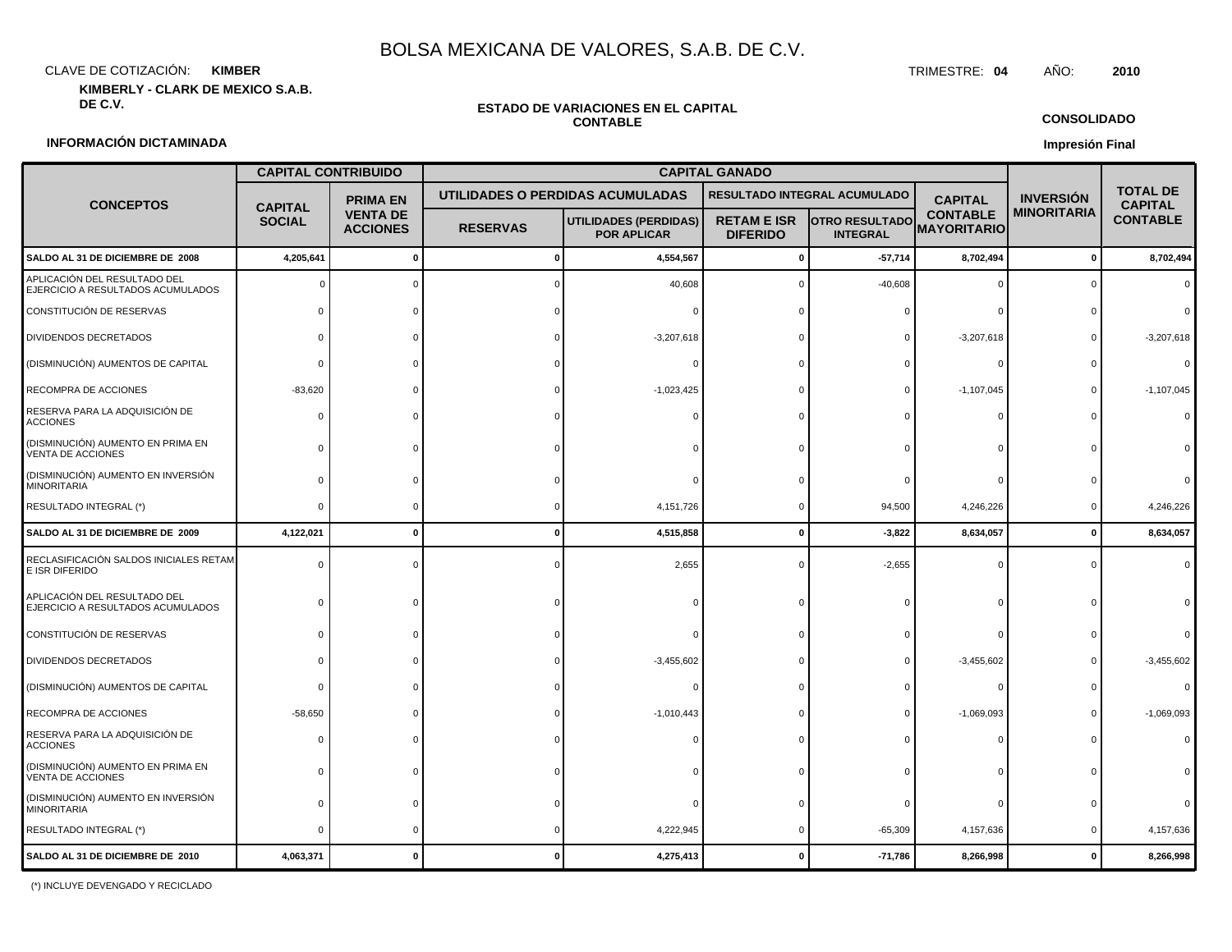# BOLSA MEXICANA DE VALORES, S.A.B. DE C.V.

CLAVE DE COTIZACIÓN: **KIMBER**

TRIMESTRE: **04** AÑO: **2010**

**KIMBERLY - CLARK DE MEXICO S.A.B. DE C.V.**

**ESTADO DE VARIACIONES EN EL CAPITAL CONTABLE**

**CONSOLIDADO**

**INFORMACIÓN DICTAMINADA**

**Impresión Final**

| CONCEPTOS | CAPITAL CONTRIBUIDO | | CAPITAL GANADO | | | | | INVERSIÓN MINORITARIA | TOTAL DE CAPITAL CONTABLE |
|---|---|---|---|---|---|---|---|---|---|
| | CAPITAL SOCIAL | PRIMA EN VENTA DE ACCIONES | UTILIDADES O PERDIDAS ACUMULADAS | | RESULTADO INTEGRAL ACUMULADO | | CAPITAL CONTABLE MAYORITARIO | | |
| | | | RESERVAS | UTILIDADES (PERDIDAS) POR APLICAR | RETAM E ISR DIFERIDO | OTRO RESULTADO INTEGRAL | | | |
| **SALDO AL 31 DE DICIEMBRE DE 2008** | **4,205,641** | **0** | **0** | **4,554,567** | **0** | **-57,714** | **8,702,494** | **0** | **8,702,494** |
| APLICACIÓN DEL RESULTADO DEL EJERCICIO A RESULTADOS ACUMULADOS | 0 | 0 | 0 | 40,608 | 0 | -40,608 | 0 | 0 | 0 |
| CONSTITUCIÓN DE RESERVAS | 0 | 0 | 0 | 0 | 0 | 0 | 0 | 0 | 0 |
| DIVIDENDOS DECRETADOS | 0 | 0 | 0 | -3,207,618 | 0 | 0 | -3,207,618 | 0 | -3,207,618 |
| (DISMINUCIÓN) AUMENTOS DE CAPITAL | 0 | 0 | 0 | 0 | 0 | 0 | 0 | 0 | 0 |
| RECOMPRA DE ACCIONES | -83,620 | 0 | 0 | -1,023,425 | 0 | 0 | -1,107,045 | 0 | -1,107,045 |
| RESERVA PARA LA ADQUISICIÓN DE ACCIONES | 0 | 0 | 0 | 0 | 0 | 0 | 0 | 0 | 0 |
| (DISMINUCIÓN) AUMENTO EN PRIMA EN VENTA DE ACCIONES | 0 | 0 | 0 | 0 | 0 | 0 | 0 | 0 | 0 |
| (DISMINUCIÓN) AUMENTO EN INVERSIÓN MINORITARIA | 0 | 0 | 0 | 0 | 0 | 0 | 0 | 0 | 0 |
| RESULTADO INTEGRAL (*) | 0 | 0 | 0 | 4,151,726 | 0 | 94,500 | 4,246,226 | 0 | 4,246,226 |
| **SALDO AL 31 DE DICIEMBRE DE 2009** | **4,122,021** | **0** | **0** | **4,515,858** | **0** | **-3,822** | **8,634,057** | **0** | **8,634,057** |
| RECLASIFICACIÓN SALDOS INICIALES RETAM E ISR DIFERIDO | 0 | 0 | 0 | 2,655 | 0 | -2,655 | 0 | 0 | 0 |
| APLICACIÓN DEL RESULTADO DEL EJERCICIO A RESULTADOS ACUMULADOS | 0 | 0 | 0 | 0 | 0 | 0 | 0 | 0 | 0 |
| CONSTITUCIÓN DE RESERVAS | 0 | 0 | 0 | 0 | 0 | 0 | 0 | 0 | 0 |
| DIVIDENDOS DECRETADOS | 0 | 0 | 0 | -3,455,602 | 0 | 0 | -3,455,602 | 0 | -3,455,602 |
| (DISMINUCIÓN) AUMENTOS DE CAPITAL | 0 | 0 | 0 | 0 | 0 | 0 | 0 | 0 | 0 |
| RECOMPRA DE ACCIONES | -58,650 | 0 | 0 | -1,010,443 | 0 | 0 | -1,069,093 | 0 | -1,069,093 |
| RESERVA PARA LA ADQUISICIÓN DE ACCIONES | 0 | 0 | 0 | 0 | 0 | 0 | 0 | 0 | 0 |
| (DISMINUCIÓN) AUMENTO EN PRIMA EN VENTA DE ACCIONES | 0 | 0 | 0 | 0 | 0 | 0 | 0 | 0 | 0 |
| (DISMINUCIÓN) AUMENTO EN INVERSIÓN MINORITARIA | 0 | 0 | 0 | 0 | 0 | 0 | 0 | 0 | 0 |
| RESULTADO INTEGRAL (*) | 0 | 0 | 0 | 4,222,945 | 0 | -65,309 | 4,157,636 | 0 | 4,157,636 |
| **SALDO AL 31 DE DICIEMBRE DE 2010** | **4,063,371** | **0** | **0** | **4,275,413** | **0** | **-71,786** | **8,266,998** | **0** | **8,266,998** |

(*) INCLUYE DEVENGADO Y RECICLADO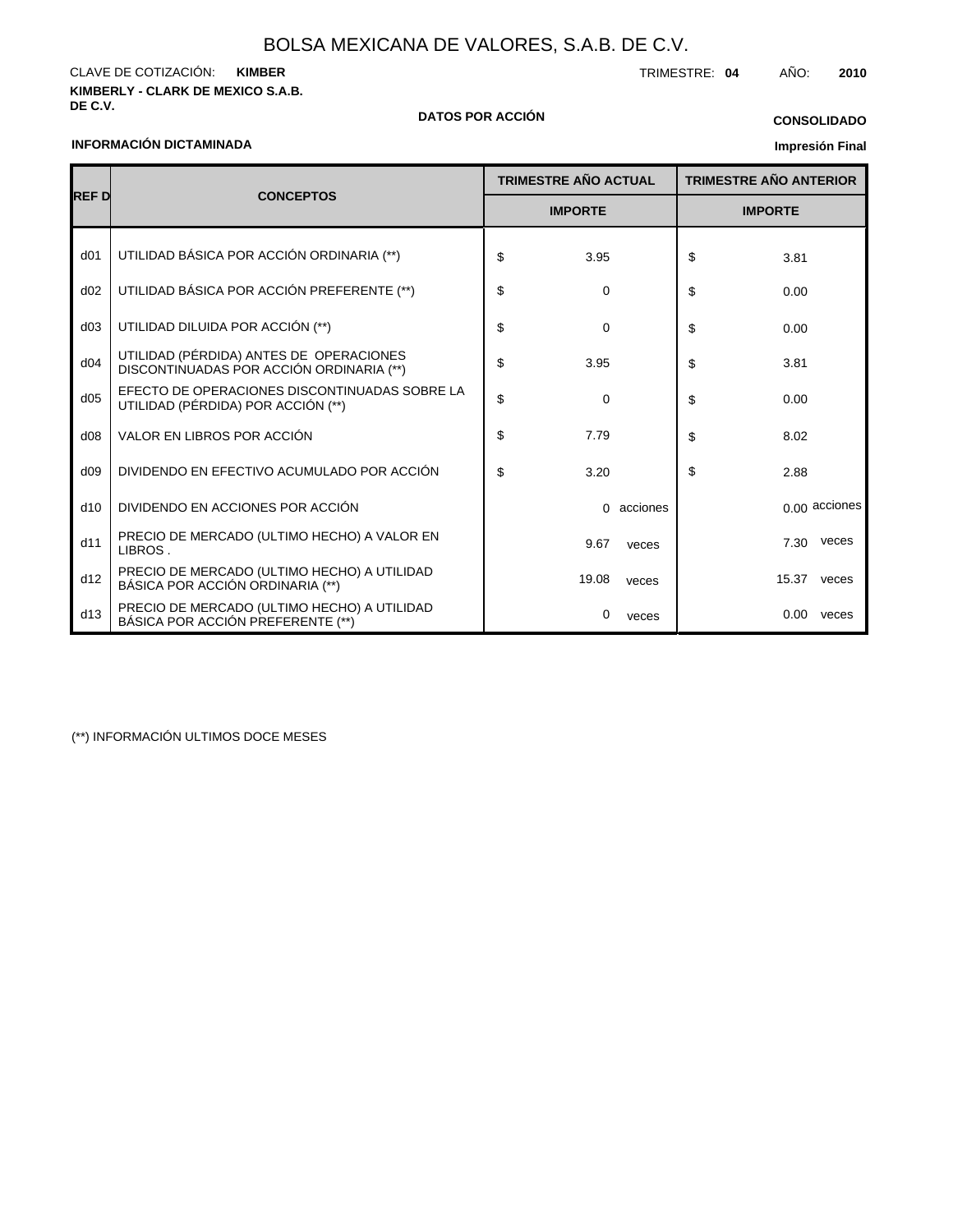# BOLSA MEXICANA DE VALORES, S.A.B. DE C.V.

CLAVE DE COTIZACIÓN: **KIMBER**

TRIMESTRE: **04** AÑO: **2010**

**KIMBERLY - CLARK DE MEXICO S.A.B. DE C.V.**

**DATOS POR ACCIÓN**

**CONSOLIDADO**

**INFORMACIÓN DICTAMINADA**

**Impresión Final**

| REF D | CONCEPTOS | TRIMESTRE AÑO ACTUAL | TRIMESTRE AÑO ANTERIOR |
|---|---|---|---|
| | | IMPORTE | IMPORTE |
| d01 | UTILIDAD BÁSICA POR ACCIÓN ORDINARIA (**) | $ 3.95 | $ 3.81 |
| d02 | UTILIDAD BÁSICA POR ACCIÓN PREFERENTE (**) | $ 0 | $ 0.00 |
| d03 | UTILIDAD DILUIDA POR ACCIÓN (**) | $ 0 | $ 0.00 |
| d04 | UTILIDAD (PÉRDIDA) ANTES DE OPERACIONES DISCONTINUADAS POR ACCIÓN ORDINARIA (**) | $ 3.95 | $ 3.81 |
| d05 | EFECTO DE OPERACIONES DISCONTINUADAS SOBRE LA UTILIDAD (PÉRDIDA) POR ACCIÓN (**) | $ 0 | $ 0.00 |
| d08 | VALOR EN LIBROS POR ACCIÓN | $ 7.79 | $ 8.02 |
| d09 | DIVIDENDO EN EFECTIVO ACUMULADO POR ACCIÓN | $ 3.20 | $ 2.88 |
| d10 | DIVIDENDO EN ACCIONES POR ACCIÓN | 0 acciones | 0.00 acciones |
| d11 | PRECIO DE MERCADO (ULTIMO HECHO) A VALOR EN LIBROS . | 9.67 veces | 7.30 veces |
| d12 | PRECIO DE MERCADO (ULTIMO HECHO) A UTILIDAD BÁSICA POR ACCIÓN ORDINARIA (**) | 19.08 veces | 15.37 veces |
| d13 | PRECIO DE MERCADO (ULTIMO HECHO) A UTILIDAD BÁSICA POR ACCIÓN PREFERENTE (**) | 0 veces | 0.00 veces |

(**) INFORMACIÓN ULTIMOS DOCE MESES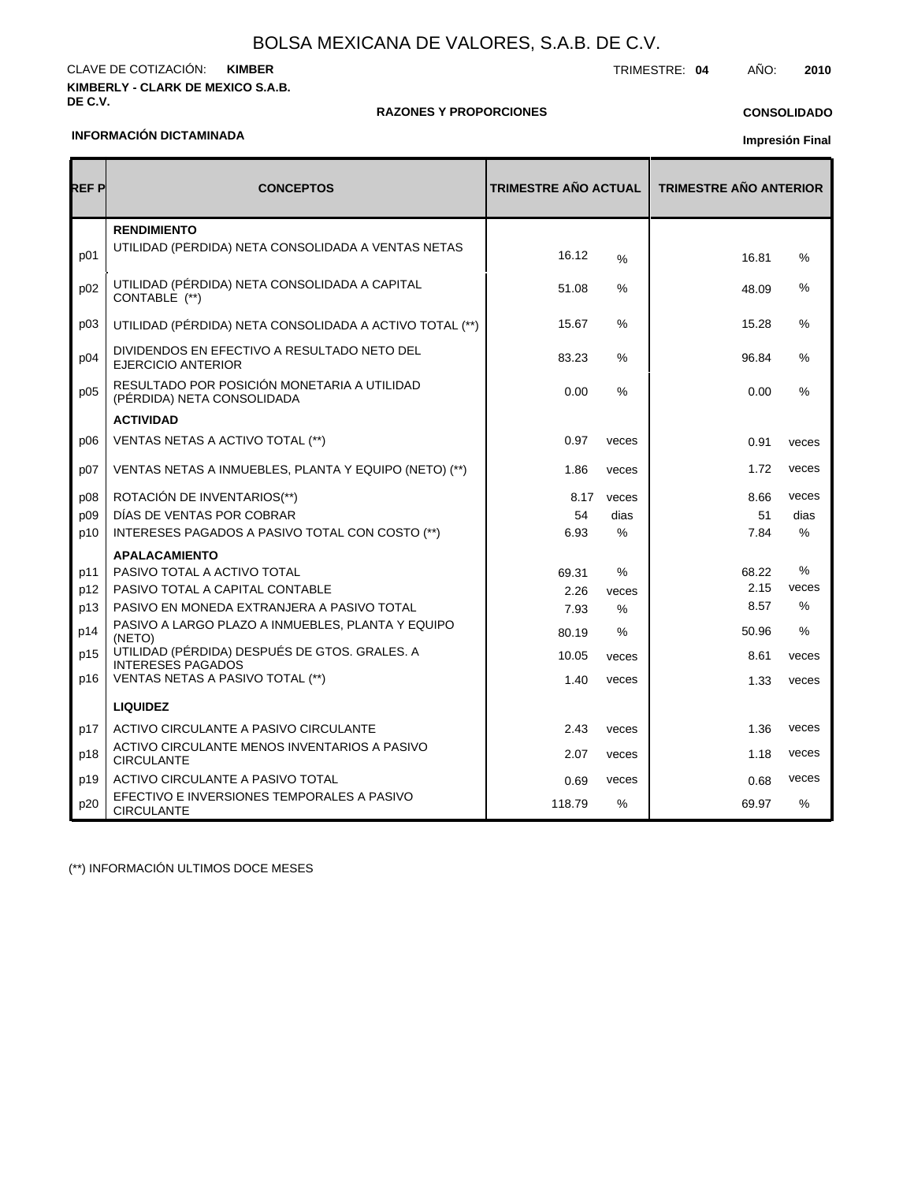# BOLSA MEXICANA DE VALORES, S.A.B. DE C.V.

CLAVE DE COTIZACIÓN: **KIMBER**

TRIMESTRE: **04** AÑO: **2010**

**KIMBERLY - CLARK DE MEXICO S.A.B. DE C.V.**

**RAZONES Y PROPORCIONES**

**CONSOLIDADO**

**INFORMACIÓN DICTAMINADA**

**Impresión Final**

| REF P | CONCEPTOS | TRIMESTRE AÑO ACTUAL | | TRIMESTRE AÑO ANTERIOR | |
|---|---|---|---|---|---|
| | **RENDIMIENTO** | | | | |
| p01 | UTILIDAD (PERDIDA) NETA CONSOLIDADA A VENTAS NETAS | 16.12 | % | 16.81 | % |
| p02 | UTILIDAD (PÉRDIDA) NETA CONSOLIDADA A CAPITAL CONTABLE (**) | 51.08 | % | 48.09 | % |
| p03 | UTILIDAD (PÉRDIDA) NETA CONSOLIDADA A ACTIVO TOTAL (**) | 15.67 | % | 15.28 | % |
| p04 | DIVIDENDOS EN EFECTIVO A RESULTADO NETO DEL EJERCICIO ANTERIOR | 83.23 | % | 96.84 | % |
| p05 | RESULTADO POR POSICIÓN MONETARIA A UTILIDAD (PÉRDIDA) NETA CONSOLIDADA | 0.00 | % | 0.00 | % |
| | **ACTIVIDAD** | | | | |
| p06 | VENTAS NETAS A ACTIVO TOTAL (**) | 0.97 | veces | 0.91 | veces |
| p07 | VENTAS NETAS A INMUEBLES, PLANTA Y EQUIPO (NETO) (**) | 1.86 | veces | 1.72 | veces |
| p08 | ROTACIÓN DE INVENTARIOS(**) | 8.17 | veces | 8.66 | veces |
| p09 | DÍAS DE VENTAS POR COBRAR | 54 | dias | 51 | dias |
| p10 | INTERESES PAGADOS A PASIVO TOTAL CON COSTO (**) | 6.93 | % | 7.84 | % |
| | **APALACAMIENTO** | | | | |
| p11 | PASIVO TOTAL A ACTIVO TOTAL | 69.31 | % | 68.22 | % |
| p12 | PASIVO TOTAL A CAPITAL CONTABLE | 2.26 | veces | 2.15 | veces |
| p13 | PASIVO EN MONEDA EXTRANJERA A PASIVO TOTAL | 7.93 | % | 8.57 | % |
| p14 | PASIVO A LARGO PLAZO A INMUEBLES, PLANTA Y EQUIPO (NETO) | 80.19 | % | 50.96 | % |
| p15 | UTILIDAD (PÉRDIDA) DESPUÉS DE GTOS. GRALES. A INTERESES PAGADOS | 10.05 | veces | 8.61 | veces |
| p16 | VENTAS NETAS A PASIVO TOTAL (**) | 1.40 | veces | 1.33 | veces |
| | **LIQUIDEZ** | | | | |
| p17 | ACTIVO CIRCULANTE A PASIVO CIRCULANTE | 2.43 | veces | 1.36 | veces |
| p18 | ACTIVO CIRCULANTE MENOS INVENTARIOS A PASIVO CIRCULANTE | 2.07 | veces | 1.18 | veces |
| p19 | ACTIVO CIRCULANTE A PASIVO TOTAL | 0.69 | veces | 0.68 | veces |
| p20 | EFECTIVO E INVERSIONES TEMPORALES A PASIVO CIRCULANTE | 118.79 | % | 69.97 | % |

(**) INFORMACIÓN ULTIMOS DOCE MESES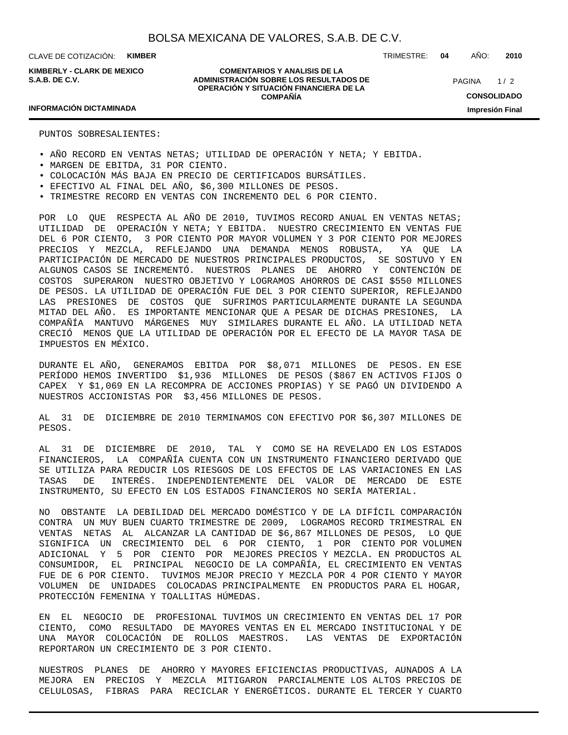PUNTOS SOBRESALIENTES:

- AÑO RECORD EN VENTAS NETAS; UTILIDAD DE OPERACIÓN Y NETA; Y EBITDA.
- MARGEN DE EBITDA, 31 POR CIENTO.
- COLOCACIÓN MÁS BAJA EN PRECIO DE CERTIFICADOS BURSÁTILES.
- EFECTIVO AL FINAL DEL AÑO, $6,300 MILLONES DE PESOS.
- TRIMESTRE RECORD EN VENTAS CON INCREMENTO DEL 6 POR CIENTO.

POR LO QUE RESPECTA AL AÑO DE 2010, TUVIMOS RECORD ANUAL EN VENTAS NETAS; UTILIDAD DE OPERACIÓN Y NETA; Y EBITDA. NUESTRO CRECIMIENTO EN VENTAS FUE DEL 6 POR CIENTO, 3 POR CIENTO POR MAYOR VOLUMEN Y 3 POR CIENTO POR MEJORES PRECIOS Y MEZCLA, REFLEJANDO UNA DEMANDA MENOS ROBUSTA, YA QUE LA PARTICIPACIÓN DE MERCADO DE NUESTROS PRINCIPALES PRODUCTOS, SE SOSTUVO Y EN ALGUNOS CASOS SE INCREMENTÓ. NUESTROS PLANES DE AHORRO Y CONTENCIÓN DE COSTOS SUPERARON NUESTRO OBJETIVO Y LOGRAMOS AHORROS DE CASI $550 MILLONES DE PESOS. LA UTILIDAD DE OPERACIÓN FUE DEL 3 POR CIENTO SUPERIOR, REFLEJANDO LAS PRESIONES DE COSTOS QUE SUFRIMOS PARTICULARMENTE DURANTE LA SEGUNDA MITAD DEL AÑO. ES IMPORTANTE MENCIONAR QUE A PESAR DE DICHAS PRESIONES, LA COMPAÑÍA MANTUVO MÁRGENES MUY SIMILARES DURANTE EL AÑO. LA UTILIDAD NETA CRECIÓ MENOS QUE LA UTILIDAD DE OPERACIÓN POR EL EFECTO DE LA MAYOR TASA DE IMPUESTOS EN MÉXICO.

DURANTE EL AÑO, GENERAMOS EBITDA POR $8,071 MILLONES DE PESOS. EN ESE PERÍODO HEMOS INVERTIDO $1,936 MILLONES DE PESOS ($867 EN ACTIVOS FIJOS O CAPEX Y $1,069 EN LA RECOMPRA DE ACCIONES PROPIAS) Y SE PAGÓ UN DIVIDENDO A NUESTROS ACCIONISTAS POR $3,456 MILLONES DE PESOS.

AL 31 DE DICIEMBRE DE 2010 TERMINAMOS CON EFECTIVO POR $6,307 MILLONES DE PESOS.

AL 31 DE DICIEMBRE DE 2010, TAL Y COMO SE HA REVELADO EN LOS ESTADOS FINANCIEROS, LA COMPAÑÍA CUENTA CON UN INSTRUMENTO FINANCIERO DERIVADO QUE SE UTILIZA PARA REDUCIR LOS RIESGOS DE LOS EFECTOS DE LAS VARIACIONES EN LAS TASAS DE INTERÉS. INDEPENDIENTEMENTE DEL VALOR DE MERCADO DE ESTE INSTRUMENTO, SU EFECTO EN LOS ESTADOS FINANCIEROS NO SERÍA MATERIAL.

NO OBSTANTE LA DEBILIDAD DEL MERCADO DOMÉSTICO Y DE LA DIFÍCIL COMPARACIÓN CONTRA UN MUY BUEN CUARTO TRIMESTRE DE 2009, LOGRAMOS RECORD TRIMESTRAL EN VENTAS NETAS AL ALCANZAR LA CANTIDAD DE $6,867 MILLONES DE PESOS, LO QUE SIGNIFICA UN CRECIMIENTO DEL 6 POR CIENTO, 1 POR CIENTO POR VOLUMEN ADICIONAL Y 5 POR CIENTO POR MEJORES PRECIOS Y MEZCLA. EN PRODUCTOS AL CONSUMIDOR, EL PRINCIPAL NEGOCIO DE LA COMPAÑÍA, EL CRECIMIENTO EN VENTAS FUE DE 6 POR CIENTO. TUVIMOS MEJOR PRECIO Y MEZCLA POR 4 POR CIENTO Y MAYOR VOLUMEN DE UNIDADES COLOCADAS PRINCIPALMENTE EN PRODUCTOS PARA EL HOGAR, PROTECCIÓN FEMENINA Y TOALLITAS HÚMEDAS.

EN EL NEGOCIO DE PROFESIONAL TUVIMOS UN CRECIMIENTO EN VENTAS DEL 17 POR CIENTO, COMO RESULTADO DE MAYORES VENTAS EN EL MERCADO INSTITUCIONAL Y DE UNA MAYOR COLOCACIÓN DE ROLLOS MAESTROS. LAS VENTAS DE EXPORTACIÓN REPORTARON UN CRECIMIENTO DE 3 POR CIENTO.

NUESTROS PLANES DE AHORRO Y MAYORES EFICIENCIAS PRODUCTIVAS, AUNADOS A LA MEJORA EN PRECIOS Y MEZCLA MITIGARON PARCIALMENTE LOS ALTOS PRECIOS DE CELULOSAS, FIBRAS PARA RECICLAR Y ENERGÉTICOS. DURANTE EL TERCER Y CUARTO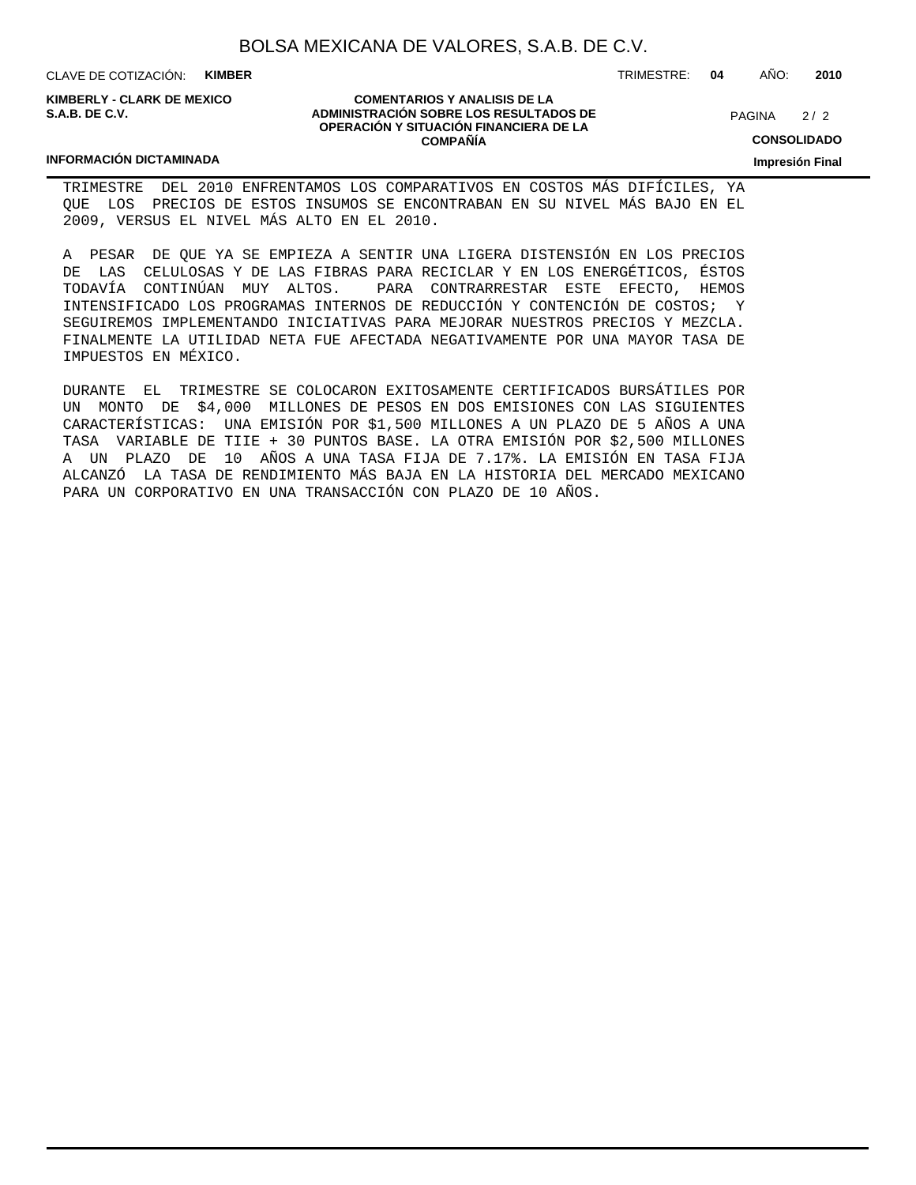TRIMESTRE DEL 2010 ENFRENTAMOS LOS COMPARATIVOS EN COSTOS MÁS DIFÍCILES, YA QUE LOS PRECIOS DE ESTOS INSUMOS SE ENCONTRABAN EN SU NIVEL MÁS BAJO EN EL 2009, VERSUS EL NIVEL MÁS ALTO EN EL 2010.

A PESAR DE QUE YA SE EMPIEZA A SENTIR UNA LIGERA DISTENSIÓN EN LOS PRECIOS DE LAS CELULOSAS Y DE LAS FIBRAS PARA RECICLAR Y EN LOS ENERGÉTICOS, ÉSTOS TODAVÍA CONTINÚAN MUY ALTOS. PARA CONTRARRESTAR ESTE EFECTO, HEMOS INTENSIFICADO LOS PROGRAMAS INTERNOS DE REDUCCIÓN Y CONTENCIÓN DE COSTOS; Y SEGUIREMOS IMPLEMENTANDO INICIATIVAS PARA MEJORAR NUESTROS PRECIOS Y MEZCLA. FINALMENTE LA UTILIDAD NETA FUE AFECTADA NEGATIVAMENTE POR UNA MAYOR TASA DE IMPUESTOS EN MÉXICO.

DURANTE EL TRIMESTRE SE COLOCARON EXITOSAMENTE CERTIFICADOS BURSÁTILES POR UN MONTO DE $4,000 MILLONES DE PESOS EN DOS EMISIONES CON LAS SIGUIENTES CARACTERÍSTICAS: UNA EMISIÓN POR $1,500 MILLONES A UN PLAZO DE 5 AÑOS A UNA TASA VARIABLE DE TIIE + 30 PUNTOS BASE. LA OTRA EMISIÓN POR $2,500 MILLONES A UN PLAZO DE 10 AÑOS A UNA TASA FIJA DE 7.17%. LA EMISIÓN EN TASA FIJA ALCANZÓ LA TASA DE RENDIMIENTO MÁS BAJA EN LA HISTORIA DEL MERCADO MEXICANO PARA UN CORPORATIVO EN UNA TRANSACCIÓN CON PLAZO DE 10 AÑOS.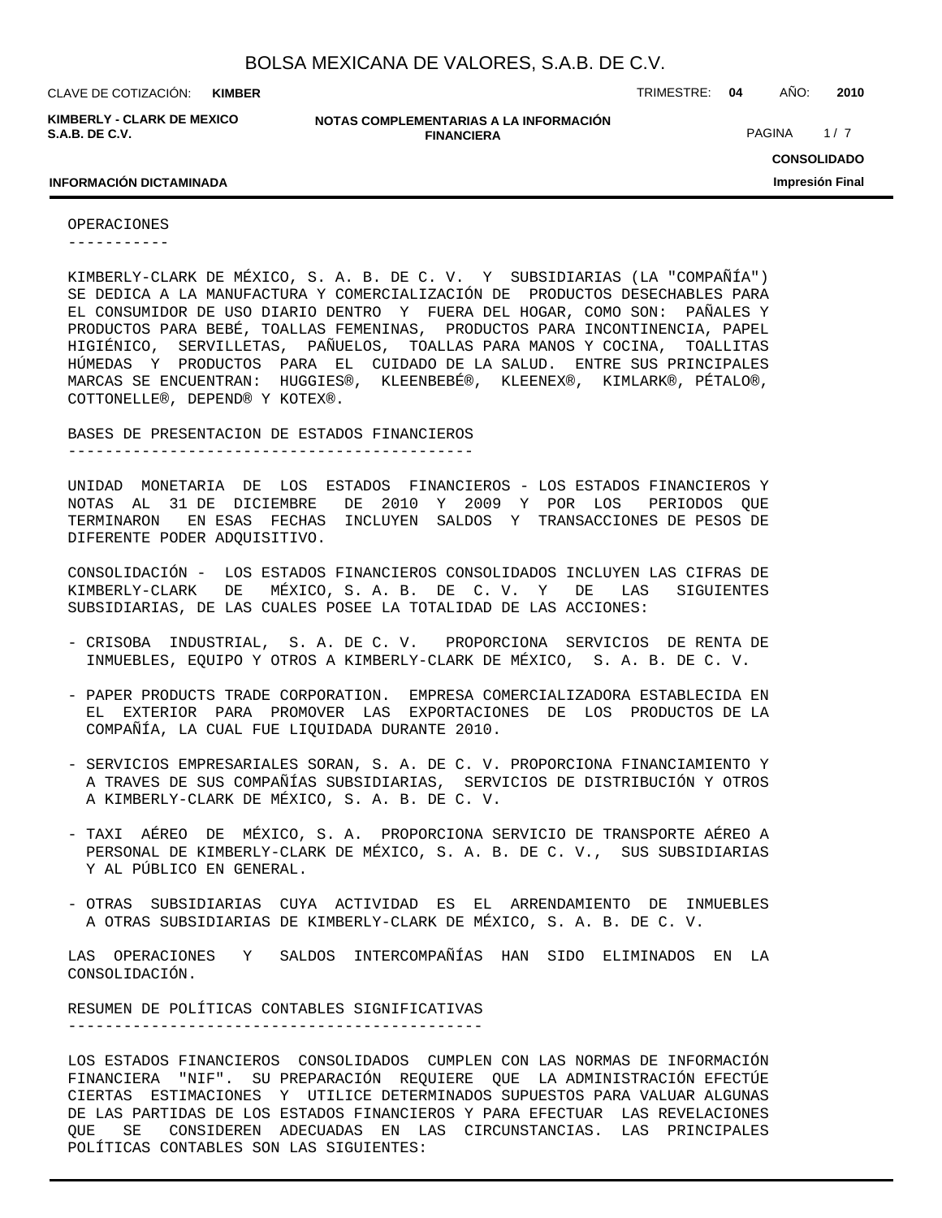## OPERACIONES

KIMBERLY-CLARK DE MÉXICO, S. A. B. DE C. V. Y SUBSIDIARIAS (LA "COMPAÑÍA") SE DEDICA A LA MANUFACTURA Y COMERCIALIZACIÓN DE PRODUCTOS DESECHABLES PARA EL CONSUMIDOR DE USO DIARIO DENTRO Y FUERA DEL HOGAR, COMO SON: PAÑALES Y PRODUCTOS PARA BEBÉ, TOALLAS FEMENINAS, PRODUCTOS PARA INCONTINENCIA, PAPEL HIGIÉNICO, SERVILLETAS, PAÑUELOS, TOALLAS PARA MANOS Y COCINA, TOALLITAS HÚMEDAS Y PRODUCTOS PARA EL CUIDADO DE LA SALUD. ENTRE SUS PRINCIPALES MARCAS SE ENCUENTRAN: HUGGIES®, KLEENBEBÉ®, KLEENEX®, KIMLARK®, PÉTALO®, COTTONELLE®, DEPEND® Y KOTEX®.

## BASES DE PRESENTACION DE ESTADOS FINANCIEROS

UNIDAD MONETARIA DE LOS ESTADOS FINANCIEROS - LOS ESTADOS FINANCIEROS Y NOTAS AL 31 DE DICIEMBRE DE 2010 Y 2009 Y POR LOS PERIODOS QUE TERMINARON EN ESAS FECHAS INCLUYEN SALDOS Y TRANSACCIONES DE PESOS DE DIFERENTE PODER ADQUISITIVO.

CONSOLIDACIÓN - LOS ESTADOS FINANCIEROS CONSOLIDADOS INCLUYEN LAS CIFRAS DE KIMBERLY-CLARK DE MÉXICO, S. A. B. DE C. V. Y DE LAS SIGUIENTES SUBSIDIARIAS, DE LAS CUALES POSEE LA TOTALIDAD DE LAS ACCIONES:

- CRISOBA INDUSTRIAL, S. A. DE C. V. PROPORCIONA SERVICIOS DE RENTA DE INMUEBLES, EQUIPO Y OTROS A KIMBERLY-CLARK DE MÉXICO, S. A. B. DE C. V.

- PAPER PRODUCTS TRADE CORPORATION. EMPRESA COMERCIALIZADORA ESTABLECIDA EN EL EXTERIOR PARA PROMOVER LAS EXPORTACIONES DE LOS PRODUCTOS DE LA COMPAÑÍA, LA CUAL FUE LIQUIDADA DURANTE 2010.

- SERVICIOS EMPRESARIALES SORAN, S. A. DE C. V. PROPORCIONA FINANCIAMIENTO Y A TRAVES DE SUS COMPAÑÍAS SUBSIDIARIAS, SERVICIOS DE DISTRIBUCIÓN Y OTROS A KIMBERLY-CLARK DE MÉXICO, S. A. B. DE C. V.

- TAXI AÉREO DE MÉXICO, S. A. PROPORCIONA SERVICIO DE TRANSPORTE AÉREO A PERSONAL DE KIMBERLY-CLARK DE MÉXICO, S. A. B. DE C. V., SUS SUBSIDIARIAS Y AL PÚBLICO EN GENERAL.

- OTRAS SUBSIDIARIAS CUYA ACTIVIDAD ES EL ARRENDAMIENTO DE INMUEBLES A OTRAS SUBSIDIARIAS DE KIMBERLY-CLARK DE MÉXICO, S. A. B. DE C. V.

LAS OPERACIONES Y SALDOS INTERCOMPAÑÍAS HAN SIDO ELIMINADOS EN LA CONSOLIDACIÓN.

## RESUMEN DE POLÍTICAS CONTABLES SIGNIFICATIVAS

LOS ESTADOS FINANCIEROS CONSOLIDADOS CUMPLEN CON LAS NORMAS DE INFORMACIÓN FINANCIERA "NIF". SU PREPARACIÓN REQUIERE QUE LA ADMINISTRACIÓN EFECTÚE CIERTAS ESTIMACIONES Y UTILICE DETERMINADOS SUPUESTOS PARA VALUAR ALGUNAS DE LAS PARTIDAS DE LOS ESTADOS FINANCIEROS Y PARA EFECTUAR LAS REVELACIONES QUE SE CONSIDEREN ADECUADAS EN LAS CIRCUNSTANCIAS. LAS PRINCIPALES POLÍTICAS CONTABLES SON LAS SIGUIENTES: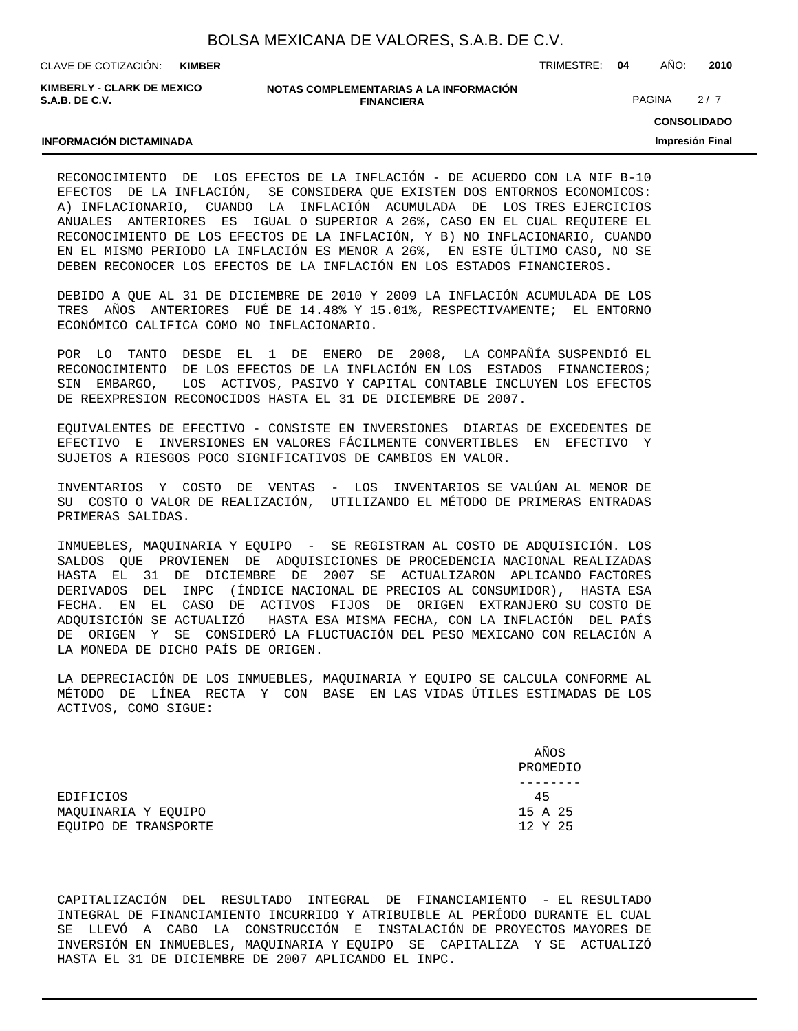RECONOCIMIENTO DE LOS EFECTOS DE LA INFLACIÓN - DE ACUERDO CON LA NIF B-10 EFECTOS DE LA INFLACIÓN, SE CONSIDERA QUE EXISTEN DOS ENTORNOS ECONOMICOS: A) INFLACIONARIO, CUANDO LA INFLACIÓN ACUMULADA DE LOS TRES EJERCICIOS ANUALES ANTERIORES ES IGUAL O SUPERIOR A 26%, CASO EN EL CUAL REQUIERE EL RECONOCIMIENTO DE LOS EFECTOS DE LA INFLACIÓN, Y B) NO INFLACIONARIO, CUANDO EN EL MISMO PERIODO LA INFLACIÓN ES MENOR A 26%, EN ESTE ÚLTIMO CASO, NO SE DEBEN RECONOCER LOS EFECTOS DE LA INFLACIÓN EN LOS ESTADOS FINANCIEROS.

DEBIDO A QUE AL 31 DE DICIEMBRE DE 2010 Y 2009 LA INFLACIÓN ACUMULADA DE LOS TRES AÑOS ANTERIORES FUÉ DE 14.48% Y 15.01%, RESPECTIVAMENTE; EL ENTORNO ECONÓMICO CALIFICA COMO NO INFLACIONARIO.

POR LO TANTO DESDE EL 1 DE ENERO DE 2008, LA COMPAÑÍA SUSPENDIÓ EL RECONOCIMIENTO DE LOS EFECTOS DE LA INFLACIÓN EN LOS ESTADOS FINANCIEROS; SIN EMBARGO, LOS ACTIVOS, PASIVO Y CAPITAL CONTABLE INCLUYEN LOS EFECTOS DE REEXPRESION RECONOCIDOS HASTA EL 31 DE DICIEMBRE DE 2007.

EQUIVALENTES DE EFECTIVO - CONSISTE EN INVERSIONES DIARIAS DE EXCEDENTES DE EFECTIVO E INVERSIONES EN VALORES FÁCILMENTE CONVERTIBLES EN EFECTIVO Y SUJETOS A RIESGOS POCO SIGNIFICATIVOS DE CAMBIOS EN VALOR.

INVENTARIOS Y COSTO DE VENTAS - LOS INVENTARIOS SE VALÚAN AL MENOR DE SU COSTO O VALOR DE REALIZACIÓN, UTILIZANDO EL MÉTODO DE PRIMERAS ENTRADAS PRIMERAS SALIDAS.

INMUEBLES, MAQUINARIA Y EQUIPO - SE REGISTRAN AL COSTO DE ADQUISICIÓN. LOS SALDOS QUE PROVIENEN DE ADQUISICIONES DE PROCEDENCIA NACIONAL REALIZADAS HASTA EL 31 DE DICIEMBRE DE 2007 SE ACTUALIZARON APLICANDO FACTORES DERIVADOS DEL INPC (ÍNDICE NACIONAL DE PRECIOS AL CONSUMIDOR), HASTA ESA FECHA. EN EL CASO DE ACTIVOS FIJOS DE ORIGEN EXTRANJERO SU COSTO DE ADQUISICIÓN SE ACTUALIZÓ HASTA ESA MISMA FECHA, CON LA INFLACIÓN DEL PAÍS DE ORIGEN Y SE CONSIDERÓ LA FLUCTUACIÓN DEL PESO MEXICANO CON RELACIÓN A LA MONEDA DE DICHO PAÍS DE ORIGEN.

LA DEPRECIACIÓN DE LOS INMUEBLES, MAQUINARIA Y EQUIPO SE CALCULA CONFORME AL MÉTODO DE LÍNEA RECTA Y CON BASE EN LAS VIDAS ÚTILES ESTIMADAS DE LOS ACTIVOS, COMO SIGUE:

| | AÑOS PROMEDIO |
|---|---|
| EDIFICIOS | 45 |
| MAQUINARIA Y EQUIPO | 15 A 25 |
| EQUIPO DE TRANSPORTE | 12 Y 25 |

CAPITALIZACIÓN DEL RESULTADO INTEGRAL DE FINANCIAMIENTO - EL RESULTADO INTEGRAL DE FINANCIAMIENTO INCURRIDO Y ATRIBUIBLE AL PERÍODO DURANTE EL CUAL SE LLEVÓ A CABO LA CONSTRUCCIÓN E INSTALACIÓN DE PROYECTOS MAYORES DE INVERSIÓN EN INMUEBLES, MAQUINARIA Y EQUIPO SE CAPITALIZA Y SE ACTUALIZÓ HASTA EL 31 DE DICIEMBRE DE 2007 APLICANDO EL INPC.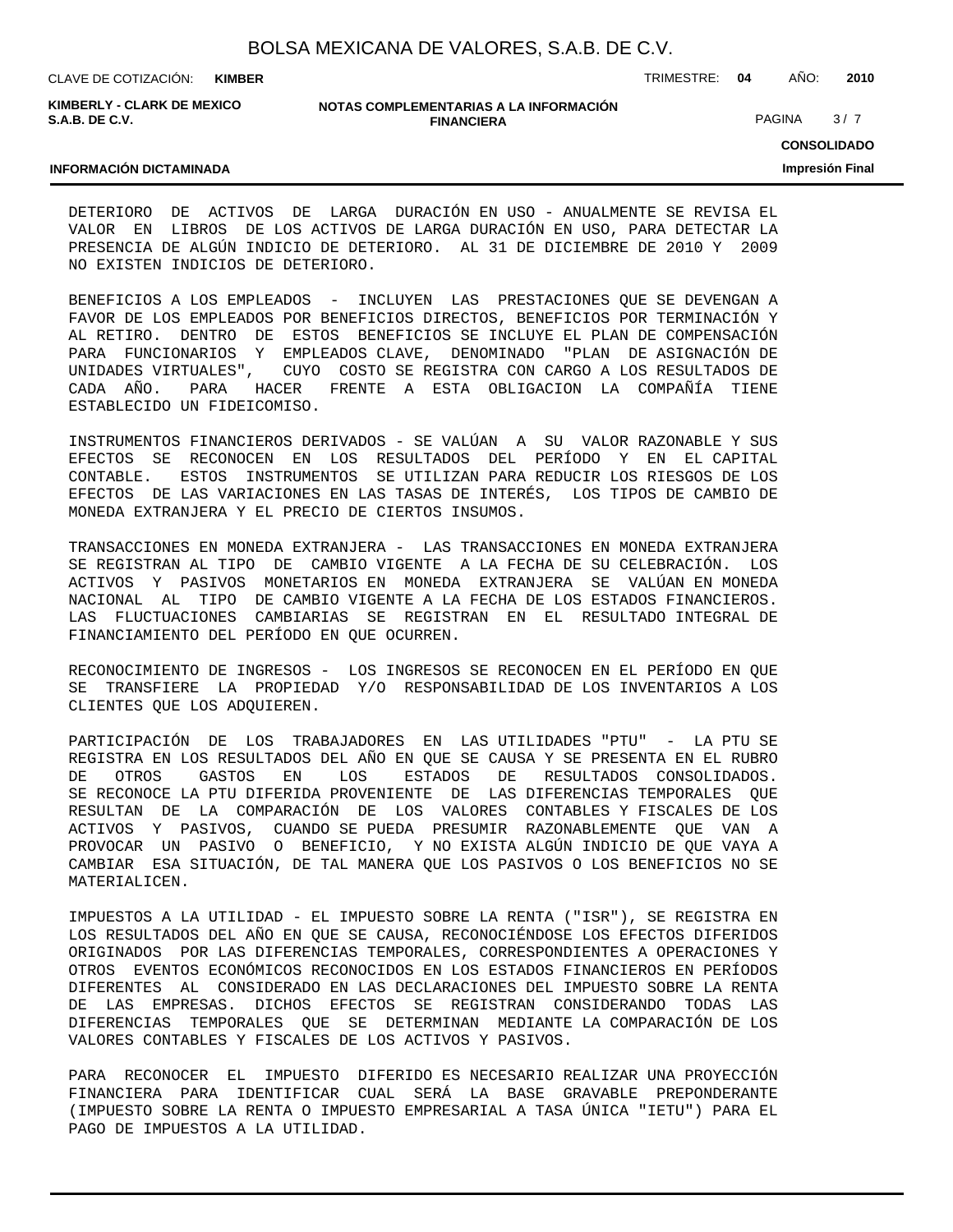DETERIORO DE ACTIVOS DE LARGA DURACIÓN EN USO - ANUALMENTE SE REVISA EL VALOR EN LIBROS DE LOS ACTIVOS DE LARGA DURACIÓN EN USO, PARA DETECTAR LA PRESENCIA DE ALGÚN INDICIO DE DETERIORO. AL 31 DE DICIEMBRE DE 2010 Y 2009 NO EXISTEN INDICIOS DE DETERIORO.

BENEFICIOS A LOS EMPLEADOS - INCLUYEN LAS PRESTACIONES QUE SE DEVENGAN A FAVOR DE LOS EMPLEADOS POR BENEFICIOS DIRECTOS, BENEFICIOS POR TERMINACIÓN Y AL RETIRO. DENTRO DE ESTOS BENEFICIOS SE INCLUYE EL PLAN DE COMPENSACIÓN PARA FUNCIONARIOS Y EMPLEADOS CLAVE, DENOMINADO "PLAN DE ASIGNACIÓN DE UNIDADES VIRTUALES", CUYO COSTO SE REGISTRA CON CARGO A LOS RESULTADOS DE CADA AÑO. PARA HACER FRENTE A ESTA OBLIGACION LA COMPAÑÍA TIENE ESTABLECIDO UN FIDEICOMISO.

INSTRUMENTOS FINANCIEROS DERIVADOS - SE VALÚAN A SU VALOR RAZONABLE Y SUS EFECTOS SE RECONOCEN EN LOS RESULTADOS DEL PERÍODO Y EN EL CAPITAL CONTABLE. ESTOS INSTRUMENTOS SE UTILIZAN PARA REDUCIR LOS RIESGOS DE LOS EFECTOS DE LAS VARIACIONES EN LAS TASAS DE INTERÉS, LOS TIPOS DE CAMBIO DE MONEDA EXTRANJERA Y EL PRECIO DE CIERTOS INSUMOS.

TRANSACCIONES EN MONEDA EXTRANJERA - LAS TRANSACCIONES EN MONEDA EXTRANJERA SE REGISTRAN AL TIPO DE CAMBIO VIGENTE A LA FECHA DE SU CELEBRACIÓN. LOS ACTIVOS Y PASIVOS MONETARIOS EN MONEDA EXTRANJERA SE VALÚAN EN MONEDA NACIONAL AL TIPO DE CAMBIO VIGENTE A LA FECHA DE LOS ESTADOS FINANCIEROS. LAS FLUCTUACIONES CAMBIARIAS SE REGISTRAN EN EL RESULTADO INTEGRAL DE FINANCIAMIENTO DEL PERÍODO EN QUE OCURREN.

RECONOCIMIENTO DE INGRESOS - LOS INGRESOS SE RECONOCEN EN EL PERÍODO EN QUE SE TRANSFIERE LA PROPIEDAD Y/O RESPONSABILIDAD DE LOS INVENTARIOS A LOS CLIENTES QUE LOS ADQUIEREN.

PARTICIPACIÓN DE LOS TRABAJADORES EN LAS UTILIDADES "PTU" - LA PTU SE REGISTRA EN LOS RESULTADOS DEL AÑO EN QUE SE CAUSA Y SE PRESENTA EN EL RUBRO DE OTROS GASTOS EN LOS ESTADOS DE RESULTADOS CONSOLIDADOS. SE RECONOCE LA PTU DIFERIDA PROVENIENTE DE LAS DIFERENCIAS TEMPORALES QUE RESULTAN DE LA COMPARACIÓN DE LOS VALORES CONTABLES Y FISCALES DE LOS ACTIVOS Y PASIVOS, CUANDO SE PUEDA PRESUMIR RAZONABLEMENTE QUE VAN A PROVOCAR UN PASIVO O BENEFICIO, Y NO EXISTA ALGÚN INDICIO DE QUE VAYA A CAMBIAR ESA SITUACIÓN, DE TAL MANERA QUE LOS PASIVOS O LOS BENEFICIOS NO SE MATERIALICEN.

IMPUESTOS A LA UTILIDAD - EL IMPUESTO SOBRE LA RENTA ("ISR"), SE REGISTRA EN LOS RESULTADOS DEL AÑO EN QUE SE CAUSA, RECONOCIÉNDOSE LOS EFECTOS DIFERIDOS ORIGINADOS POR LAS DIFERENCIAS TEMPORALES, CORRESPONDIENTES A OPERACIONES Y OTROS EVENTOS ECONÓMICOS RECONOCIDOS EN LOS ESTADOS FINANCIEROS EN PERÍODOS DIFERENTES AL CONSIDERADO EN LAS DECLARACIONES DEL IMPUESTO SOBRE LA RENTA DE LAS EMPRESAS. DICHOS EFECTOS SE REGISTRAN CONSIDERANDO TODAS LAS DIFERENCIAS TEMPORALES QUE SE DETERMINAN MEDIANTE LA COMPARACIÓN DE LOS VALORES CONTABLES Y FISCALES DE LOS ACTIVOS Y PASIVOS.

PARA RECONOCER EL IMPUESTO DIFERIDO ES NECESARIO REALIZAR UNA PROYECCIÓN FINANCIERA PARA IDENTIFICAR CUAL SERÁ LA BASE GRAVABLE PREPONDERANTE (IMPUESTO SOBRE LA RENTA O IMPUESTO EMPRESARIAL A TASA ÚNICA "IETU") PARA EL PAGO DE IMPUESTOS A LA UTILIDAD.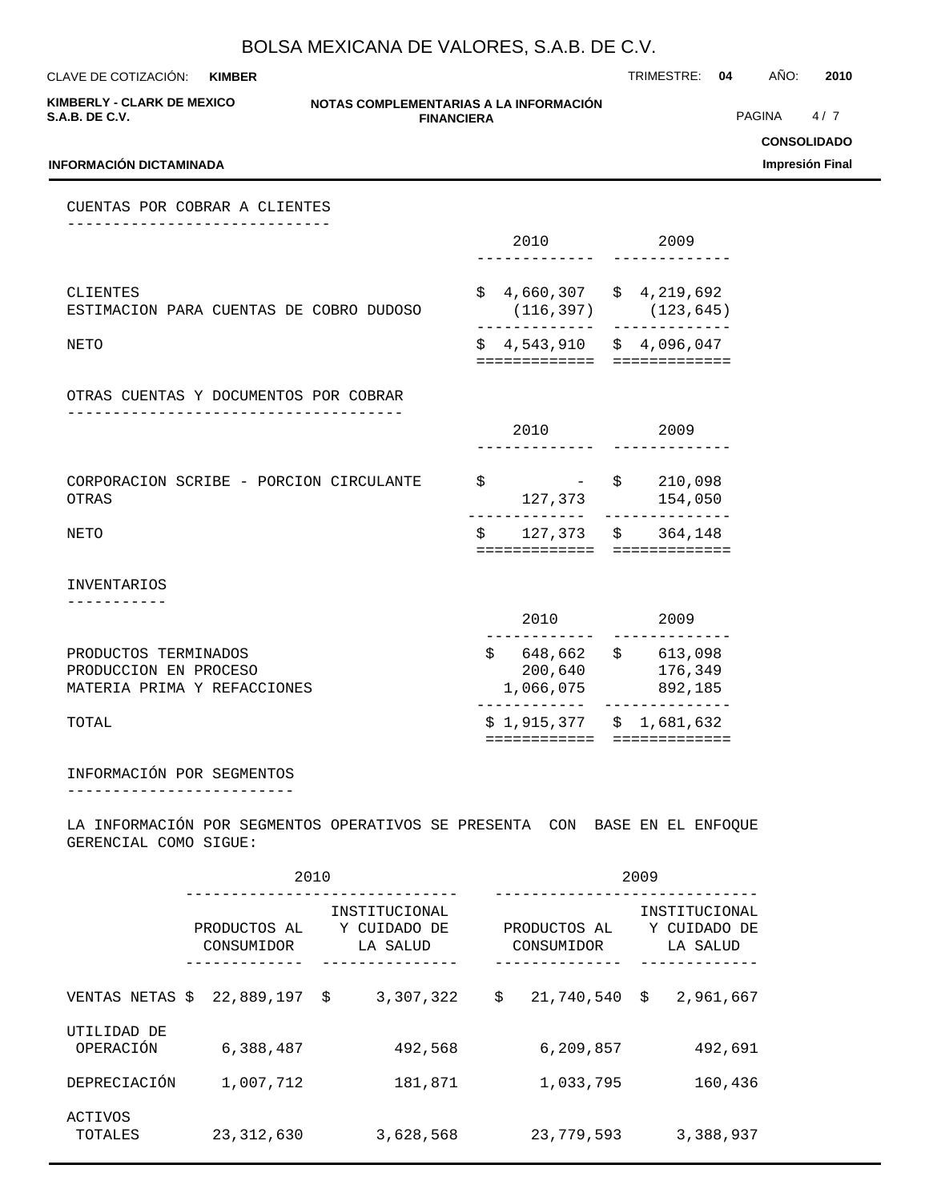## CUENTAS POR COBRAR A CLIENTES

| | 2010 | 2009 |
|---|---|---|
| CLIENTES | $ 4,660,307 | $ 4,219,692 |
| ESTIMACION PARA CUENTAS DE COBRO DUDOSO | (116,397) | (123,645) |
| NETO | $ 4,543,910 | $ 4,096,047 |

## OTRAS CUENTAS Y DOCUMENTOS POR COBRAR

| | 2010 | 2009 |
|---|---|---|
| CORPORACION SCRIBE - PORCION CIRCULANTE | $ - | $ 210,098 |
| OTRAS | 127,373 | 154,050 |
| NETO | $ 127,373 | $ 364,148 |

## INVENTARIOS

| | 2010 | 2009 |
|---|---|---|
| PRODUCTOS TERMINADOS | $ 648,662 | $ 613,098 |
| PRODUCCION EN PROCESO | 200,640 | 176,349 |
| MATERIA PRIMA Y REFACCIONES | 1,066,075 | 892,185 |
| TOTAL | $ 1,915,377 | $ 1,681,632 |

## INFORMACIÓN POR SEGMENTOS

LA INFORMACIÓN POR SEGMENTOS OPERATIVOS SE PRESENTA CON BASE EN EL ENFOQUE GERENCIAL COMO SIGUE:

| | 2010 | | 2009 | |
|---|---|---|---|---|
| | PRODUCTOS AL CONSUMIDOR | INSTITUCIONAL Y CUIDADO DE LA SALUD | PRODUCTOS AL CONSUMIDOR | INSTITUCIONAL Y CUIDADO DE LA SALUD |
| VENTAS NETAS | $ 22,889,197 | $ 3,307,322 | $ 21,740,540 | $ 2,961,667 |
| UTILIDAD DE OPERACIÓN | 6,388,487 | 492,568 | 6,209,857 | 492,691 |
| DEPRECIACIÓN | 1,007,712 | 181,871 | 1,033,795 | 160,436 |
| ACTIVOS TOTALES | 23,312,630 | 3,628,568 | 23,779,593 | 3,388,937 |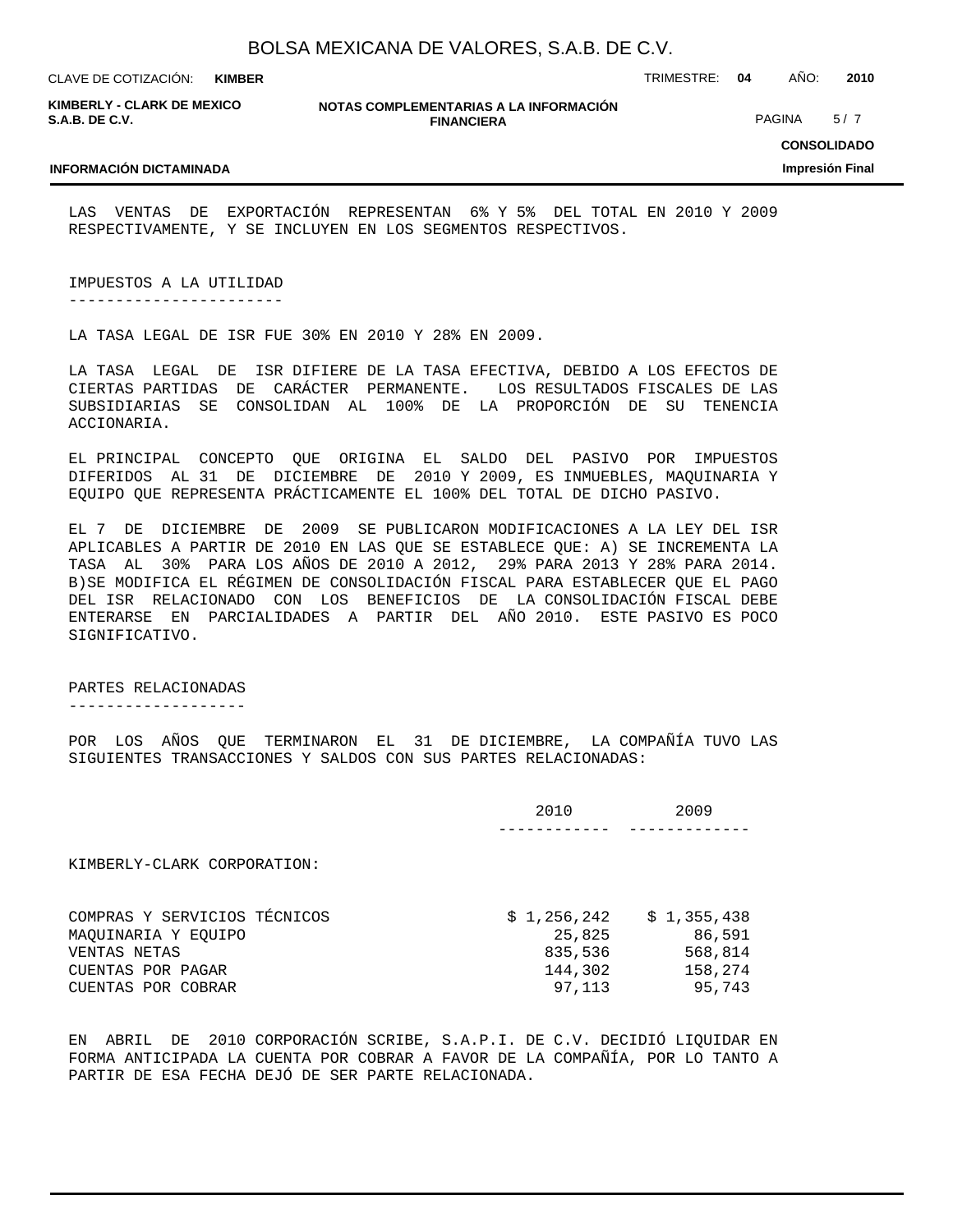LAS VENTAS DE EXPORTACIÓN REPRESENTAN 6% Y 5% DEL TOTAL EN 2010 Y 2009 RESPECTIVAMENTE, Y SE INCLUYEN EN LOS SEGMENTOS RESPECTIVOS.

## IMPUESTOS A LA UTILIDAD

LA TASA LEGAL DE ISR FUE 30% EN 2010 Y 28% EN 2009.

LA TASA LEGAL DE ISR DIFIERE DE LA TASA EFECTIVA, DEBIDO A LOS EFECTOS DE CIERTAS PARTIDAS DE CARÁCTER PERMANENTE. LOS RESULTADOS FISCALES DE LAS SUBSIDIARIAS SE CONSOLIDAN AL 100% DE LA PROPORCIÓN DE SU TENENCIA ACCIONARIA.

EL PRINCIPAL CONCEPTO QUE ORIGINA EL SALDO DEL PASIVO POR IMPUESTOS DIFERIDOS AL 31 DE DICIEMBRE DE 2010 Y 2009, ES INMUEBLES, MAQUINARIA Y EQUIPO QUE REPRESENTA PRÁCTICAMENTE EL 100% DEL TOTAL DE DICHO PASIVO.

EL 7 DE DICIEMBRE DE 2009 SE PUBLICARON MODIFICACIONES A LA LEY DEL ISR APLICABLES A PARTIR DE 2010 EN LAS QUE SE ESTABLECE QUE: A) SE INCREMENTA LA TASA AL 30% PARA LOS AÑOS DE 2010 A 2012, 29% PARA 2013 Y 28% PARA 2014. B)SE MODIFICA EL RÉGIMEN DE CONSOLIDACIÓN FISCAL PARA ESTABLECER QUE EL PAGO DEL ISR RELACIONADO CON LOS BENEFICIOS DE LA CONSOLIDACIÓN FISCAL DEBE ENTERARSE EN PARCIALIDADES A PARTIR DEL AÑO 2010. ESTE PASIVO ES POCO SIGNIFICATIVO.

## PARTES RELACIONADAS

POR LOS AÑOS QUE TERMINARON EL 31 DE DICIEMBRE, LA COMPAÑÍA TUVO LAS SIGUIENTES TRANSACCIONES Y SALDOS CON SUS PARTES RELACIONADAS:

| | 2010 | 2009 |
|---|---|---|
| KIMBERLY-CLARK CORPORATION: | | |
| COMPRAS Y SERVICIOS TÉCNICOS | $ 1,256,242 | $ 1,355,438 |
| MAQUINARIA Y EQUIPO | 25,825 | 86,591 |
| VENTAS NETAS | 835,536 | 568,814 |
| CUENTAS POR PAGAR | 144,302 | 158,274 |
| CUENTAS POR COBRAR | 97,113 | 95,743 |

EN ABRIL DE 2010 CORPORACIÓN SCRIBE, S.A.P.I. DE C.V. DECIDIÓ LIQUIDAR EN FORMA ANTICIPADA LA CUENTA POR COBRAR A FAVOR DE LA COMPAÑÍA, POR LO TANTO A PARTIR DE ESA FECHA DEJÓ DE SER PARTE RELACIONADA.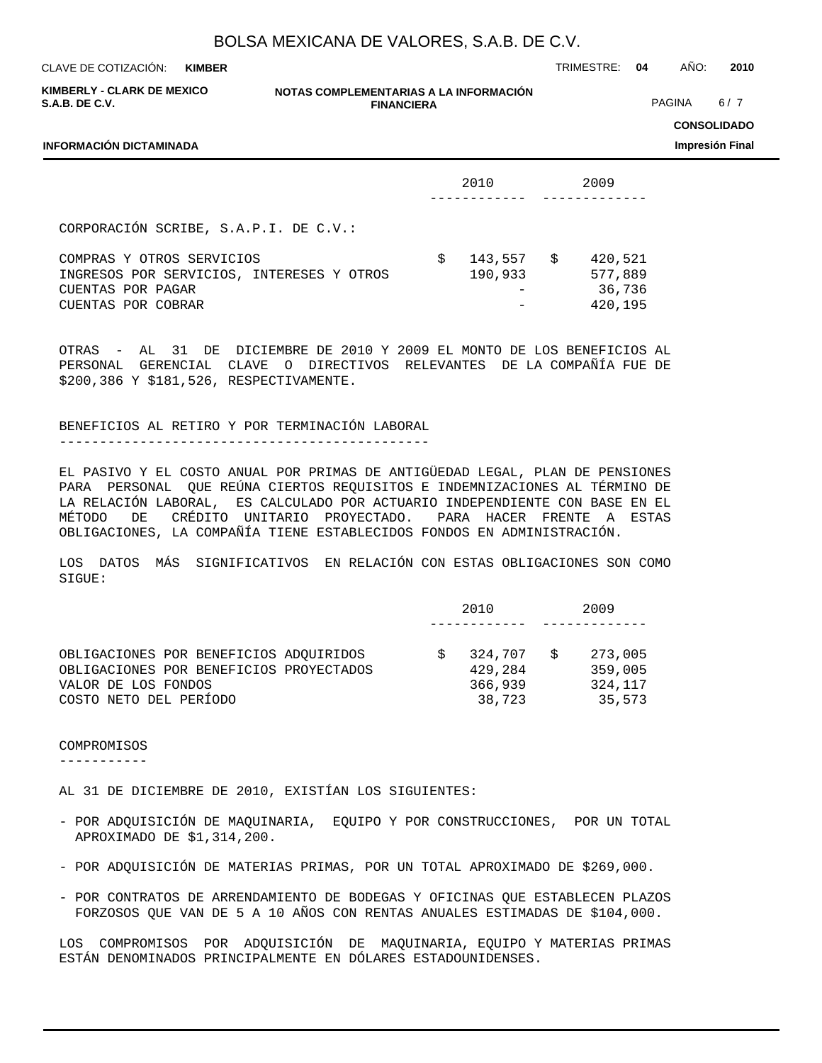| | 2010 | 2009 |
|---|---|---|
| CORPORACIÓN SCRIBE, S.A.P.I. DE C.V.: | | |
| COMPRAS Y OTROS SERVICIOS | $ 143,557 | $ 420,521 |
| INGRESOS POR SERVICIOS, INTERESES Y OTROS | 190,933 | 577,889 |
| CUENTAS POR PAGAR | - | 36,736 |
| CUENTAS POR COBRAR | - | 420,195 |

OTRAS - AL 31 DE DICIEMBRE DE 2010 Y 2009 EL MONTO DE LOS BENEFICIOS AL PERSONAL GERENCIAL CLAVE O DIRECTIVOS RELEVANTES DE LA COMPAÑÍA FUE DE $200,386 Y $181,526, RESPECTIVAMENTE.

## BENEFICIOS AL RETIRO Y POR TERMINACIÓN LABORAL

EL PASIVO Y EL COSTO ANUAL POR PRIMAS DE ANTIGÜEDAD LEGAL, PLAN DE PENSIONES PARA PERSONAL QUE REÚNA CIERTOS REQUISITOS E INDEMNIZACIONES AL TÉRMINO DE LA RELACIÓN LABORAL, ES CALCULADO POR ACTUARIO INDEPENDIENTE CON BASE EN EL MÉTODO DE CRÉDITO UNITARIO PROYECTADO. PARA HACER FRENTE A ESTAS OBLIGACIONES, LA COMPAÑÍA TIENE ESTABLECIDOS FONDOS EN ADMINISTRACIÓN.

LOS DATOS MÁS SIGNIFICATIVOS EN RELACIÓN CON ESTAS OBLIGACIONES SON COMO SIGUE:

| | 2010 | 2009 |
|---|---|---|
| OBLIGACIONES POR BENEFICIOS ADQUIRIDOS | $ 324,707 | $ 273,005 |
| OBLIGACIONES POR BENEFICIOS PROYECTADOS | 429,284 | 359,005 |
| VALOR DE LOS FONDOS | 366,939 | 324,117 |
| COSTO NETO DEL PERÍODO | 38,723 | 35,573 |

## COMPROMISOS

AL 31 DE DICIEMBRE DE 2010, EXISTÍAN LOS SIGUIENTES:

- POR ADQUISICIÓN DE MAQUINARIA, EQUIPO Y POR CONSTRUCCIONES, POR UN TOTAL APROXIMADO DE $1,314,200.
- POR ADQUISICIÓN DE MATERIAS PRIMAS, POR UN TOTAL APROXIMADO DE $269,000.
- POR CONTRATOS DE ARRENDAMIENTO DE BODEGAS Y OFICINAS QUE ESTABLECEN PLAZOS FORZOSOS QUE VAN DE 5 A 10 AÑOS CON RENTAS ANUALES ESTIMADAS DE $104,000.

LOS COMPROMISOS POR ADQUISICIÓN DE MAQUINARIA, EQUIPO Y MATERIAS PRIMAS ESTÁN DENOMINADOS PRINCIPALMENTE EN DÓLARES ESTADOUNIDENSES.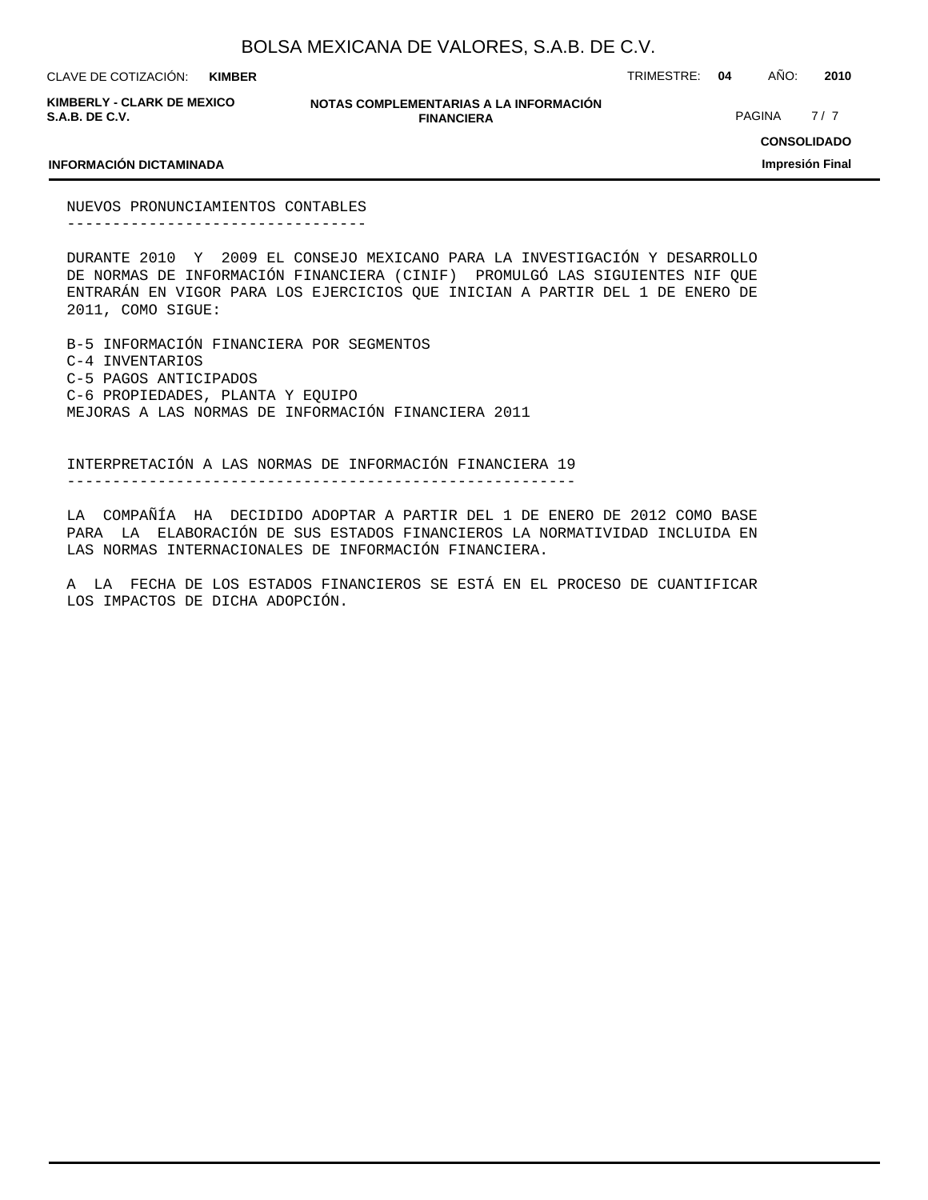## NUEVOS PRONUNCIAMIENTOS CONTABLES

DURANTE 2010 Y 2009 EL CONSEJO MEXICANO PARA LA INVESTIGACIÓN Y DESARROLLO DE NORMAS DE INFORMACIÓN FINANCIERA (CINIF) PROMULGÓ LAS SIGUIENTES NIF QUE ENTRARÁN EN VIGOR PARA LOS EJERCICIOS QUE INICIAN A PARTIR DEL 1 DE ENERO DE 2011, COMO SIGUE:

B-5 INFORMACIÓN FINANCIERA POR SEGMENTOS
C-4 INVENTARIOS
C-5 PAGOS ANTICIPADOS
C-6 PROPIEDADES, PLANTA Y EQUIPO
MEJORAS A LAS NORMAS DE INFORMACIÓN FINANCIERA 2011

## INTERPRETACIÓN A LAS NORMAS DE INFORMACIÓN FINANCIERA 19

LA COMPAÑÍA HA DECIDIDO ADOPTAR A PARTIR DEL 1 DE ENERO DE 2012 COMO BASE PARA LA ELABORACIÓN DE SUS ESTADOS FINANCIEROS LA NORMATIVIDAD INCLUIDA EN LAS NORMAS INTERNACIONALES DE INFORMACIÓN FINANCIERA.

A LA FECHA DE LOS ESTADOS FINANCIEROS SE ESTÁ EN EL PROCESO DE CUANTIFICAR LOS IMPACTOS DE DICHA ADOPCIÓN.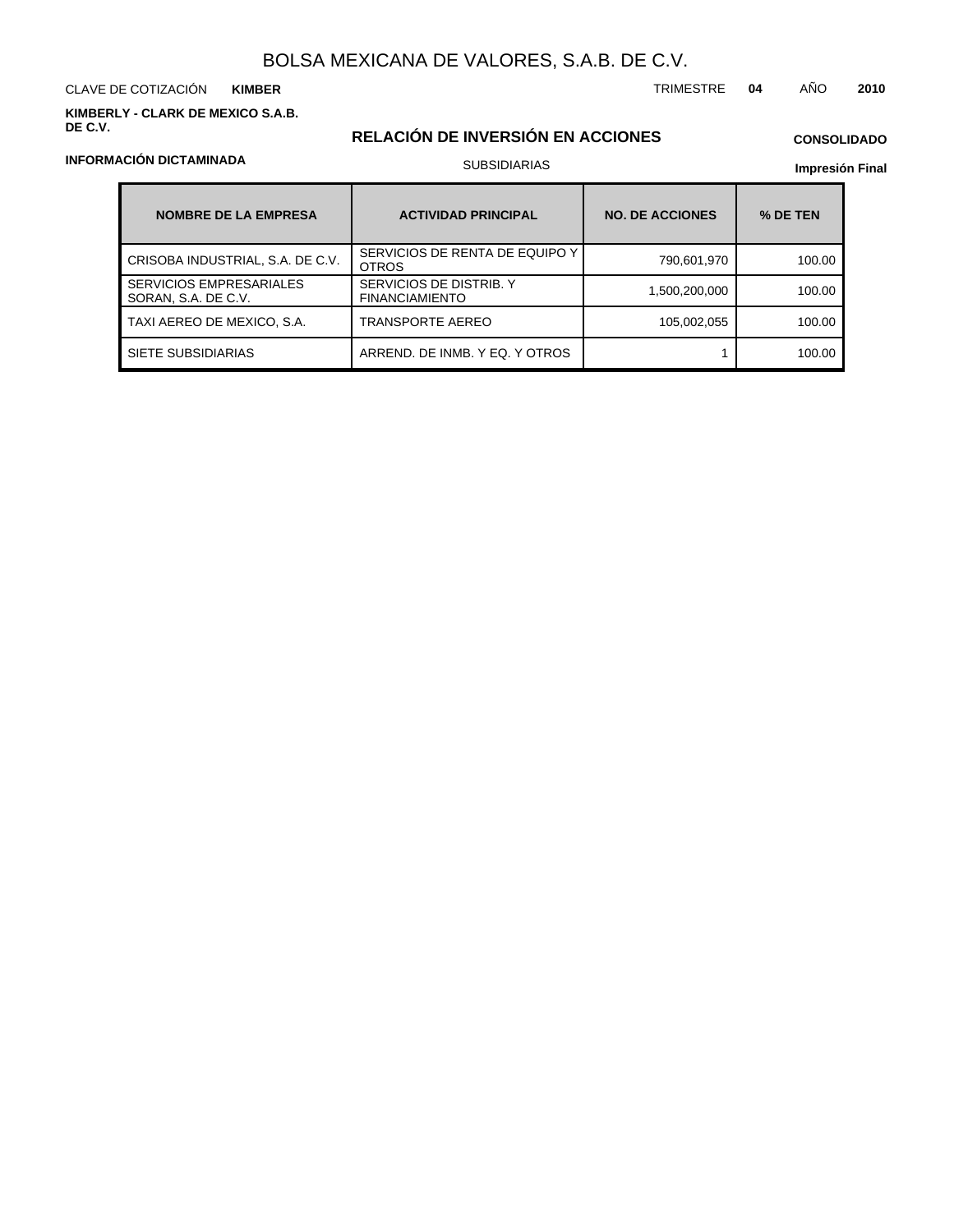BOLSA MEXICANA DE VALORES, S.A.B. DE C.V.

CLAVE DE COTIZACIÓN **KIMBER**

TRIMESTRE **04** AÑO **2010**

**KIMBERLY - CLARK DE MEXICO S.A.B. DE C.V.**

## RELACIÓN DE INVERSIÓN EN ACCIONES

**CONSOLIDADO**

**INFORMACIÓN DICTAMINADA**

SUBSIDIARIAS

**Impresión Final**

| NOMBRE DE LA EMPRESA | ACTIVIDAD PRINCIPAL | NO. DE ACCIONES | % DE TEN |
|---|---|---|---|
| CRISOBA INDUSTRIAL, S.A. DE C.V. | SERVICIOS DE RENTA DE EQUIPO Y OTROS | 790,601,970 | 100.00 |
| SERVICIOS EMPRESARIALES SORAN, S.A. DE C.V. | SERVICIOS DE DISTRIB. Y FINANCIAMIENTO | 1,500,200,000 | 100.00 |
| TAXI AEREO DE MEXICO, S.A. | TRANSPORTE AEREO | 105,002,055 | 100.00 |
| SIETE SUBSIDIARIAS | ARREND. DE INMB. Y EQ. Y OTROS | 1 | 100.00 |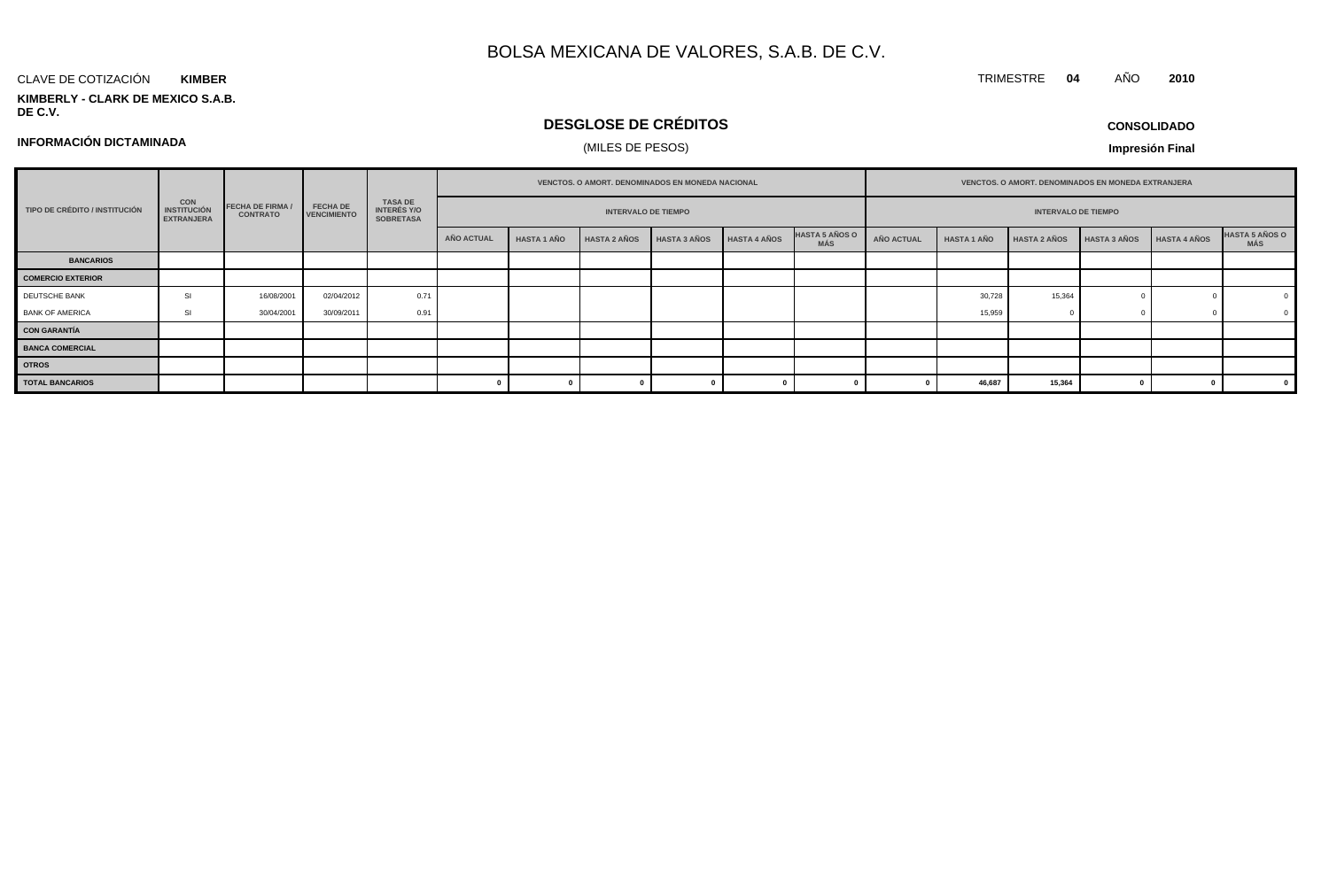# BOLSA MEXICANA DE VALORES, S.A.B. DE C.V.

CLAVE DE COTIZACIÓN **KIMBER**

TRIMESTRE **04** AÑO **2010**

**KIMBERLY - CLARK DE MEXICO S.A.B. DE C.V.**

## DESGLOSE DE CRÉDITOS

(MILES DE PESOS)

**INFORMACIÓN DICTAMINADA**

**CONSOLIDADO**

**Impresión Final**

| TIPO DE CRÉDITO / INSTITUCIÓN | CON INSTITUCIÓN EXTRANJERA | FECHA DE FIRMA / CONTRATO | FECHA DE VENCIMIENTO | TASA DE INTERÉS Y/O SOBRETASA | VENCTOS. O AMORT. DENOMINADOS EN MONEDA NACIONAL | | | | | | VENCTOS. O AMORT. DENOMINADOS EN MONEDA EXTRANJERA | | | | | |
|---|---|---|---|---|---|---|---|---|---|---|---|---|---|---|---|---|
| | | | | | INTERVALO DE TIEMPO | | | | | | INTERVALO DE TIEMPO | | | | | |
| | | | | | AÑO ACTUAL | HASTA 1 AÑO | HASTA 2 AÑOS | HASTA 3 AÑOS | HASTA 4 AÑOS | HASTA 5 AÑOS O MÁS | AÑO ACTUAL | HASTA 1 AÑO | HASTA 2 AÑOS | HASTA 3 AÑOS | HASTA 4 AÑOS | HASTA 5 AÑOS O MÁS |
| **BANCARIOS** | | | | | | | | | | | | | | | | |
| **COMERCIO EXTERIOR** | | | | | | | | | | | | | | | | |
| DEUTSCHE BANK | SI | 16/08/2001 | 02/04/2012 | 0.71 | | | | | | | | 30,728 | 15,364 | 0 | 0 | 0 |
| BANK OF AMERICA | SI | 30/04/2001 | 30/09/2011 | 0.91 | | | | | | | | 15,959 | 0 | 0 | 0 | 0 |
| **CON GARANTÍA** | | | | | | | | | | | | | | | | |
| **BANCA COMERCIAL** | | | | | | | | | | | | | | | | |
| **OTROS** | | | | | | | | | | | | | | | | |
| **TOTAL BANCARIOS** | | | | | **0** | **0** | **0** | **0** | **0** | **0** | **0** | **46,687** | **15,364** | **0** | **0** | **0** |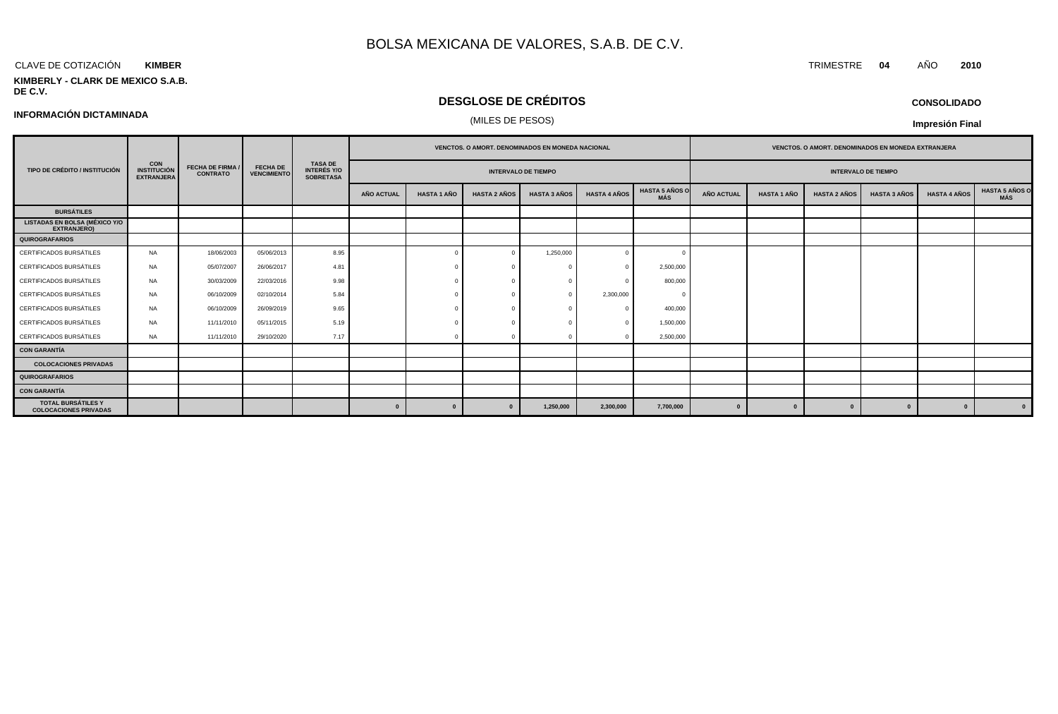# BOLSA MEXICANA DE VALORES, S.A.B. DE C.V.

CLAVE DE COTIZACIÓN **KIMBER**

TRIMESTRE **04** AÑO **2010**

**KIMBERLY - CLARK DE MEXICO S.A.B. DE C.V.**

## DESGLOSE DE CRÉDITOS

(MILES DE PESOS)

**INFORMACIÓN DICTAMINADA**

**CONSOLIDADO**

**Impresión Final**

| TIPO DE CRÉDITO / INSTITUCIÓN | CON INSTITUCIÓN EXTRANJERA | FECHA DE FIRMA / CONTRATO | FECHA DE VENCIMIENTO | TASA DE INTERÉS Y/O SOBRETASA | VENCTOS. O AMORT. DENOMINADOS EN MONEDA NACIONAL | | | | | | VENCTOS. O AMORT. DENOMINADOS EN MONEDA EXTRANJERA | | | | | |
|---|---|---|---|---|---|---|---|---|---|---|---|---|---|---|---|---|
| | | | | | INTERVALO DE TIEMPO | | | | | | INTERVALO DE TIEMPO | | | | | |
| | | | | | AÑO ACTUAL | HASTA 1 AÑO | HASTA 2 AÑOS | HASTA 3 AÑOS | HASTA 4 AÑOS | HASTA 5 AÑOS O MÁS | AÑO ACTUAL | HASTA 1 AÑO | HASTA 2 AÑOS | HASTA 3 AÑOS | HASTA 4 AÑOS | HASTA 5 AÑOS O MÁS |
| **BURSÁTILES** | | | | | | | | | | | | | | | | |
| **LISTADAS EN BOLSA (MÉXICO Y/O EXTRANJERO)** | | | | | | | | | | | | | | | | |
| **QUIROGRAFARIOS** | | | | | | | | | | | | | | | | |
| CERTIFICADOS BURSÁTILES | NA | 18/06/2003 | 05/06/2013 | 8.95 | | 0 | 0 | 1,250,000 | 0 | 0 | | | | | | |
| CERTIFICADOS BURSÁTILES | NA | 05/07/2007 | 26/06/2017 | 4.81 | | 0 | 0 | 0 | 0 | 2,500,000 | | | | | | |
| CERTIFICADOS BURSÁTILES | NA | 30/03/2009 | 22/03/2016 | 9.98 | | 0 | 0 | 0 | 0 | 800,000 | | | | | | |
| CERTIFICADOS BURSÁTILES | NA | 06/10/2009 | 02/10/2014 | 5.84 | | 0 | 0 | 0 | 2,300,000 | 0 | | | | | | |
| CERTIFICADOS BURSÁTILES | NA | 06/10/2009 | 26/09/2019 | 9.65 | | 0 | 0 | 0 | 0 | 400,000 | | | | | | |
| CERTIFICADOS BURSÁTILES | NA | 11/11/2010 | 05/11/2015 | 5.19 | | 0 | 0 | 0 | 0 | 1,500,000 | | | | | | |
| CERTIFICADOS BURSÁTILES | NA | 11/11/2010 | 29/10/2020 | 7.17 | | 0 | 0 | 0 | 0 | 2,500,000 | | | | | | |
| **CON GARANTÍA** | | | | | | | | | | | | | | | | |
| **COLOCACIONES PRIVADAS** | | | | | | | | | | | | | | | | |
| **QUIROGRAFARIOS** | | | | | | | | | | | | | | | | |
| **CON GARANTÍA** | | | | | | | | | | | | | | | | |
| **TOTAL BURSÁTILES Y COLOCACIONES PRIVADAS** | | | | | **0** | **0** | **0** | **1,250,000** | **2,300,000** | **7,700,000** | **0** | **0** | **0** | **0** | **0** | **0** |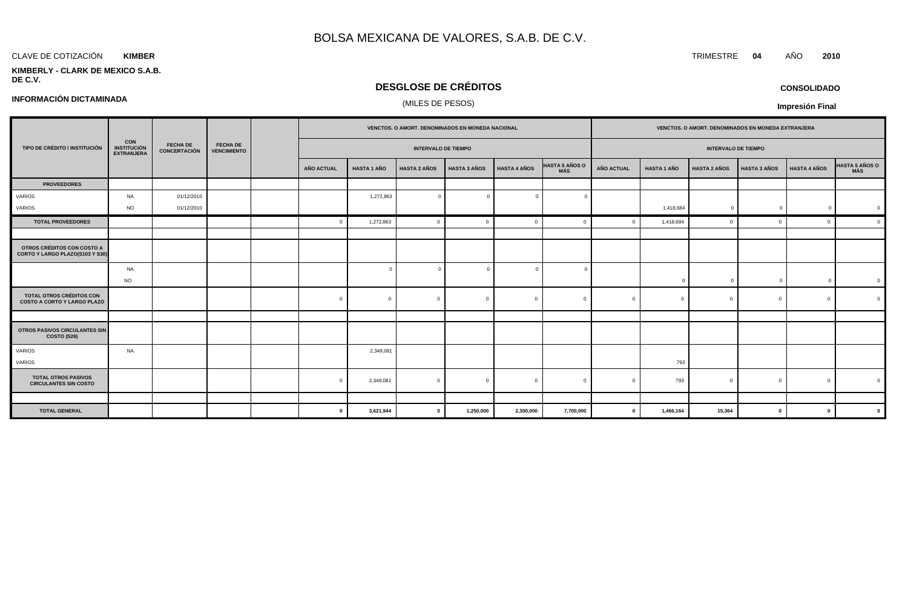# BOLSA MEXICANA DE VALORES, S.A.B. DE C.V.

CLAVE DE COTIZACIÓN **KIMBER**

TRIMESTRE **04** AÑO **2010**

**KIMBERLY - CLARK DE MEXICO S.A.B. DE C.V.**

## DESGLOSE DE CRÉDITOS

(MILES DE PESOS)

**INFORMACIÓN DICTAMINADA**

**CONSOLIDADO**

**Impresión Final**

| TIPO DE CRÉDITO / INSTITUCIÓN | CON INSTITUCIÓN EXTRANJERA | FECHA DE CONCERTACIÓN | FECHA DE VENCIMIENTO | | VENCTOS. O AMORT. DENOMINADOS EN MONEDA NACIONAL | | | | | | VENCTOS. O AMORT. DENOMINADOS EN MONEDA EXTRANJERA | | | | | |
|---|---|---|---|---|---|---|---|---|---|---|---|---|---|---|---|---|
| | | | | | INTERVALO DE TIEMPO | | | | | | INTERVALO DE TIEMPO | | | | | |
| | | | | | AÑO ACTUAL | HASTA 1 AÑO | HASTA 2 AÑOS | HASTA 3 AÑOS | HASTA 4 AÑOS | HASTA 5 AÑOS O MÁS | AÑO ACTUAL | HASTA 1 AÑO | HASTA 2 AÑOS | HASTA 3 AÑOS | HASTA 4 AÑOS | HASTA 5 AÑOS O MÁS |
| **PROVEEDORES** | | | | | | | | | | | | | | | | |
| VARIOS | NA | 01/12/2010 | | | | 1,272,863 | 0 | 0 | 0 | 0 | | | | | | |
| VARIOS | NO | 01/12/2010 | | | | | | | | | | 1,418,684 | 0 | 0 | 0 | 0 |
| **TOTAL PROVEEDORES** | | | | | 0 | 1,272,863 | 0 | 0 | 0 | 0 | 0 | 1,418,684 | 0 | 0 | 0 | 0 |
| | | | | | | | | | | | | | | | | |
| **OTROS CRÉDITOS CON COSTO A CORTO Y LARGO PLAZO(S103 Y S30)** | | | | | | | | | | | | | | | | |
| | NA | | | | | 0 | 0 | 0 | 0 | 0 | | | | | | |
| | NO | | | | | | | | | | | 0 | 0 | 0 | 0 | 0 |
| **TOTAL OTROS CRÉDITOS CON COSTO A CORTO Y LARGO PLAZO** | | | | | 0 | 0 | 0 | 0 | 0 | 0 | 0 | 0 | 0 | 0 | 0 | 0 |
| | | | | | | | | | | | | | | | | |
| **OTROS PASIVOS CIRCULANTES SIN COSTO (S26)** | | | | | | | | | | | | | | | | |
| VARIOS | NA | | | | | 2,349,081 | | | | | | | | | | |
| VARIOS | | | | | | | | | | | | 793 | | | | |
| **TOTAL OTROS PASIVOS CIRCULANTES SIN COSTO** | | | | | 0 | 2,349,081 | 0 | 0 | 0 | 0 | 0 | 793 | 0 | 0 | 0 | 0 |
| | | | | | | | | | | | | | | | | |
| **TOTAL GENERAL** | | | | | **0** | **3,621,944** | **0** | **1,250,000** | **2,300,000** | **7,700,000** | **0** | **1,466,164** | **15,364** | **0** | **0** | **0** |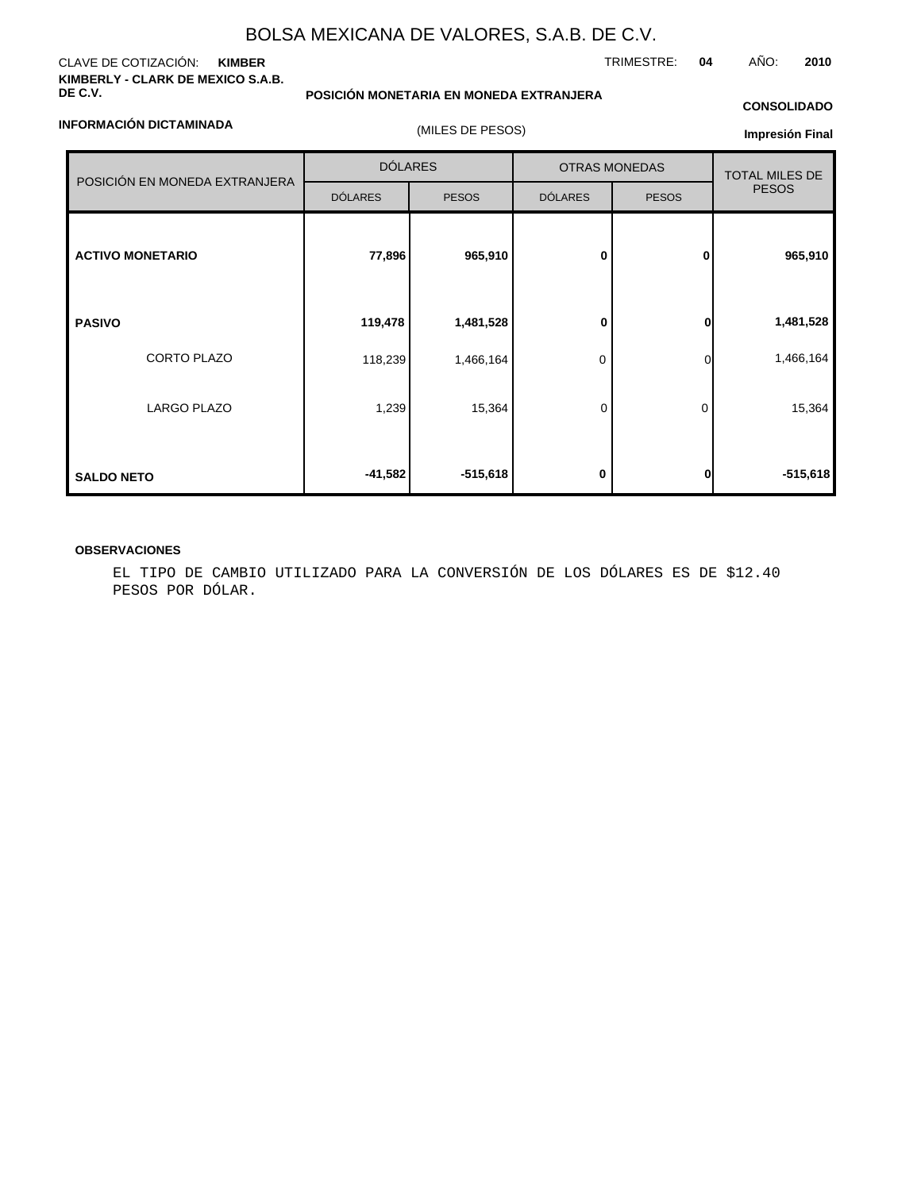# BOLSA MEXICANA DE VALORES, S.A.B. DE C.V.

CLAVE DE COTIZACIÓN: **KIMBER**

TRIMESTRE: **04** AÑO: **2010**

**KIMBERLY - CLARK DE MEXICO S.A.B. DE C.V.**

**POSICIÓN MONETARIA EN MONEDA EXTRANJERA**

**CONSOLIDADO**

**INFORMACIÓN DICTAMINADA**

(MILES DE PESOS)

**Impresión Final**

| POSICIÓN EN MONEDA EXTRANJERA | DÓLARES | | OTRAS MONEDAS | | TOTAL MILES DE PESOS |
|---|---|---|---|---|---|
| | DÓLARES | PESOS | DÓLARES | PESOS | |
| **ACTIVO MONETARIO** | **77,896** | **965,910** | **0** | **0** | **965,910** |
| **PASIVO** | **119,478** | **1,481,528** | **0** | **0** | **1,481,528** |
| CORTO PLAZO | 118,239 | 1,466,164 | 0 | 0 | 1,466,164 |
| LARGO PLAZO | 1,239 | 15,364 | 0 | 0 | 15,364 |
| **SALDO NETO** | **-41,582** | **-515,618** | **0** | **0** | **-515,618** |

**OBSERVACIONES**

EL TIPO DE CAMBIO UTILIZADO PARA LA CONVERSIÓN DE LOS DÓLARES ES DE $12.40 PESOS POR DÓLAR.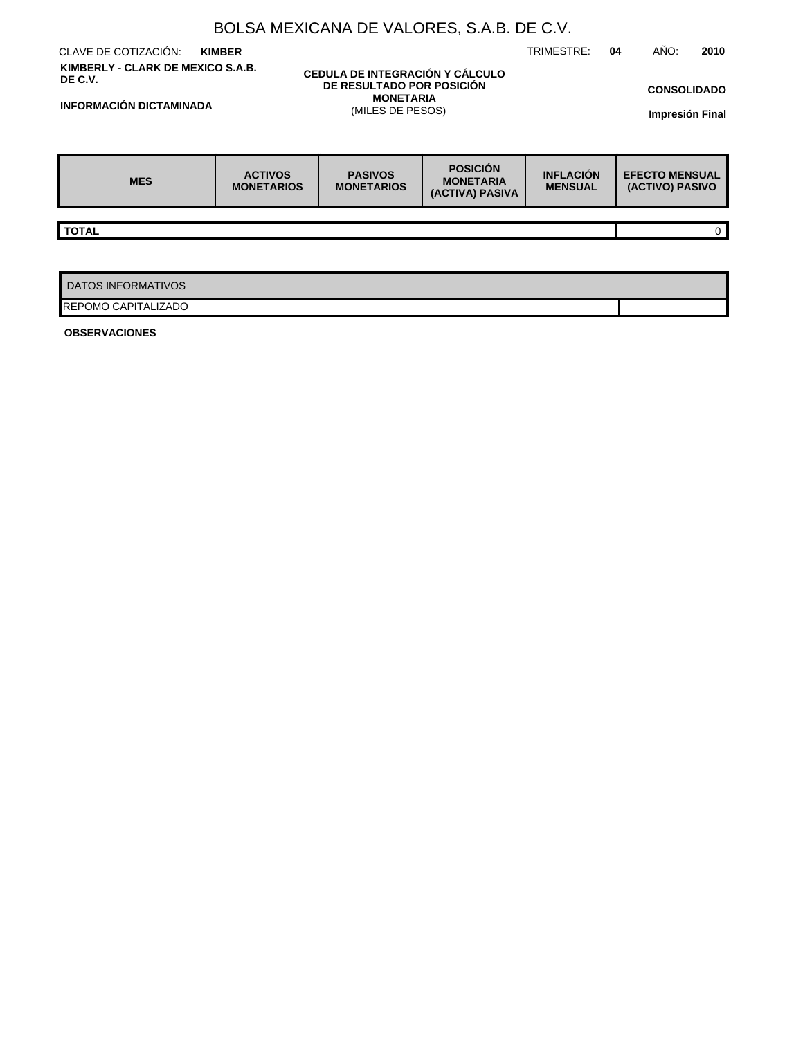# BOLSA MEXICANA DE VALORES, S.A.B. DE C.V.

CLAVE DE COTIZACIÓN: **KIMBER**

TRIMESTRE: **04** AÑO: **2010**

**KIMBERLY - CLARK DE MEXICO S.A.B. DE C.V.**

**CEDULA DE INTEGRACIÓN Y CÁLCULO DE RESULTADO POR POSICIÓN MONETARIA**
(MILES DE PESOS)

**CONSOLIDADO**

**INFORMACIÓN DICTAMINADA**

**Impresión Final**

| MES | ACTIVOS MONETARIOS | PASIVOS MONETARIOS | POSICIÓN MONETARIA (ACTIVA) PASIVA | INFLACIÓN MENSUAL | EFECTO MENSUAL (ACTIVO) PASIVO |
|---|---|---|---|---|---|
| **TOTAL** | | | | | 0 |

| DATOS INFORMATIVOS | |
|---|---|
| REPOMO CAPITALIZADO | |

**OBSERVACIONES**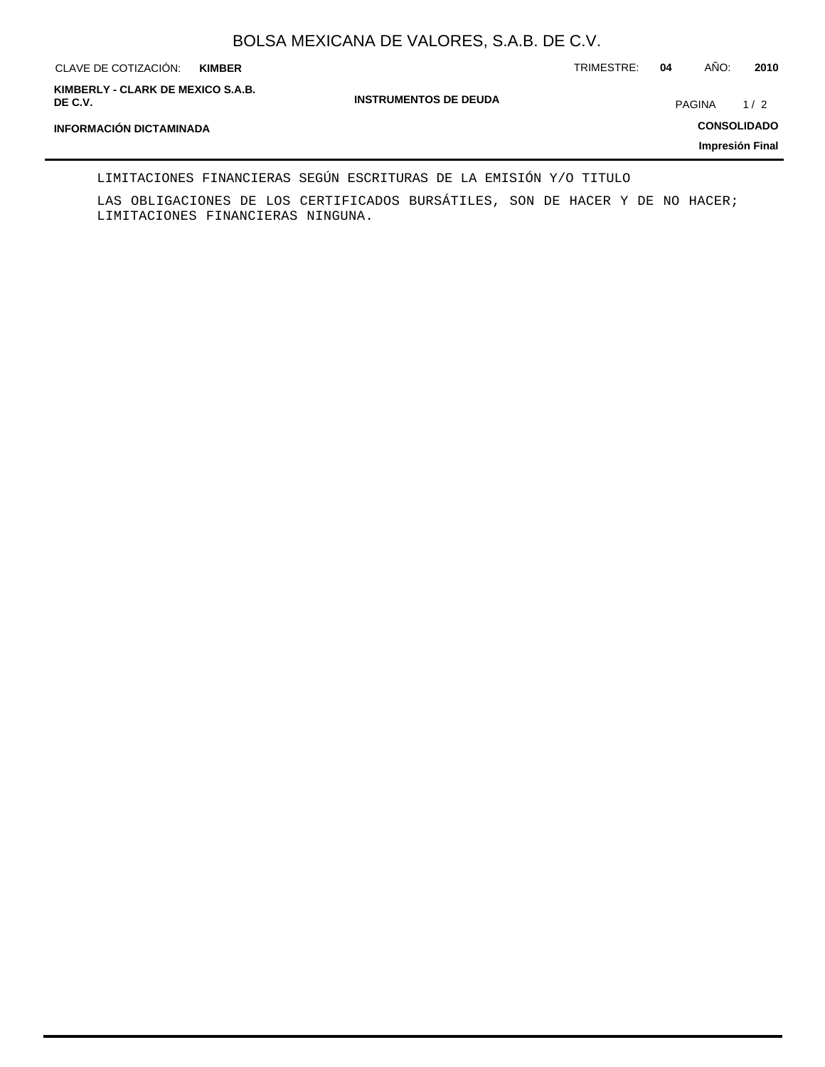LIMITACIONES FINANCIERAS SEGÚN ESCRITURAS DE LA EMISIÓN Y/O TITULO

LAS OBLIGACIONES DE LOS CERTIFICADOS BURSÁTILES, SON DE HACER Y DE NO HACER; LIMITACIONES FINANCIERAS NINGUNA.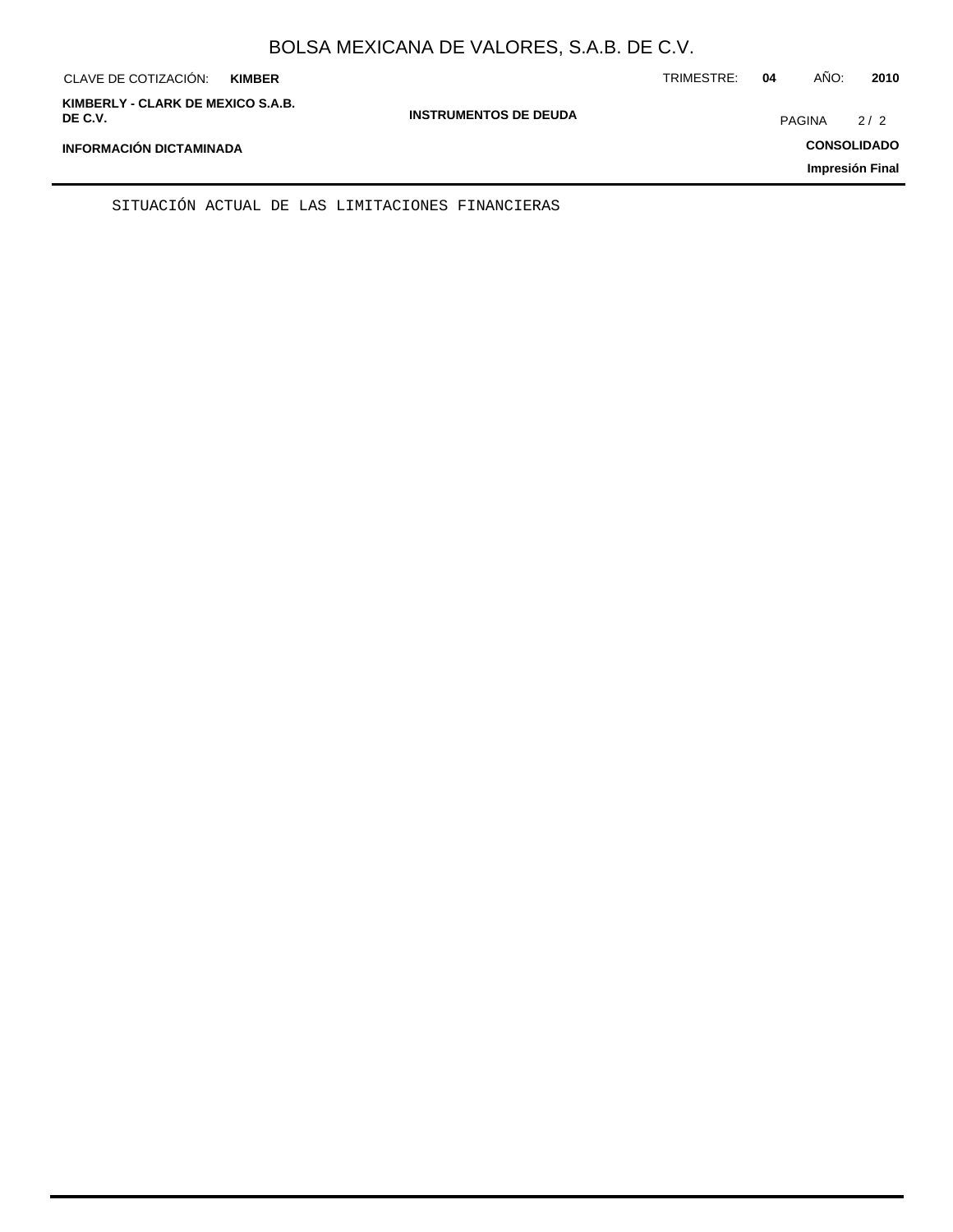SITUACIÓN ACTUAL DE LAS LIMITACIONES FINANCIERAS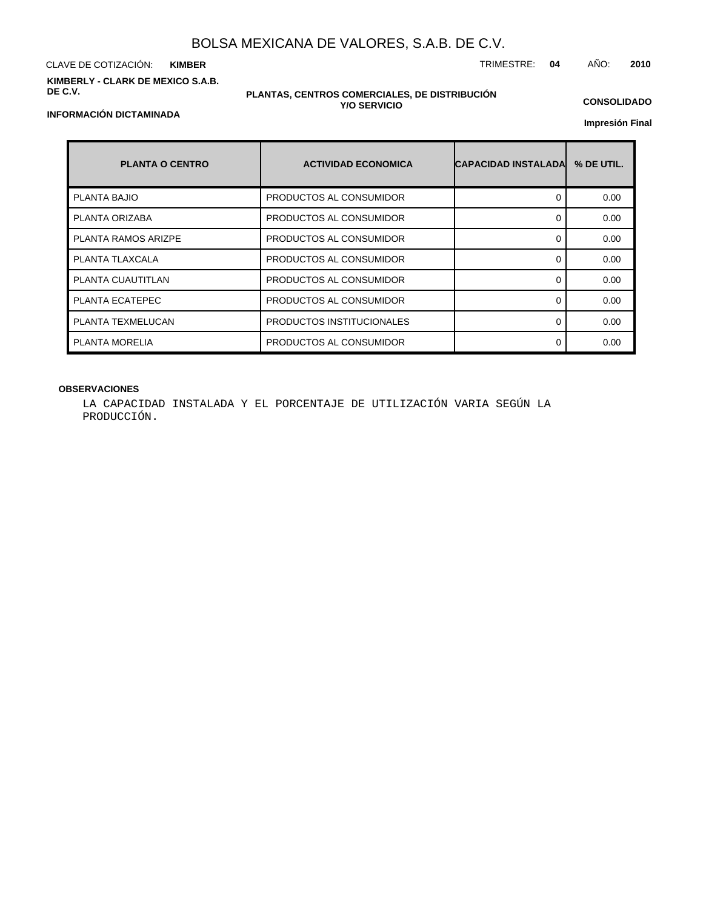BOLSA MEXICANA DE VALORES, S.A.B. DE C.V.

CLAVE DE COTIZACIÓN: **KIMBER**

TRIMESTRE: **04** AÑO: **2010**

**KIMBERLY - CLARK DE MEXICO S.A.B. DE C.V.**

**PLANTAS, CENTROS COMERCIALES, DE DISTRIBUCIÓN Y/O SERVICIO**

**CONSOLIDADO**

**INFORMACIÓN DICTAMINADA**

**Impresión Final**

| PLANTA O CENTRO | ACTIVIDAD ECONOMICA | CAPACIDAD INSTALADA | % DE UTIL. |
|---|---|---|---|
| PLANTA BAJIO | PRODUCTOS AL CONSUMIDOR | 0 | 0.00 |
| PLANTA ORIZABA | PRODUCTOS AL CONSUMIDOR | 0 | 0.00 |
| PLANTA RAMOS ARIZPE | PRODUCTOS AL CONSUMIDOR | 0 | 0.00 |
| PLANTA TLAXCALA | PRODUCTOS AL CONSUMIDOR | 0 | 0.00 |
| PLANTA CUAUTITLAN | PRODUCTOS AL CONSUMIDOR | 0 | 0.00 |
| PLANTA ECATEPEC | PRODUCTOS AL CONSUMIDOR | 0 | 0.00 |
| PLANTA TEXMELUCAN | PRODUCTOS INSTITUCIONALES | 0 | 0.00 |
| PLANTA MORELIA | PRODUCTOS AL CONSUMIDOR | 0 | 0.00 |

**OBSERVACIONES**

LA CAPACIDAD INSTALADA Y EL PORCENTAJE DE UTILIZACIÓN VARIA SEGÚN LA PRODUCCIÓN.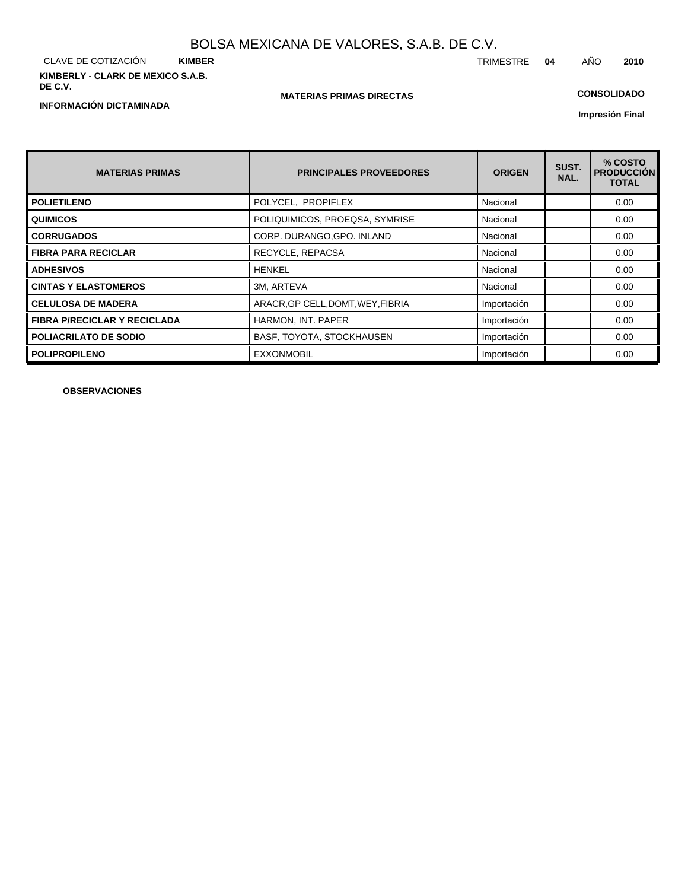# BOLSA MEXICANA DE VALORES, S.A.B. DE C.V.

CLAVE DE COTIZACIÓN **KIMBER** TRIMESTRE **04** AÑO **2010**

**KIMBERLY - CLARK DE MEXICO S.A.B. DE C.V.**

**MATERIAS PRIMAS DIRECTAS**

**CONSOLIDADO**

**INFORMACIÓN DICTAMINADA**

**Impresión Final**

| MATERIAS PRIMAS | PRINCIPALES PROVEEDORES | ORIGEN | SUST. NAL. | % COSTO PRODUCCIÓN TOTAL |
|---|---|---|---|---|
| **POLIETILENO** | POLYCEL, PROPIFLEX | Nacional | | 0.00 |
| **QUIMICOS** | POLIQUIMICOS, PROEQSA, SYMRISE | Nacional | | 0.00 |
| **CORRUGADOS** | CORP. DURANGO,GPO. INLAND | Nacional | | 0.00 |
| **FIBRA PARA RECICLAR** | RECYCLE, REPACSA | Nacional | | 0.00 |
| **ADHESIVOS** | HENKEL | Nacional | | 0.00 |
| **CINTAS Y ELASTOMEROS** | 3M, ARTEVA | Nacional | | 0.00 |
| **CELULOSA DE MADERA** | ARACR,GP CELL,DOMT,WEY,FIBRIA | Importación | | 0.00 |
| **FIBRA P/RECICLAR Y RECICLADA** | HARMON, INT. PAPER | Importación | | 0.00 |
| **POLIACRILATO DE SODIO** | BASF, TOYOTA, STOCKHAUSEN | Importación | | 0.00 |
| **POLIPROPILENO** | EXXONMOBIL | Importación | | 0.00 |

**OBSERVACIONES**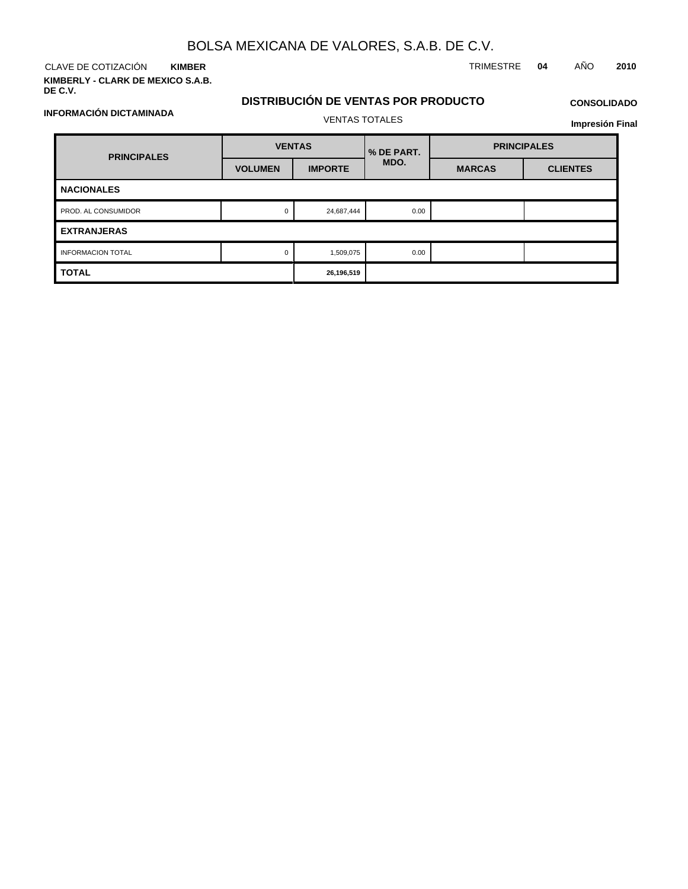# BOLSA MEXICANA DE VALORES, S.A.B. DE C.V.

CLAVE DE COTIZACIÓN **KIMBER**

TRIMESTRE **04** AÑO **2010**

**KIMBERLY - CLARK DE MEXICO S.A.B. DE C.V.**

## DISTRIBUCIÓN DE VENTAS POR PRODUCTO

**CONSOLIDADO**

**INFORMACIÓN DICTAMINADA**

VENTAS TOTALES

**Impresión Final**

| PRINCIPALES | VENTAS | | % DE PART. MDO. | PRINCIPALES | |
|---|---|---|---|---|---|
| | VOLUMEN | IMPORTE | | MARCAS | CLIENTES |
| **NACIONALES** | | | | | |
| PROD. AL CONSUMIDOR | 0 | 24,687,444 | 0.00 | | |
| **EXTRANJERAS** | | | | | |
| INFORMACION TOTAL | 0 | 1,509,075 | 0.00 | | |
| **TOTAL** | | **26,196,519** | | | |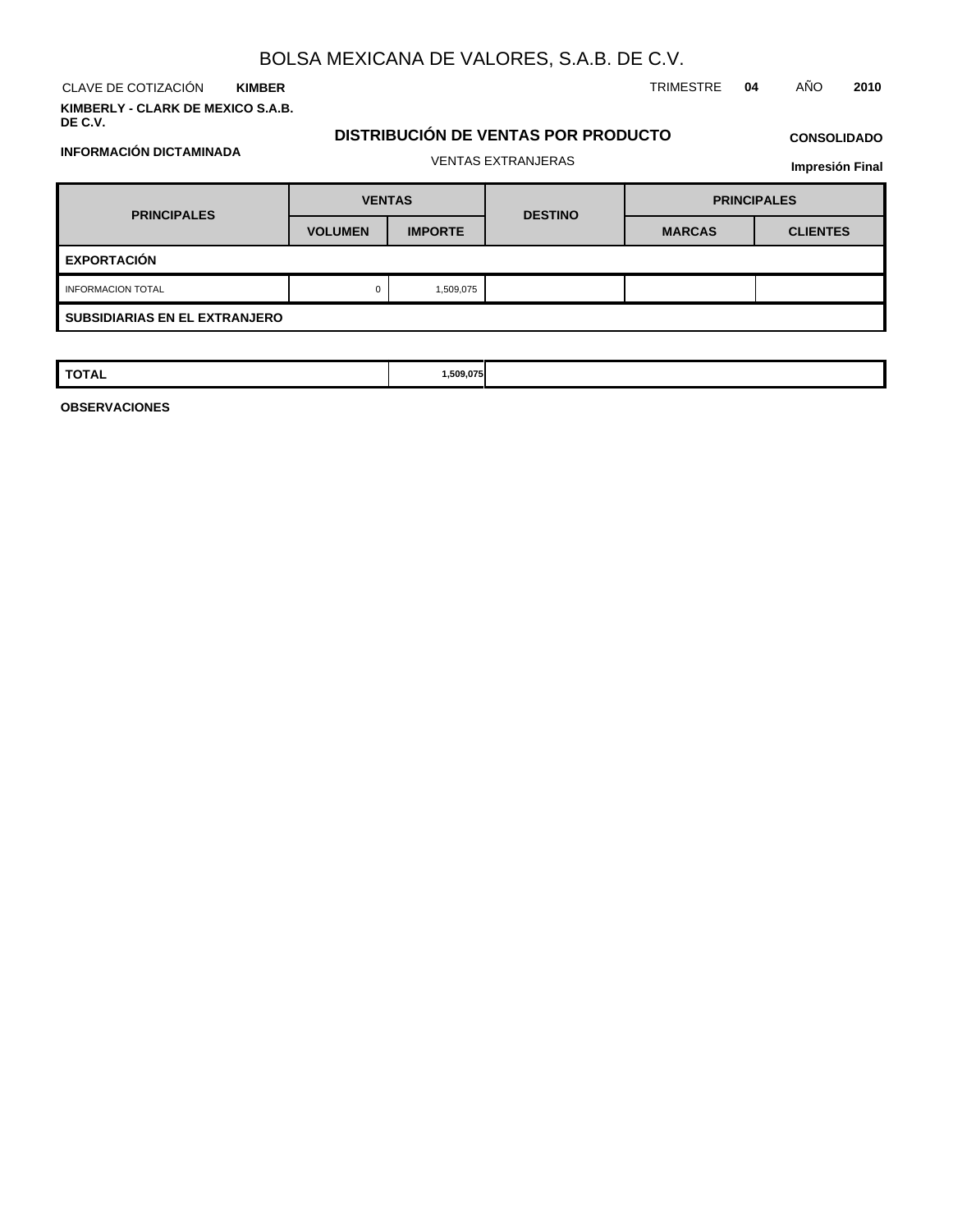# BOLSA MEXICANA DE VALORES, S.A.B. DE C.V.

CLAVE DE COTIZACIÓN **KIMBER**

TRIMESTRE **04** AÑO **2010**

**KIMBERLY - CLARK DE MEXICO S.A.B. DE C.V.**

**INFORMACIÓN DICTAMINADA**

## DISTRIBUCIÓN DE VENTAS POR PRODUCTO

VENTAS EXTRANJERAS

**CONSOLIDADO**

**Impresión Final**

| PRINCIPALES | VENTAS | | DESTINO | PRINCIPALES | |
|---|---|---|---|---|---|
| | VOLUMEN | IMPORTE | | MARCAS | CLIENTES |
| **EXPORTACIÓN** | | | | | |
| INFORMACION TOTAL | 0 | 1,509,075 | | | |
| **SUBSIDIARIAS EN EL EXTRANJERO** | | | | | |
| **TOTAL** | | **1,509,075** | | | |

**OBSERVACIONES**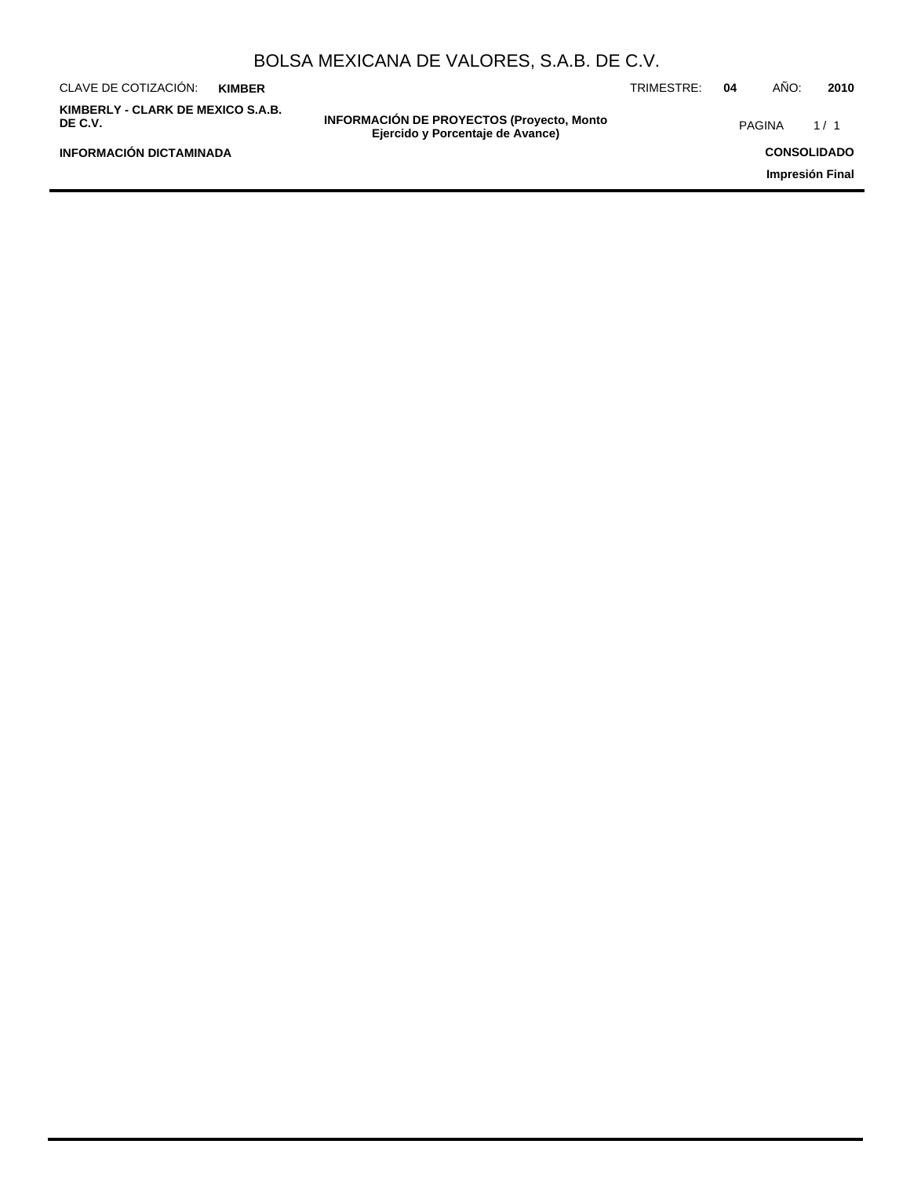# INFORMACIÓN DE PROYECTOS (Proyecto, Monto Ejercido y Porcentaje de Avance)

KIMBERLY - CLARK DE MEXICO S.A.B. DE C.V.

INFORMACIÓN DICTAMINADA

CONSOLIDADO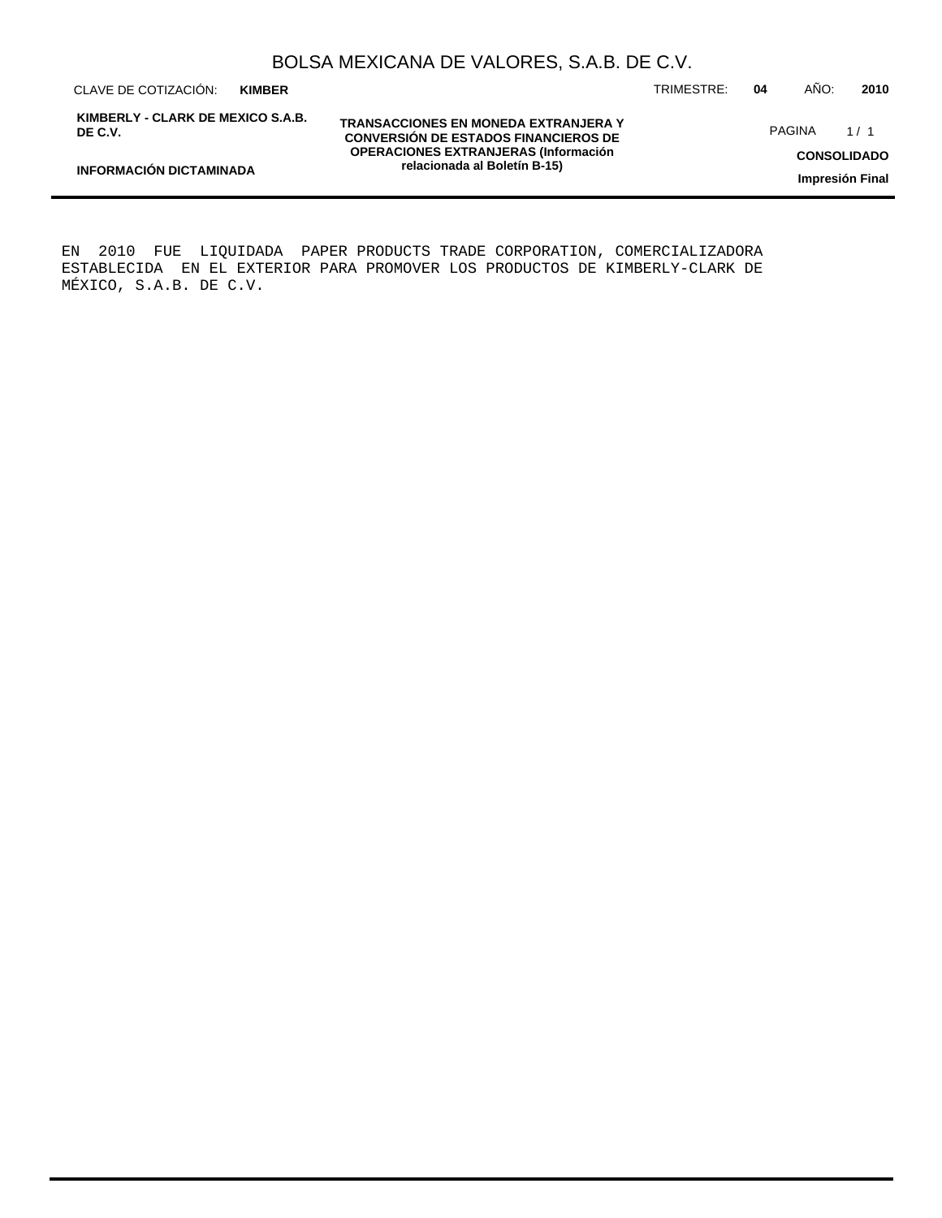EN 2010 FUE LIQUIDADA PAPER PRODUCTS TRADE CORPORATION, COMERCIALIZADORA ESTABLECIDA EN EL EXTERIOR PARA PROMOVER LOS PRODUCTOS DE KIMBERLY-CLARK DE MÉXICO, S.A.B. DE C.V.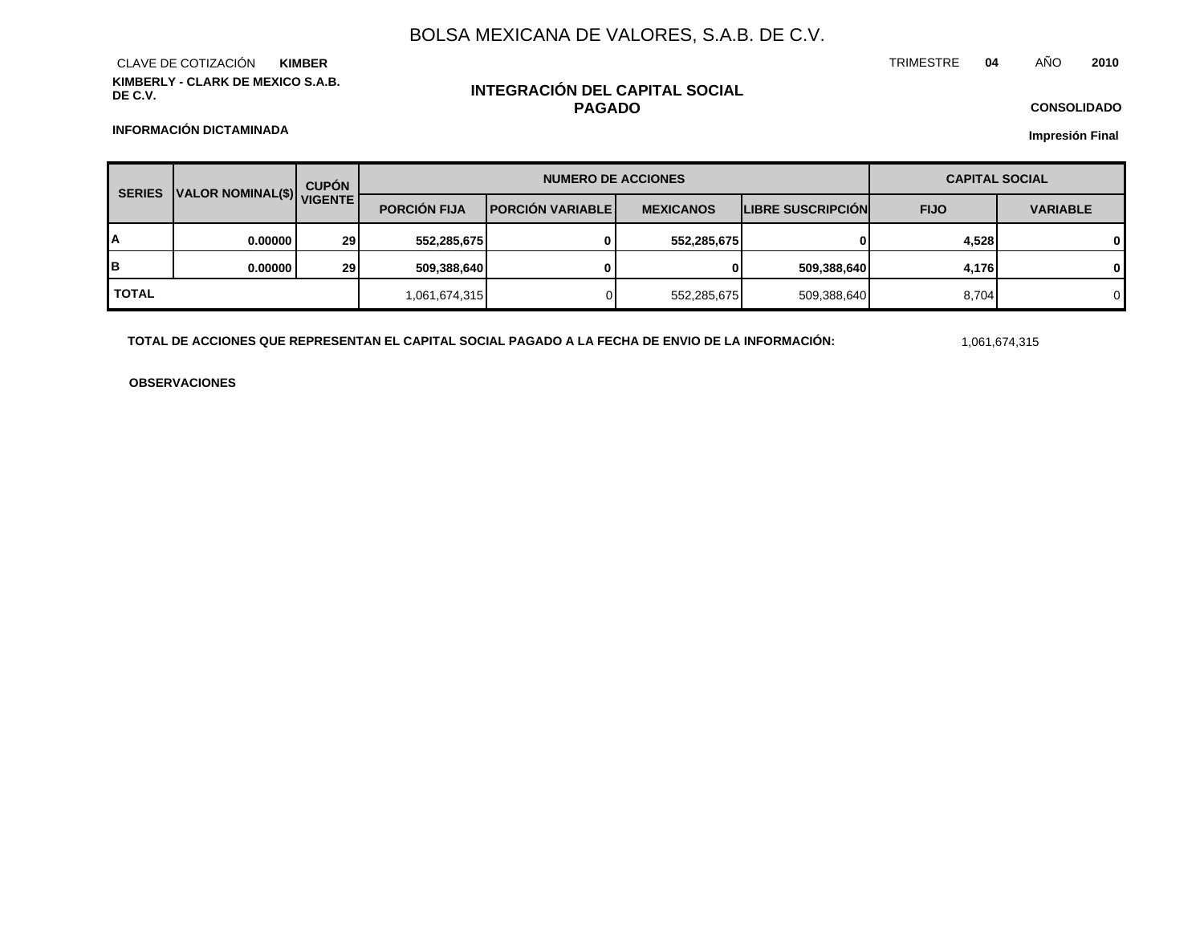# BOLSA MEXICANA DE VALORES, S.A.B. DE C.V.

CLAVE DE COTIZACIÓN **KIMBER**

TRIMESTRE **04** AÑO **2010**

**KIMBERLY - CLARK DE MEXICO S.A.B. DE C.V.**

## INTEGRACIÓN DEL CAPITAL SOCIAL PAGADO

**CONSOLIDADO**

**INFORMACIÓN DICTAMINADA**

**Impresión Final**

| SERIES | VALOR NOMINAL($) | CUPÓN VIGENTE | NUMERO DE ACCIONES | | | | CAPITAL SOCIAL | |
|---|---|---|---|---|---|---|---|---|
| | | | PORCIÓN FIJA | PORCIÓN VARIABLE | MEXICANOS | LIBRE SUSCRIPCIÓN | FIJO | VARIABLE |
| **A** | **0.00000** | **29** | **552,285,675** | **0** | **552,285,675** | **0** | **4,528** | **0** |
| **B** | **0.00000** | **29** | **509,388,640** | **0** | **0** | **509,388,640** | **4,176** | **0** |
| **TOTAL** | | | 1,061,674,315 | 0 | 552,285,675 | 509,388,640 | 8,704 | 0 |

**TOTAL DE ACCIONES QUE REPRESENTAN EL CAPITAL SOCIAL PAGADO A LA FECHA DE ENVIO DE LA INFORMACIÓN:** 1,061,674,315

**OBSERVACIONES**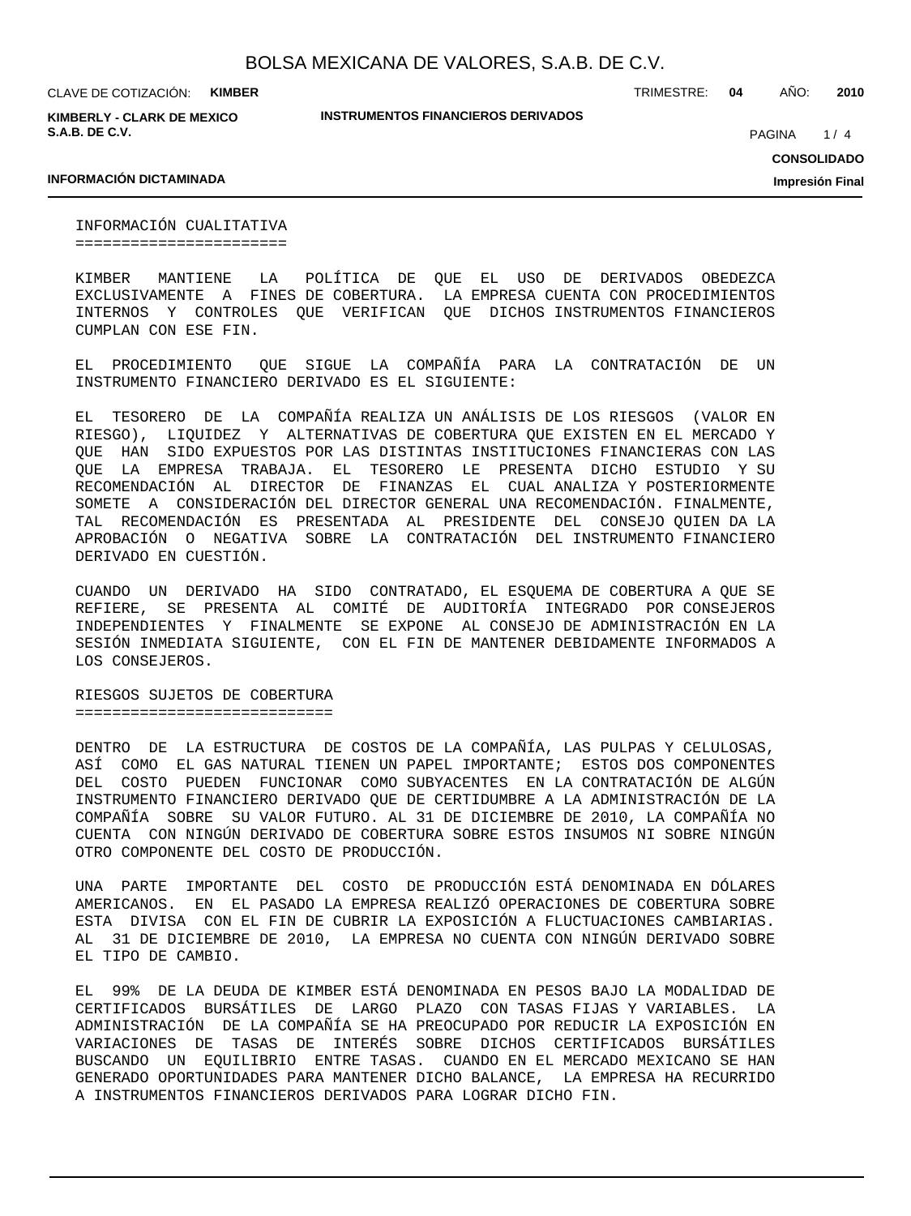## INFORMACIÓN CUALITATIVA

KIMBER MANTIENE LA POLÍTICA DE QUE EL USO DE DERIVADOS OBEDEZCA EXCLUSIVAMENTE A FINES DE COBERTURA. LA EMPRESA CUENTA CON PROCEDIMIENTOS INTERNOS Y CONTROLES QUE VERIFICAN QUE DICHOS INSTRUMENTOS FINANCIEROS CUMPLAN CON ESE FIN.

EL PROCEDIMIENTO QUE SIGUE LA COMPAÑÍA PARA LA CONTRATACIÓN DE UN INSTRUMENTO FINANCIERO DERIVADO ES EL SIGUIENTE:

EL TESORERO DE LA COMPAÑÍA REALIZA UN ANÁLISIS DE LOS RIESGOS (VALOR EN RIESGO), LIQUIDEZ Y ALTERNATIVAS DE COBERTURA QUE EXISTEN EN EL MERCADO Y QUE HAN SIDO EXPUESTOS POR LAS DISTINTAS INSTITUCIONES FINANCIERAS CON LAS QUE LA EMPRESA TRABAJA. EL TESORERO LE PRESENTA DICHO ESTUDIO Y SU RECOMENDACIÓN AL DIRECTOR DE FINANZAS EL CUAL ANALIZA Y POSTERIORMENTE SOMETE A CONSIDERACIÓN DEL DIRECTOR GENERAL UNA RECOMENDACIÓN. FINALMENTE, TAL RECOMENDACIÓN ES PRESENTADA AL PRESIDENTE DEL CONSEJO QUIEN DA LA APROBACIÓN O NEGATIVA SOBRE LA CONTRATACIÓN DEL INSTRUMENTO FINANCIERO DERIVADO EN CUESTIÓN.

CUANDO UN DERIVADO HA SIDO CONTRATADO, EL ESQUEMA DE COBERTURA A QUE SE REFIERE, SE PRESENTA AL COMITÉ DE AUDITORÍA INTEGRADO POR CONSEJEROS INDEPENDIENTES Y FINALMENTE SE EXPONE AL CONSEJO DE ADMINISTRACIÓN EN LA SESIÓN INMEDIATA SIGUIENTE, CON EL FIN DE MANTENER DEBIDAMENTE INFORMADOS A LOS CONSEJEROS.

## RIESGOS SUJETOS DE COBERTURA

DENTRO DE LA ESTRUCTURA DE COSTOS DE LA COMPAÑÍA, LAS PULPAS Y CELULOSAS, ASÍ COMO EL GAS NATURAL TIENEN UN PAPEL IMPORTANTE; ESTOS DOS COMPONENTES DEL COSTO PUEDEN FUNCIONAR COMO SUBYACENTES EN LA CONTRATACIÓN DE ALGÚN INSTRUMENTO FINANCIERO DERIVADO QUE DE CERTIDUMBRE A LA ADMINISTRACIÓN DE LA COMPAÑÍA SOBRE SU VALOR FUTURO. AL 31 DE DICIEMBRE DE 2010, LA COMPAÑÍA NO CUENTA CON NINGÚN DERIVADO DE COBERTURA SOBRE ESTOS INSUMOS NI SOBRE NINGÚN OTRO COMPONENTE DEL COSTO DE PRODUCCIÓN.

UNA PARTE IMPORTANTE DEL COSTO DE PRODUCCIÓN ESTÁ DENOMINADA EN DÓLARES AMERICANOS. EN EL PASADO LA EMPRESA REALIZÓ OPERACIONES DE COBERTURA SOBRE ESTA DIVISA CON EL FIN DE CUBRIR LA EXPOSICIÓN A FLUCTUACIONES CAMBIARIAS. AL 31 DE DICIEMBRE DE 2010, LA EMPRESA NO CUENTA CON NINGÚN DERIVADO SOBRE EL TIPO DE CAMBIO.

EL 99% DE LA DEUDA DE KIMBER ESTÁ DENOMINADA EN PESOS BAJO LA MODALIDAD DE CERTIFICADOS BURSÁTILES DE LARGO PLAZO CON TASAS FIJAS Y VARIABLES. LA ADMINISTRACIÓN DE LA COMPAÑÍA SE HA PREOCUPADO POR REDUCIR LA EXPOSICIÓN EN VARIACIONES DE TASAS DE INTERÉS SOBRE DICHOS CERTIFICADOS BURSÁTILES BUSCANDO UN EQUILIBRIO ENTRE TASAS. CUANDO EN EL MERCADO MEXICANO SE HAN GENERADO OPORTUNIDADES PARA MANTENER DICHO BALANCE, LA EMPRESA HA RECURRIDO A INSTRUMENTOS FINANCIEROS DERIVADOS PARA LOGRAR DICHO FIN.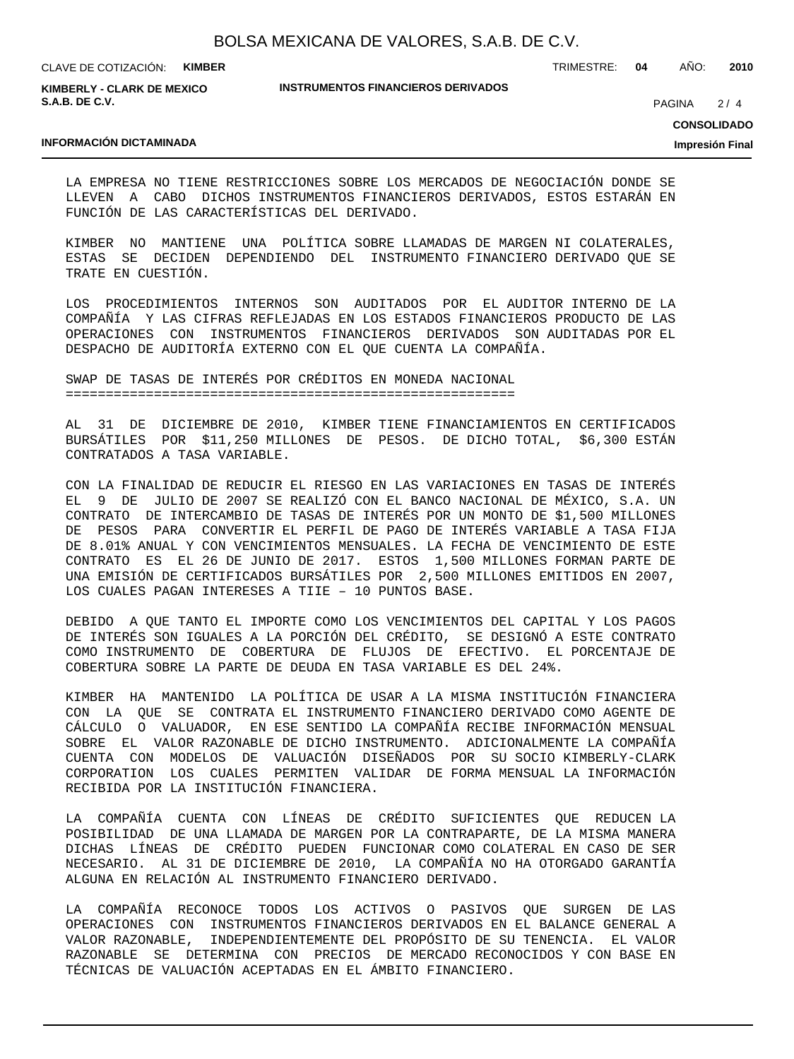LA EMPRESA NO TIENE RESTRICCIONES SOBRE LOS MERCADOS DE NEGOCIACIÓN DONDE SE LLEVEN A CABO DICHOS INSTRUMENTOS FINANCIEROS DERIVADOS, ESTOS ESTARÁN EN FUNCIÓN DE LAS CARACTERÍSTICAS DEL DERIVADO.

KIMBER NO MANTIENE UNA POLÍTICA SOBRE LLAMADAS DE MARGEN NI COLATERALES, ESTAS SE DECIDEN DEPENDIENDO DEL INSTRUMENTO FINANCIERO DERIVADO QUE SE TRATE EN CUESTIÓN.

LOS PROCEDIMIENTOS INTERNOS SON AUDITADOS POR EL AUDITOR INTERNO DE LA COMPAÑÍA Y LAS CIFRAS REFLEJADAS EN LOS ESTADOS FINANCIEROS PRODUCTO DE LAS OPERACIONES CON INSTRUMENTOS FINANCIEROS DERIVADOS SON AUDITADAS POR EL DESPACHO DE AUDITORÍA EXTERNO CON EL QUE CUENTA LA COMPAÑÍA.

## SWAP DE TASAS DE INTERÉS POR CRÉDITOS EN MONEDA NACIONAL

AL 31 DE DICIEMBRE DE 2010, KIMBER TIENE FINANCIAMIENTOS EN CERTIFICADOS BURSÁTILES POR $11,250 MILLONES DE PESOS. DE DICHO TOTAL, $6,300 ESTÁN CONTRATADOS A TASA VARIABLE.

CON LA FINALIDAD DE REDUCIR EL RIESGO EN LAS VARIACIONES EN TASAS DE INTERÉS EL 9 DE JULIO DE 2007 SE REALIZÓ CON EL BANCO NACIONAL DE MÉXICO, S.A. UN CONTRATO DE INTERCAMBIO DE TASAS DE INTERÉS POR UN MONTO DE $1,500 MILLONES DE PESOS PARA CONVERTIR EL PERFIL DE PAGO DE INTERÉS VARIABLE A TASA FIJA DE 8.01% ANUAL Y CON VENCIMIENTOS MENSUALES. LA FECHA DE VENCIMIENTO DE ESTE CONTRATO ES EL 26 DE JUNIO DE 2017. ESTOS 1,500 MILLONES FORMAN PARTE DE UNA EMISIÓN DE CERTIFICADOS BURSÁTILES POR 2,500 MILLONES EMITIDOS EN 2007, LOS CUALES PAGAN INTERESES A TIIE – 10 PUNTOS BASE.

DEBIDO A QUE TANTO EL IMPORTE COMO LOS VENCIMIENTOS DEL CAPITAL Y LOS PAGOS DE INTERÉS SON IGUALES A LA PORCIÓN DEL CRÉDITO, SE DESIGNÓ A ESTE CONTRATO COMO INSTRUMENTO DE COBERTURA DE FLUJOS DE EFECTIVO. EL PORCENTAJE DE COBERTURA SOBRE LA PARTE DE DEUDA EN TASA VARIABLE ES DEL 24%.

KIMBER HA MANTENIDO LA POLÍTICA DE USAR A LA MISMA INSTITUCIÓN FINANCIERA CON LA QUE SE CONTRATA EL INSTRUMENTO FINANCIERO DERIVADO COMO AGENTE DE CÁLCULO O VALUADOR, EN ESE SENTIDO LA COMPAÑÍA RECIBE INFORMACIÓN MENSUAL SOBRE EL VALOR RAZONABLE DE DICHO INSTRUMENTO. ADICIONALMENTE LA COMPAÑÍA CUENTA CON MODELOS DE VALUACIÓN DISEÑADOS POR SU SOCIO KIMBERLY-CLARK CORPORATION LOS CUALES PERMITEN VALIDAR DE FORMA MENSUAL LA INFORMACIÓN RECIBIDA POR LA INSTITUCIÓN FINANCIERA.

LA COMPAÑÍA CUENTA CON LÍNEAS DE CRÉDITO SUFICIENTES QUE REDUCEN LA POSIBILIDAD DE UNA LLAMADA DE MARGEN POR LA CONTRAPARTE, DE LA MISMA MANERA DICHAS LÍNEAS DE CRÉDITO PUEDEN FUNCIONAR COMO COLATERAL EN CASO DE SER NECESARIO. AL 31 DE DICIEMBRE DE 2010, LA COMPAÑÍA NO HA OTORGADO GARANTÍA ALGUNA EN RELACIÓN AL INSTRUMENTO FINANCIERO DERIVADO.

LA COMPAÑÍA RECONOCE TODOS LOS ACTIVOS O PASIVOS QUE SURGEN DE LAS OPERACIONES CON INSTRUMENTOS FINANCIEROS DERIVADOS EN EL BALANCE GENERAL A VALOR RAZONABLE, INDEPENDIENTEMENTE DEL PROPÓSITO DE SU TENENCIA. EL VALOR RAZONABLE SE DETERMINA CON PRECIOS DE MERCADO RECONOCIDOS Y CON BASE EN TÉCNICAS DE VALUACIÓN ACEPTADAS EN EL ÁMBITO FINANCIERO.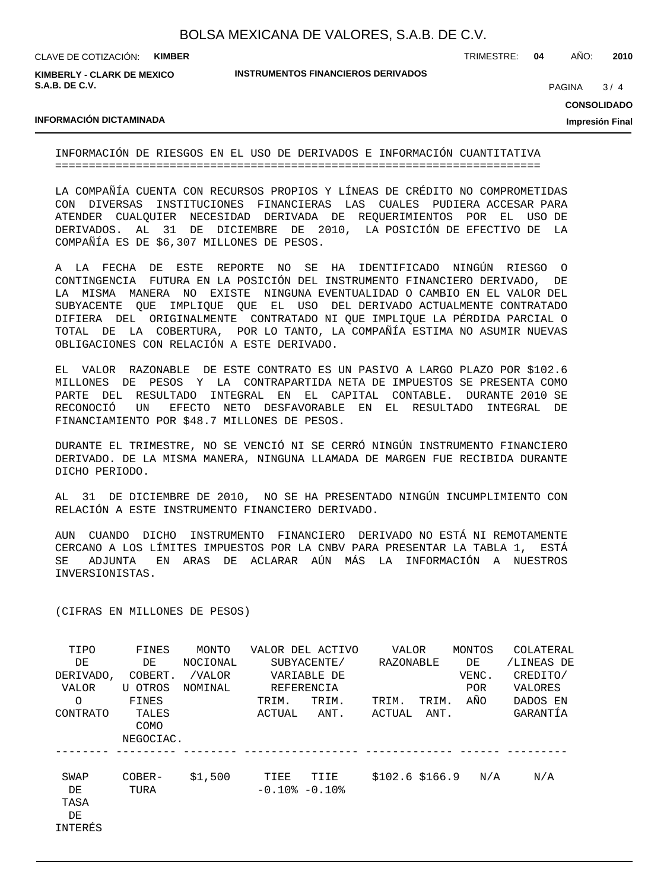## INFORMACIÓN DE RIESGOS EN EL USO DE DERIVADOS E INFORMACIÓN CUANTITATIVA

LA COMPAÑÍA CUENTA CON RECURSOS PROPIOS Y LÍNEAS DE CRÉDITO NO COMPROMETIDAS CON DIVERSAS INSTITUCIONES FINANCIERAS LAS CUALES PUDIERA ACCESAR PARA ATENDER CUALQUIER NECESIDAD DERIVADA DE REQUERIMIENTOS POR EL USO DE DERIVADOS. AL 31 DE DICIEMBRE DE 2010, LA POSICIÓN DE EFECTIVO DE LA COMPAÑÍA ES DE $6,307 MILLONES DE PESOS.

A LA FECHA DE ESTE REPORTE NO SE HA IDENTIFICADO NINGÚN RIESGO O CONTINGENCIA FUTURA EN LA POSICIÓN DEL INSTRUMENTO FINANCIERO DERIVADO, DE LA MISMA MANERA NO EXISTE NINGUNA EVENTUALIDAD O CAMBIO EN EL VALOR DEL SUBYACENTE QUE IMPLIQUE QUE EL USO DEL DERIVADO ACTUALMENTE CONTRATADO DIFIERA DEL ORIGINALMENTE CONTRATADO NI QUE IMPLIQUE LA PÉRDIDA PARCIAL O TOTAL DE LA COBERTURA, POR LO TANTO, LA COMPAÑÍA ESTIMA NO ASUMIR NUEVAS OBLIGACIONES CON RELACIÓN A ESTE DERIVADO.

EL VALOR RAZONABLE DE ESTE CONTRATO ES UN PASIVO A LARGO PLAZO POR $102.6 MILLONES DE PESOS Y LA CONTRAPARTIDA NETA DE IMPUESTOS SE PRESENTA COMO PARTE DEL RESULTADO INTEGRAL EN EL CAPITAL CONTABLE. DURANTE 2010 SE RECONOCIÓ UN EFECTO NETO DESFAVORABLE EN EL RESULTADO INTEGRAL DE FINANCIAMIENTO POR $48.7 MILLONES DE PESOS.

DURANTE EL TRIMESTRE, NO SE VENCIÓ NI SE CERRÓ NINGÚN INSTRUMENTO FINANCIERO DERIVADO. DE LA MISMA MANERA, NINGUNA LLAMADA DE MARGEN FUE RECIBIDA DURANTE DICHO PERIODO.

AL 31 DE DICIEMBRE DE 2010, NO SE HA PRESENTADO NINGÚN INCUMPLIMIENTO CON RELACIÓN A ESTE INSTRUMENTO FINANCIERO DERIVADO.

AUN CUANDO DICHO INSTRUMENTO FINANCIERO DERIVADO NO ESTÁ NI REMOTAMENTE CERCANO A LOS LÍMITES IMPUESTOS POR LA CNBV PARA PRESENTAR LA TABLA 1, ESTÁ SE ADJUNTA EN ARAS DE ACLARAR AÚN MÁS LA INFORMACIÓN A NUESTROS INVERSIONISTAS.

(CIFRAS EN MILLONES DE PESOS)

| TIPO DE DERIVADO, VALOR O CONTRATO | FINES DE COBERT. U OTROS FINES TALES COMO NEGOCIAC. | MONTO NOCIONAL /VALOR NOMINAL | VALOR DEL ACTIVO SUBYACENTE/ VARIABLE DE REFERENCIA | | VALOR RAZONABLE | | MONTOS DE VENC. POR AÑO | COLATERAL /LINEAS DE CREDITO/ VALORES DADOS EN GARANTÍA |
|---|---|---|---|---|---|---|---|---|
| | | | TRIM. ACTUAL | TRIM. ANT. | TRIM. ACTUAL | TRIM. ANT. | | |
| SWAP DE TASA DE INTERÉS | COBERTURA | $1,500 | TIEE -0.10% | TIIE -0.10% | $102.6 | $166.9 | N/A | N/A |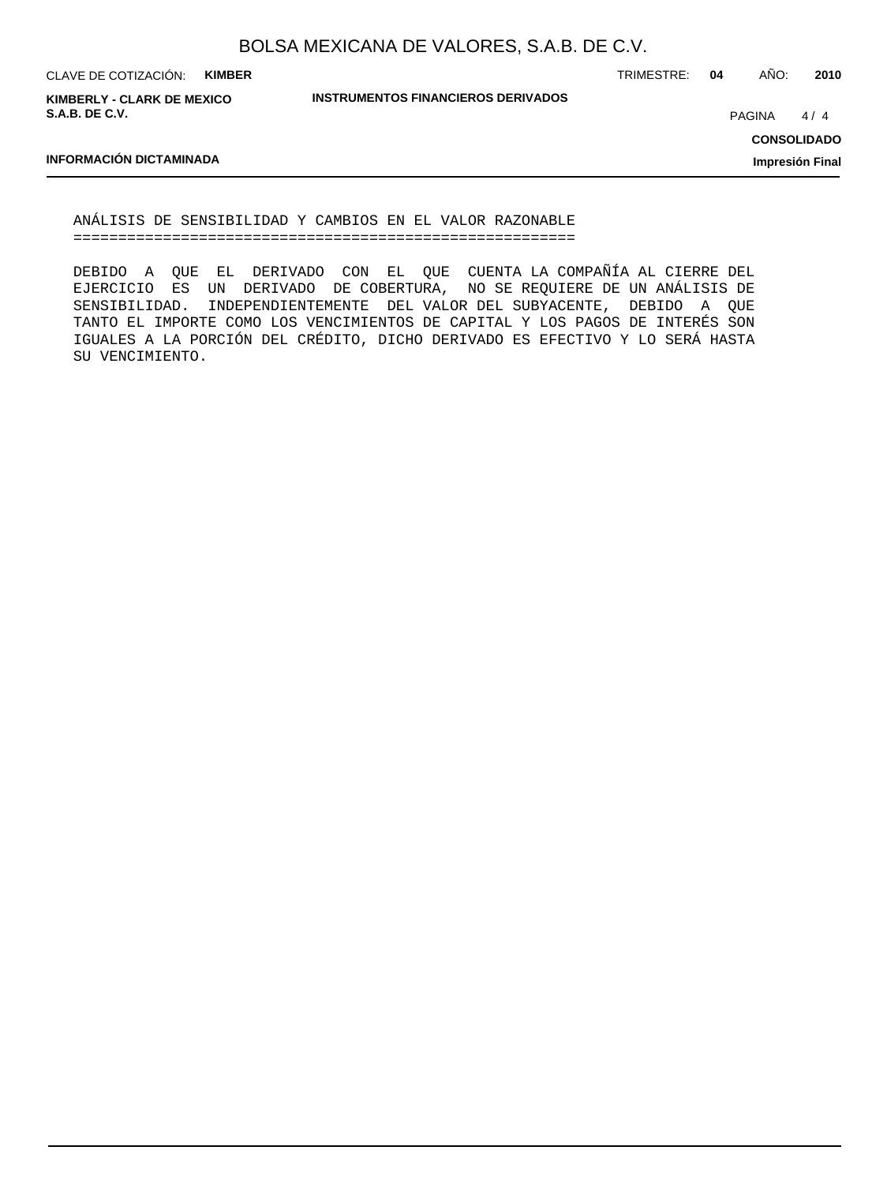## ANÁLISIS DE SENSIBILIDAD Y CAMBIOS EN EL VALOR RAZONABLE

DEBIDO A QUE EL DERIVADO CON EL QUE CUENTA LA COMPAÑÍA AL CIERRE DEL EJERCICIO ES UN DERIVADO DE COBERTURA, NO SE REQUIERE DE UN ANÁLISIS DE SENSIBILIDAD. INDEPENDIENTEMENTE DEL VALOR DEL SUBYACENTE, DEBIDO A QUE TANTO EL IMPORTE COMO LOS VENCIMIENTOS DE CAPITAL Y LOS PAGOS DE INTERÉS SON IGUALES A LA PORCIÓN DEL CRÉDITO, DICHO DERIVADO ES EFECTIVO Y LO SERÁ HASTA SU VENCIMIENTO.